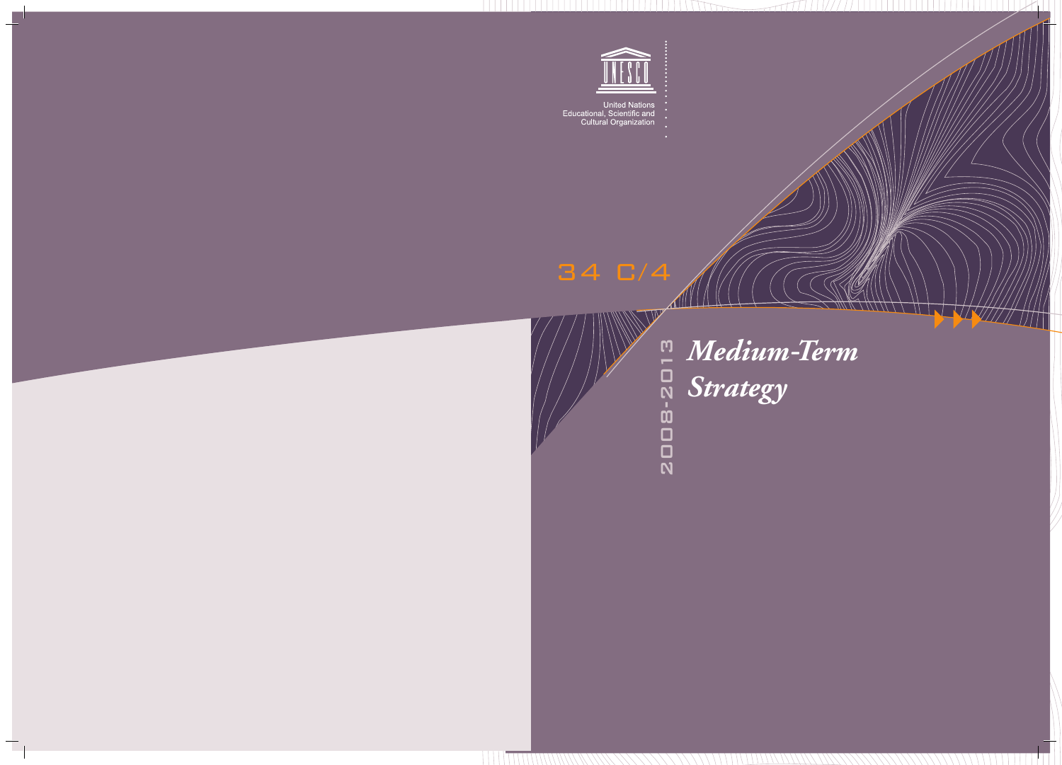United Nations
Educational, Scientific and
Cultural Organization

34 C/4

2008-2013

# *Medium-Term Strategy*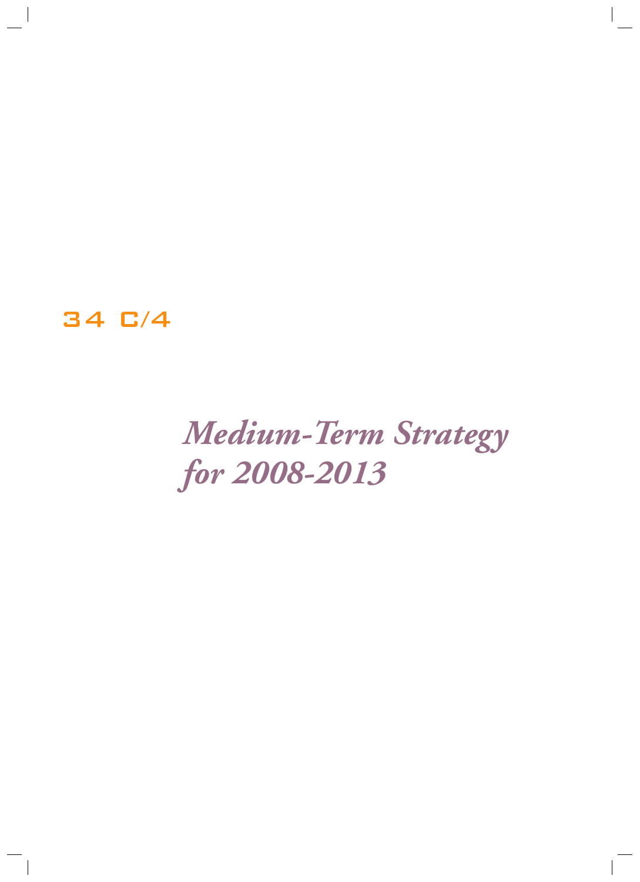34 C/4

# *Medium-Term Strategy for 2008-2013*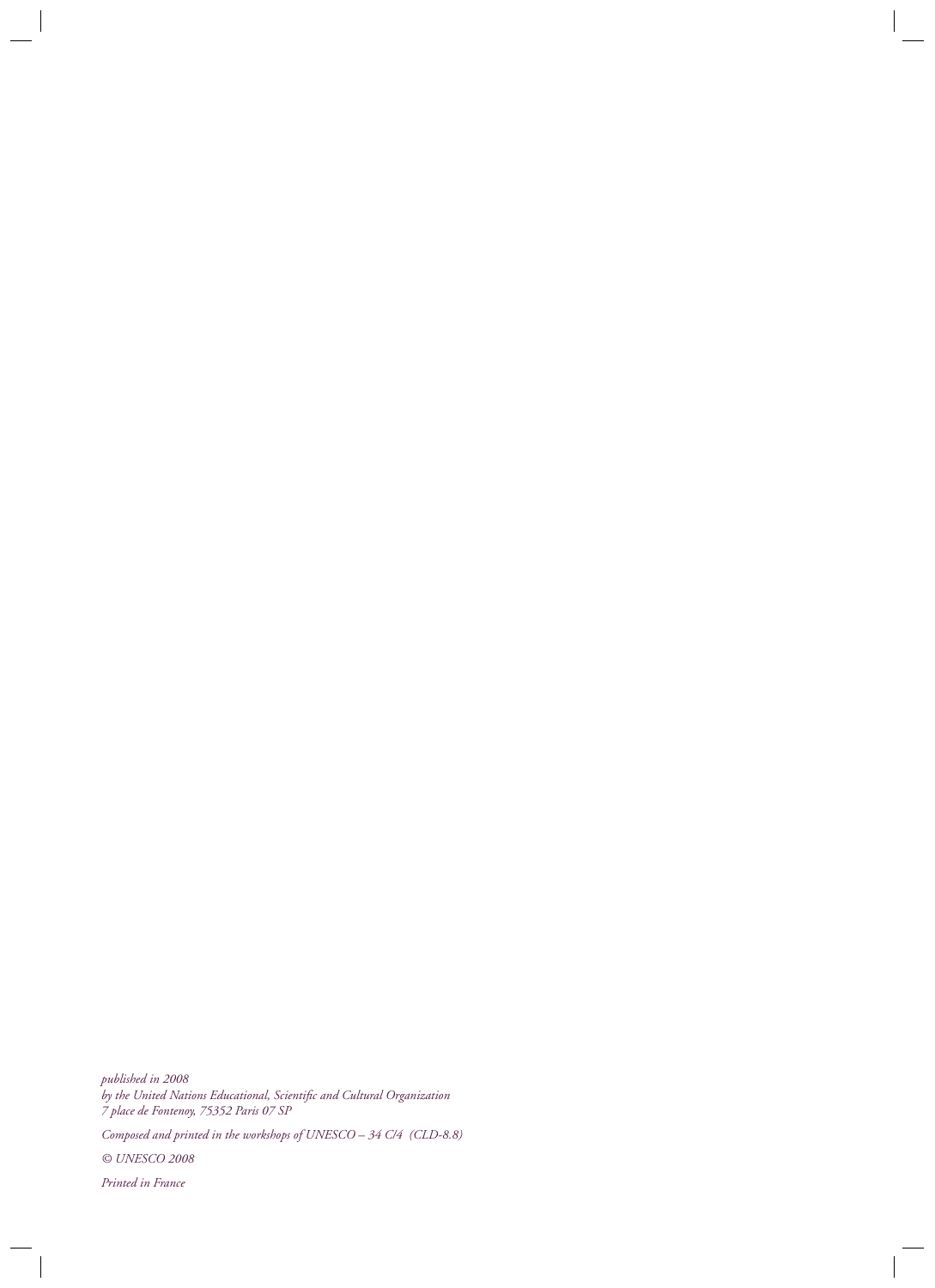*published in 2008*
*by the United Nations Educational, Scientific and Cultural Organization*
*7 place de Fontenoy, 75352 Paris 07 SP*

*Composed and printed in the workshops of UNESCO – 34 C/4 (CLD-8.8)*

*© UNESCO 2008*

*Printed in France*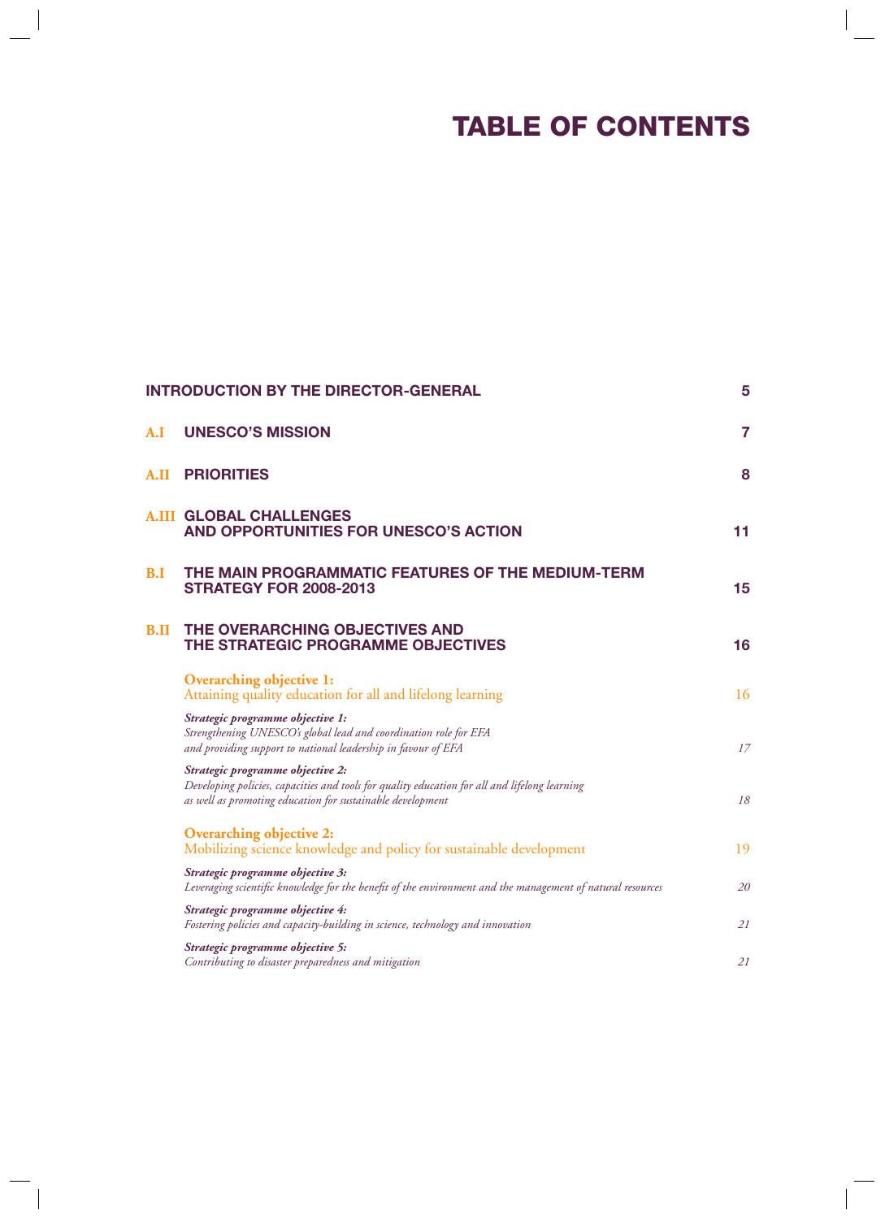# TABLE OF CONTENTS

**INTRODUCTION BY THE DIRECTOR-GENERAL** 5

**A.I UNESCO'S MISSION** 7

**A.II PRIORITIES** 8

**A.III GLOBAL CHALLENGES AND OPPORTUNITIES FOR UNESCO'S ACTION** 11

**B.I THE MAIN PROGRAMMATIC FEATURES OF THE MEDIUM-TERM STRATEGY FOR 2008-2013** 15

**B.II THE OVERARCHING OBJECTIVES AND THE STRATEGIC PROGRAMME OBJECTIVES** 16

**Overarching objective 1:**
Attaining quality education for all and lifelong learning 16

***Strategic programme objective 1:***
*Strengthening UNESCO's global lead and coordination role for EFA and providing support to national leadership in favour of EFA* 17

***Strategic programme objective 2:***
*Developing policies, capacities and tools for quality education for all and lifelong learning as well as promoting education for sustainable development* 18

**Overarching objective 2:**
Mobilizing science knowledge and policy for sustainable development 19

***Strategic programme objective 3:***
*Leveraging scientific knowledge for the benefit of the environment and the management of natural resources* 20

***Strategic programme objective 4:***
*Fostering policies and capacity-building in science, technology and innovation* 21

***Strategic programme objective 5:***
*Contributing to disaster preparedness and mitigation* 21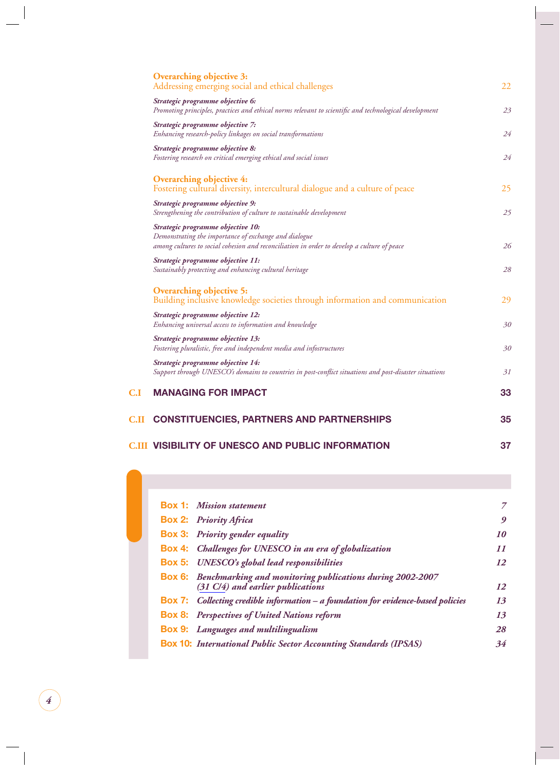**Overarching objective 3:**
Addressing emerging social and ethical challenges 22

***Strategic programme objective 6:***
*Promoting principles, practices and ethical norms relevant to scientific and technological development* 23

***Strategic programme objective 7:***
*Enhancing research-policy linkages on social transformations* 24

***Strategic programme objective 8:***
*Fostering research on critical emerging ethical and social issues* 24

**Overarching objective 4:**
Fostering cultural diversity, intercultural dialogue and a culture of peace 25

***Strategic programme objective 9:***
*Strengthening the contribution of culture to sustainable development* 25

***Strategic programme objective 10:***
*Demonstrating the importance of exchange and dialogue among cultures to social cohesion and reconciliation in order to develop a culture of peace* 26

***Strategic programme objective 11:***
*Sustainably protecting and enhancing cultural heritage* 28

**Overarching objective 5:**
Building inclusive knowledge societies through information and communication 29

***Strategic programme objective 12:***
*Enhancing universal access to information and knowledge* 30

***Strategic programme objective 13:***
*Fostering pluralistic, free and independent media and infostructures* 30

***Strategic programme objective 14:***
*Support through UNESCO's domains to countries in post-conflict situations and post-disaster situations* 31

**C.I MANAGING FOR IMPACT** 33

**C.II CONSTITUENCIES, PARTNERS AND PARTNERSHIPS** 35

**C.III VISIBILITY OF UNESCO AND PUBLIC INFORMATION** 37

| | | |
|---|---|---|
| **Box 1:** | ***Mission statement*** | 7 |
| **Box 2:** | ***Priority Africa*** | 9 |
| **Box 3:** | ***Priority gender equality*** | 10 |
| **Box 4:** | ***Challenges for UNESCO in an era of globalization*** | 11 |
| **Box 5:** | ***UNESCO's global lead responsibilities*** | 12 |
| **Box 6:** | ***Benchmarking and monitoring publications during 2002-2007 (31 C/4) and earlier publications*** | 12 |
| **Box 7:** | ***Collecting credible information – a foundation for evidence-based policies*** | 13 |
| **Box 8:** | ***Perspectives of United Nations reform*** | 13 |
| **Box 9:** | ***Languages and multilingualism*** | 28 |
| **Box 10:** | ***International Public Sector Accounting Standards (IPSAS)*** | 34 |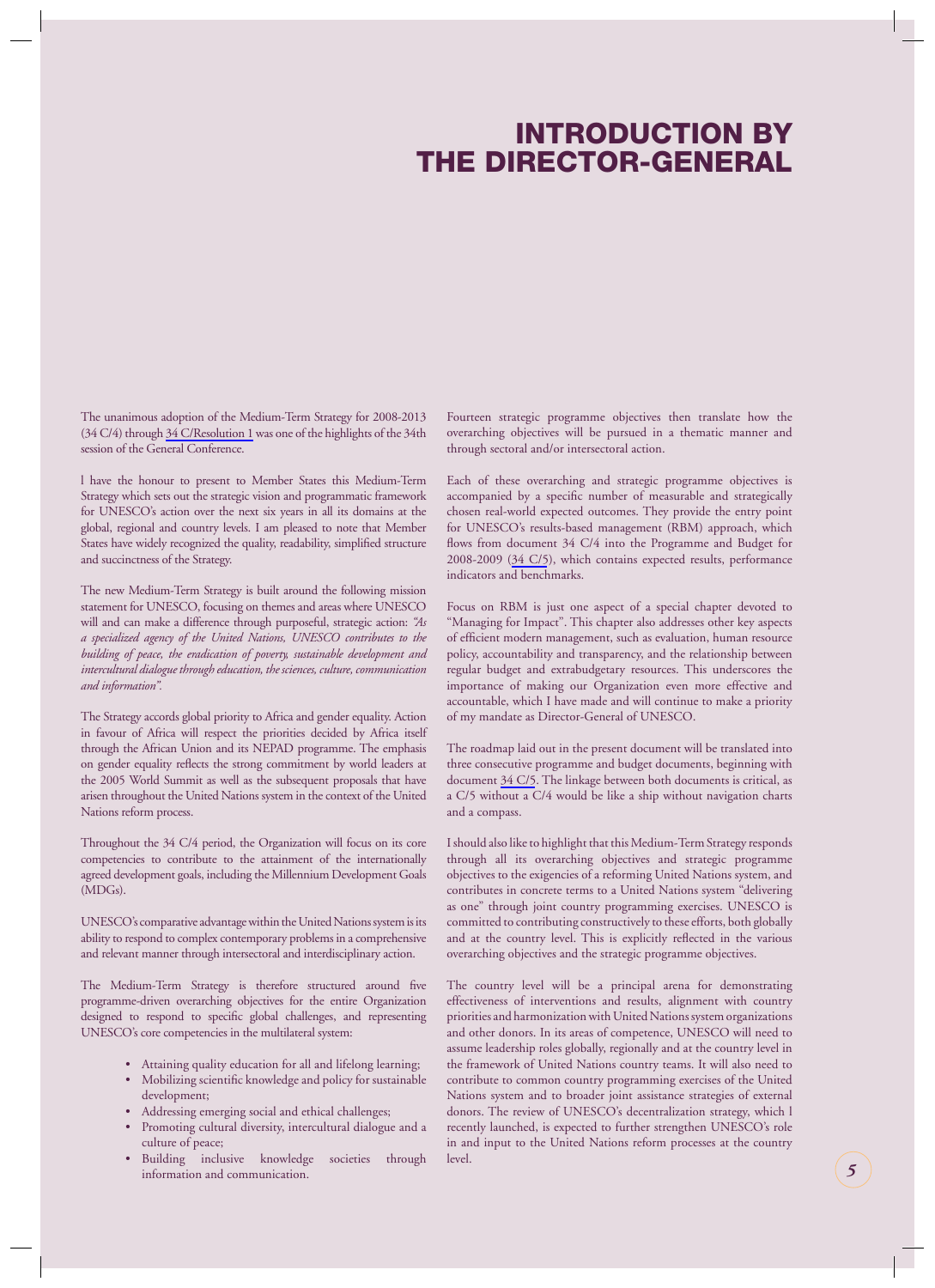# INTRODUCTION BY THE DIRECTOR-GENERAL

The unanimous adoption of the Medium-Term Strategy for 2008-2013 (34 C/4) through 34 C/Resolution 1 was one of the highlights of the 34th session of the General Conference.

I have the honour to present to Member States this Medium-Term Strategy which sets out the strategic vision and programmatic framework for UNESCO's action over the next six years in all its domains at the global, regional and country levels. I am pleased to note that Member States have widely recognized the quality, readability, simplified structure and succinctness of the Strategy.

The new Medium-Term Strategy is built around the following mission statement for UNESCO, focusing on themes and areas where UNESCO will and can make a difference through purposeful, strategic action: *"As a specialized agency of the United Nations, UNESCO contributes to the building of peace, the eradication of poverty, sustainable development and intercultural dialogue through education, the sciences, culture, communication and information".*

The Strategy accords global priority to Africa and gender equality. Action in favour of Africa will respect the priorities decided by Africa itself through the African Union and its NEPAD programme. The emphasis on gender equality reflects the strong commitment by world leaders at the 2005 World Summit as well as the subsequent proposals that have arisen throughout the United Nations system in the context of the United Nations reform process.

Throughout the 34 C/4 period, the Organization will focus on its core competencies to contribute to the attainment of the internationally agreed development goals, including the Millennium Development Goals (MDGs).

UNESCO's comparative advantage within the United Nations system is its ability to respond to complex contemporary problems in a comprehensive and relevant manner through intersectoral and interdisciplinary action.

The Medium-Term Strategy is therefore structured around five programme-driven overarching objectives for the entire Organization designed to respond to specific global challenges, and representing UNESCO's core competencies in the multilateral system:

- Attaining quality education for all and lifelong learning;
- Mobilizing scientific knowledge and policy for sustainable development;
- Addressing emerging social and ethical challenges;
- Promoting cultural diversity, intercultural dialogue and a culture of peace;
- Building inclusive knowledge societies through information and communication.

Fourteen strategic programme objectives then translate how the overarching objectives will be pursued in a thematic manner and through sectoral and/or intersectoral action.

Each of these overarching and strategic programme objectives is accompanied by a specific number of measurable and strategically chosen real-world expected outcomes. They provide the entry point for UNESCO's results-based management (RBM) approach, which flows from document 34 C/4 into the Programme and Budget for 2008-2009 (34 C/5), which contains expected results, performance indicators and benchmarks.

Focus on RBM is just one aspect of a special chapter devoted to "Managing for Impact". This chapter also addresses other key aspects of efficient modern management, such as evaluation, human resource policy, accountability and transparency, and the relationship between regular budget and extrabudgetary resources. This underscores the importance of making our Organization even more effective and accountable, which I have made and will continue to make a priority of my mandate as Director-General of UNESCO.

The roadmap laid out in the present document will be translated into three consecutive programme and budget documents, beginning with document 34 C/5. The linkage between both documents is critical, as a C/5 without a C/4 would be like a ship without navigation charts and a compass.

I should also like to highlight that this Medium-Term Strategy responds through all its overarching objectives and strategic programme objectives to the exigencies of a reforming United Nations system, and contributes in concrete terms to a United Nations system "delivering as one" through joint country programming exercises. UNESCO is committed to contributing constructively to these efforts, both globally and at the country level. This is explicitly reflected in the various overarching objectives and the strategic programme objectives.

The country level will be a principal arena for demonstrating effectiveness of interventions and results, alignment with country priorities and harmonization with United Nations system organizations and other donors. In its areas of competence, UNESCO will need to assume leadership roles globally, regionally and at the country level in the framework of United Nations country teams. It will also need to contribute to common country programming exercises of the United Nations system and to broader joint assistance strategies of external donors. The review of UNESCO's decentralization strategy, which I recently launched, is expected to further strengthen UNESCO's role in and input to the United Nations reform processes at the country level.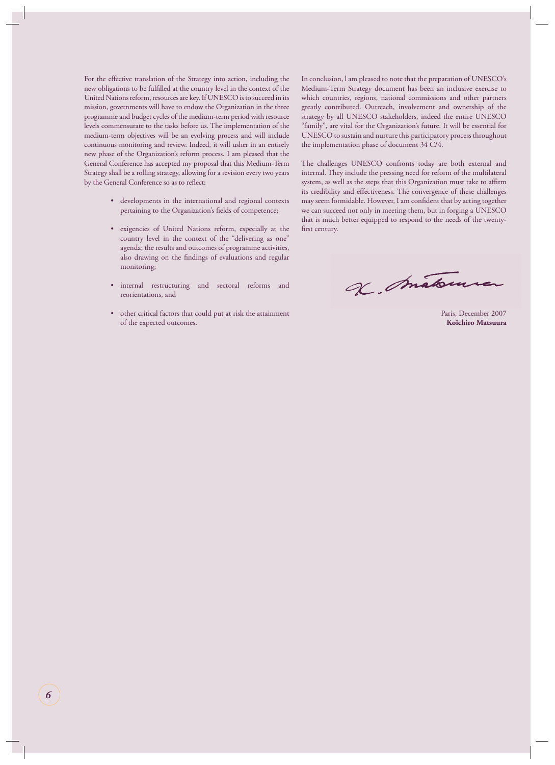For the effective translation of the Strategy into action, including the new obligations to be fulfilled at the country level in the context of the United Nations reform, resources are key. If UNESCO is to succeed in its mission, governments will have to endow the Organization in the three programme and budget cycles of the medium-term period with resource levels commensurate to the tasks before us. The implementation of the medium-term objectives will be an evolving process and will include continuous monitoring and review. Indeed, it will usher in an entirely new phase of the Organization's reform process. I am pleased that the General Conference has accepted my proposal that this Medium-Term Strategy shall be a rolling strategy, allowing for a revision every two years by the General Conference so as to reflect:

- developments in the international and regional contexts pertaining to the Organization's fields of competence;
- exigencies of United Nations reform, especially at the country level in the context of the "delivering as one" agenda; the results and outcomes of programme activities, also drawing on the findings of evaluations and regular monitoring;
- internal restructuring and sectoral reforms and reorientations, and
- other critical factors that could put at risk the attainment of the expected outcomes.

In conclusion, l am pleased to note that the preparation of UNESCO's Medium-Term Strategy document has been an inclusive exercise to which countries, regions, national commissions and other partners greatly contributed. Outreach, involvement and ownership of the strategy by all UNESCO stakeholders, indeed the entire UNESCO "family", are vital for the Organization's future. It will be essential for UNESCO to sustain and nurture this participatory process throughout the implementation phase of document 34 C/4.

The challenges UNESCO confronts today are both external and internal. They include the pressing need for reform of the multilateral system, as well as the steps that this Organization must take to affirm its credibility and effectiveness. The convergence of these challenges may seem formidable. However, I am confident that by acting together we can succeed not only in meeting them, but in forging a UNESCO that is much better equipped to respond to the needs of the twenty-first century.

Paris, December 2007
**Koïchiro Matsuura**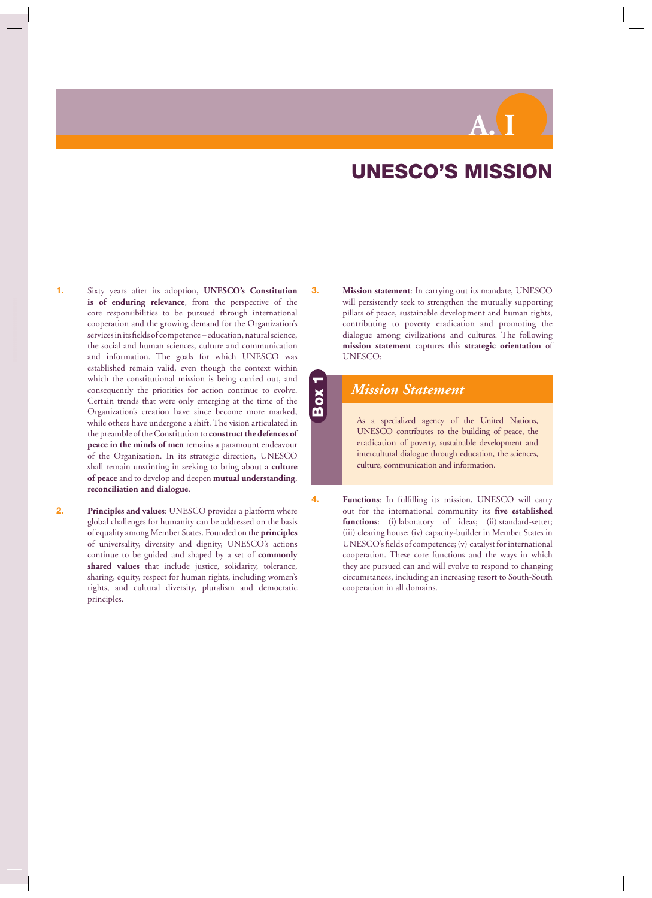# A. I

## UNESCO'S MISSION

1. Sixty years after its adoption, **UNESCO's Constitution is of enduring relevance**, from the perspective of the core responsibilities to be pursued through international cooperation and the growing demand for the Organization's services in its fields of competence – education, natural science, the social and human sciences, culture and communication and information. The goals for which UNESCO was established remain valid, even though the context within which the constitutional mission is being carried out, and consequently the priorities for action continue to evolve. Certain trends that were only emerging at the time of the Organization's creation have since become more marked, while others have undergone a shift. The vision articulated in the preamble of the Constitution to **construct the defences of peace in the minds of men** remains a paramount endeavour of the Organization. In its strategic direction, UNESCO shall remain unstinting in seeking to bring about a **culture of peace** and to develop and deepen **mutual understanding**, **reconciliation and dialogue**.

2. **Principles and values**: UNESCO provides a platform where global challenges for humanity can be addressed on the basis of equality among Member States. Founded on the **principles** of universality, diversity and dignity, UNESCO's actions continue to be guided and shaped by a set of **commonly shared values** that include justice, solidarity, tolerance, sharing, equity, respect for human rights, including women's rights, and cultural diversity, pluralism and democratic principles.

3. **Mission statement**: In carrying out its mandate, UNESCO will persistently seek to strengthen the mutually supporting pillars of peace, sustainable development and human rights, contributing to poverty eradication and promoting the dialogue among civilizations and cultures. The following **mission statement** captures this **strategic orientation** of UNESCO:

> **Box 1**
>
> ***Mission Statement***
>
> As a specialized agency of the United Nations, UNESCO contributes to the building of peace, the eradication of poverty, sustainable development and intercultural dialogue through education, the sciences, culture, communication and information.

4. **Functions**: In fulfilling its mission, UNESCO will carry out for the international community its **five established functions**: (i) laboratory of ideas; (ii) standard-setter; (iii) clearing house; (iv) capacity-builder in Member States in UNESCO's fields of competence; (v) catalyst for international cooperation. These core functions and the ways in which they are pursued can and will evolve to respond to changing circumstances, including an increasing resort to South-South cooperation in all domains.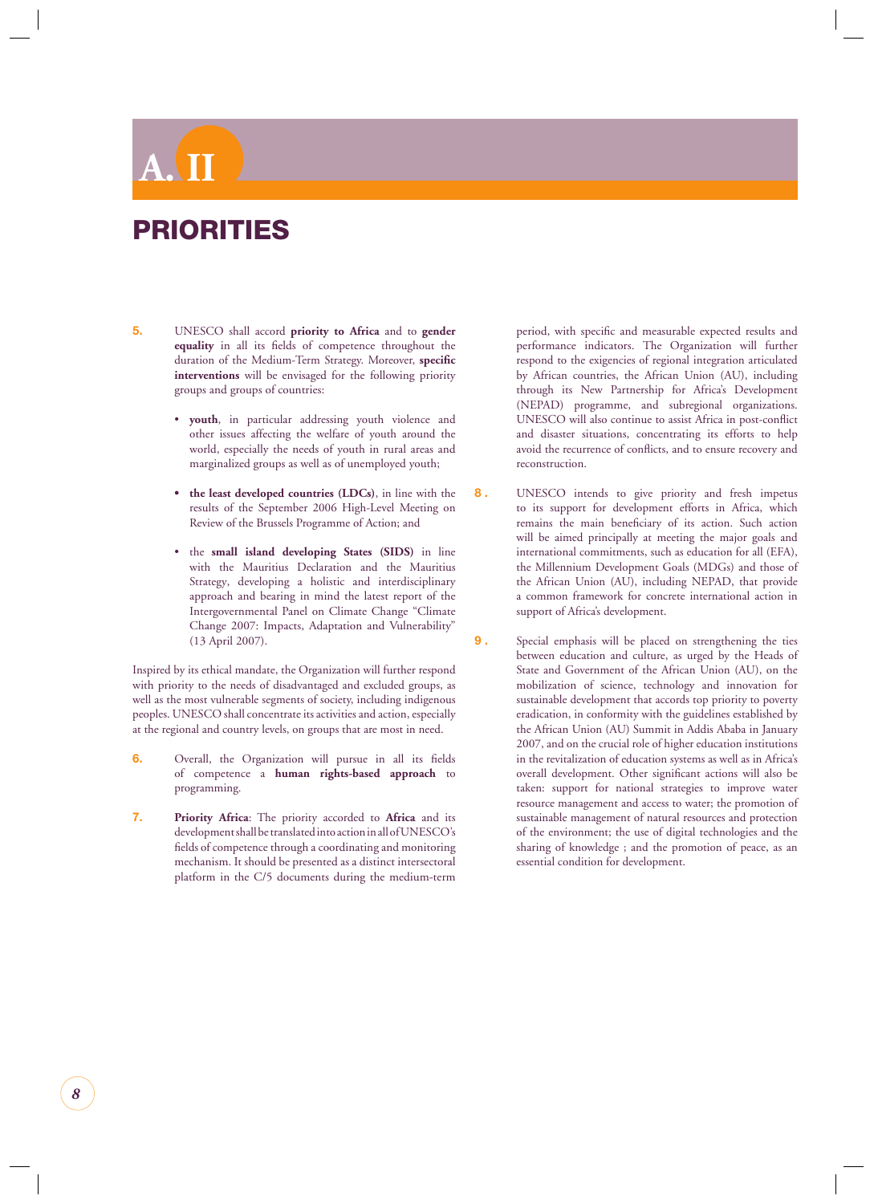# A. II

## PRIORITIES

5. UNESCO shall accord **priority to Africa** and to **gender equality** in all its fields of competence throughout the duration of the Medium-Term Strategy. Moreover, **specific interventions** will be envisaged for the following priority groups and groups of countries:

   - **youth**, in particular addressing youth violence and other issues affecting the welfare of youth around the world, especially the needs of youth in rural areas and marginalized groups as well as of unemployed youth;
   - **the least developed countries (LDCs)**, in line with the results of the September 2006 High-Level Meeting on Review of the Brussels Programme of Action; and
   - the **small island developing States (SIDS)** in line with the Mauritius Declaration and the Mauritius Strategy, developing a holistic and interdisciplinary approach and bearing in mind the latest report of the Intergovernmental Panel on Climate Change "Climate Change 2007: Impacts, Adaptation and Vulnerability" (13 April 2007).

Inspired by its ethical mandate, the Organization will further respond with priority to the needs of disadvantaged and excluded groups, as well as the most vulnerable segments of society, including indigenous peoples. UNESCO shall concentrate its activities and action, especially at the regional and country levels, on groups that are most in need.

6. Overall, the Organization will pursue in all its fields of competence a **human rights-based approach** to programming.

7. **Priority Africa**: The priority accorded to **Africa** and its development shall be translated into action in all of UNESCO's fields of competence through a coordinating and monitoring mechanism. It should be presented as a distinct intersectoral platform in the C/5 documents during the medium-term period, with specific and measurable expected results and performance indicators. The Organization will further respond to the exigencies of regional integration articulated by African countries, the African Union (AU), including through its New Partnership for Africa's Development (NEPAD) programme, and subregional organizations. UNESCO will also continue to assist Africa in post-conflict and disaster situations, concentrating its efforts to help avoid the recurrence of conflicts, and to ensure recovery and reconstruction.

8. UNESCO intends to give priority and fresh impetus to its support for development efforts in Africa, which remains the main beneficiary of its action. Such action will be aimed principally at meeting the major goals and international commitments, such as education for all (EFA), the Millennium Development Goals (MDGs) and those of the African Union (AU), including NEPAD, that provide a common framework for concrete international action in support of Africa's development.

9. Special emphasis will be placed on strengthening the ties between education and culture, as urged by the Heads of State and Government of the African Union (AU), on the mobilization of science, technology and innovation for sustainable development that accords top priority to poverty eradication, in conformity with the guidelines established by the African Union (AU) Summit in Addis Ababa in January 2007, and on the crucial role of higher education institutions in the revitalization of education systems as well as in Africa's overall development. Other significant actions will also be taken: support for national strategies to improve water resource management and access to water; the promotion of sustainable management of natural resources and protection of the environment; the use of digital technologies and the sharing of knowledge ; and the promotion of peace, as an essential condition for development.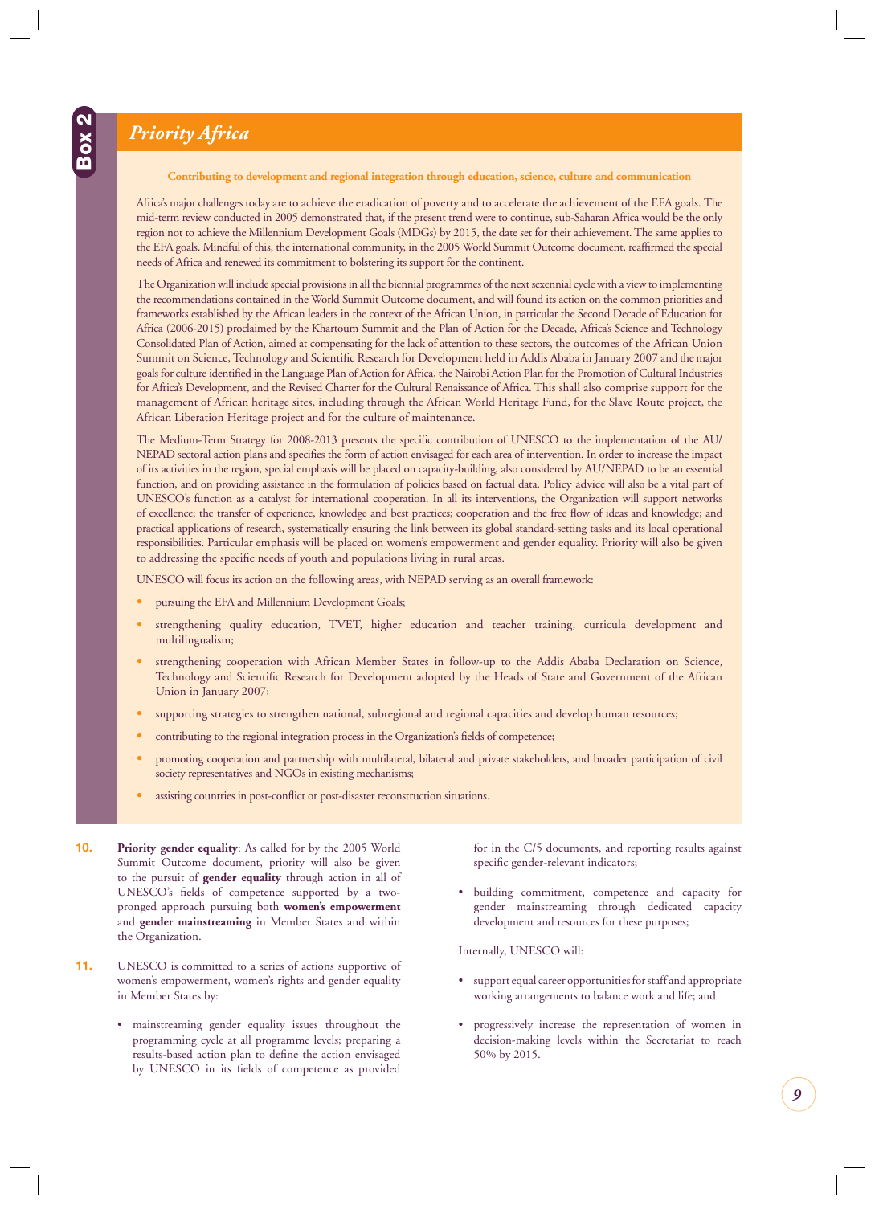**Box 2**

## *Priority Africa*

**Contributing to development and regional integration through education, science, culture and communication**

Africa's major challenges today are to achieve the eradication of poverty and to accelerate the achievement of the EFA goals. The mid-term review conducted in 2005 demonstrated that, if the present trend were to continue, sub-Saharan Africa would be the only region not to achieve the Millennium Development Goals (MDGs) by 2015, the date set for their achievement. The same applies to the EFA goals. Mindful of this, the international community, in the 2005 World Summit Outcome document, reaffirmed the special needs of Africa and renewed its commitment to bolstering its support for the continent.

The Organization will include special provisions in all the biennial programmes of the next sexennial cycle with a view to implementing the recommendations contained in the World Summit Outcome document, and will found its action on the common priorities and frameworks established by the African leaders in the context of the African Union, in particular the Second Decade of Education for Africa (2006-2015) proclaimed by the Khartoum Summit and the Plan of Action for the Decade, Africa's Science and Technology Consolidated Plan of Action, aimed at compensating for the lack of attention to these sectors, the outcomes of the African Union Summit on Science, Technology and Scientific Research for Development held in Addis Ababa in January 2007 and the major goals for culture identified in the Language Plan of Action for Africa, the Nairobi Action Plan for the Promotion of Cultural Industries for Africa's Development, and the Revised Charter for the Cultural Renaissance of Africa. This shall also comprise support for the management of African heritage sites, including through the African World Heritage Fund, for the Slave Route project, the African Liberation Heritage project and for the culture of maintenance.

The Medium-Term Strategy for 2008-2013 presents the specific contribution of UNESCO to the implementation of the AU/NEPAD sectoral action plans and specifies the form of action envisaged for each area of intervention. In order to increase the impact of its activities in the region, special emphasis will be placed on capacity-building, also considered by AU/NEPAD to be an essential function, and on providing assistance in the formulation of policies based on factual data. Policy advice will also be a vital part of UNESCO's function as a catalyst for international cooperation. In all its interventions, the Organization will support networks of excellence; the transfer of experience, knowledge and best practices; cooperation and the free flow of ideas and knowledge; and practical applications of research, systematically ensuring the link between its global standard-setting tasks and its local operational responsibilities. Particular emphasis will be placed on women's empowerment and gender equality. Priority will also be given to addressing the specific needs of youth and populations living in rural areas.

UNESCO will focus its action on the following areas, with NEPAD serving as an overall framework:

- pursuing the EFA and Millennium Development Goals;
- strengthening quality education, TVET, higher education and teacher training, curricula development and multilingualism;
- strengthening cooperation with African Member States in follow-up to the Addis Ababa Declaration on Science, Technology and Scientific Research for Development adopted by the Heads of State and Government of the African Union in January 2007;
- supporting strategies to strengthen national, subregional and regional capacities and develop human resources;
- contributing to the regional integration process in the Organization's fields of competence;
- promoting cooperation and partnership with multilateral, bilateral and private stakeholders, and broader participation of civil society representatives and NGOs in existing mechanisms;
- assisting countries in post-conflict or post-disaster reconstruction situations.

**10.** **Priority gender equality**: As called for by the 2005 World Summit Outcome document, priority will also be given to the pursuit of **gender equality** through action in all of UNESCO's fields of competence supported by a two-pronged approach pursuing both **women's empowerment** and **gender mainstreaming** in Member States and within the Organization.

**11.** UNESCO is committed to a series of actions supportive of women's empowerment, women's rights and gender equality in Member States by:

- mainstreaming gender equality issues throughout the programming cycle at all programme levels; preparing a results-based action plan to define the action envisaged by UNESCO in its fields of competence as provided for in the C/5 documents, and reporting results against specific gender-relevant indicators;
- building commitment, competence and capacity for gender mainstreaming through dedicated capacity development and resources for these purposes;

Internally, UNESCO will:

- support equal career opportunities for staff and appropriate working arrangements to balance work and life; and
- progressively increase the representation of women in decision-making levels within the Secretariat to reach 50% by 2015.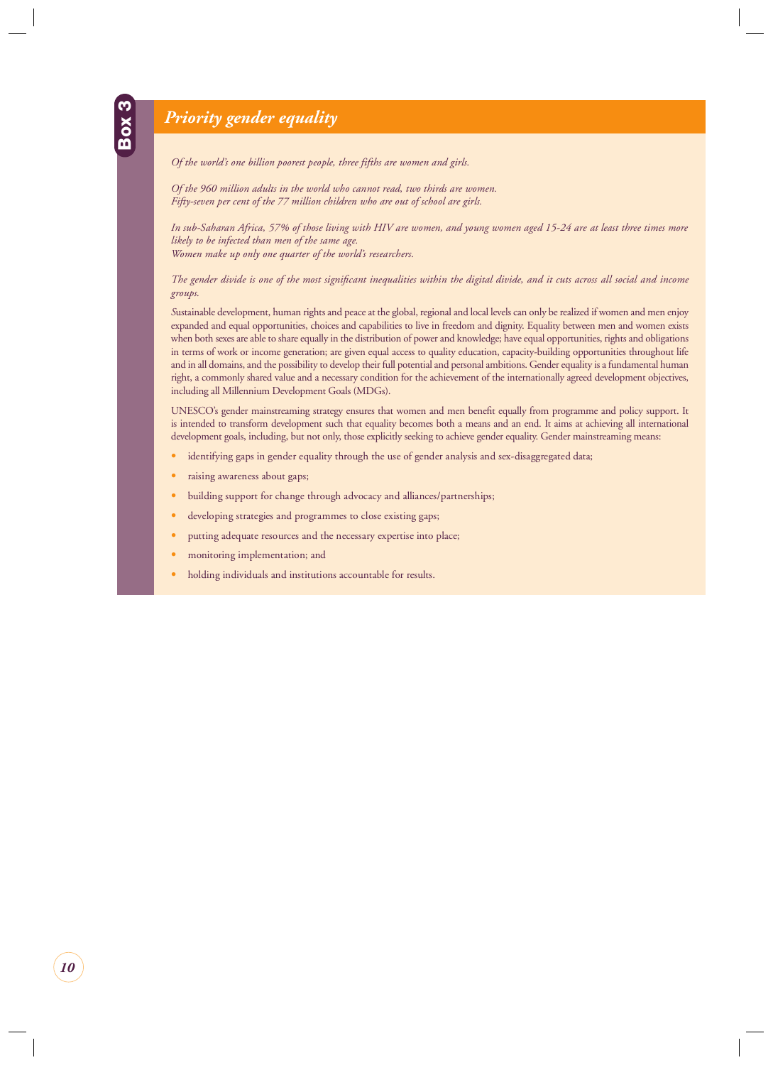Box 3

## *Priority gender equality*

*Of the world's one billion poorest people, three fifths are women and girls.*

*Of the 960 million adults in the world who cannot read, two thirds are women.*
*Fifty-seven per cent of the 77 million children who are out of school are girls.*

*In sub-Saharan Africa, 57% of those living with HIV are women, and young women aged 15-24 are at least three times more likely to be infected than men of the same age.*
*Women make up only one quarter of the world's researchers.*

*The gender divide is one of the most significant inequalities within the digital divide, and it cuts across all social and income groups.*

Sustainable development, human rights and peace at the global, regional and local levels can only be realized if women and men enjoy expanded and equal opportunities, choices and capabilities to live in freedom and dignity. Equality between men and women exists when both sexes are able to share equally in the distribution of power and knowledge; have equal opportunities, rights and obligations in terms of work or income generation; are given equal access to quality education, capacity-building opportunities throughout life and in all domains, and the possibility to develop their full potential and personal ambitions. Gender equality is a fundamental human right, a commonly shared value and a necessary condition for the achievement of the internationally agreed development objectives, including all Millennium Development Goals (MDGs).

UNESCO's gender mainstreaming strategy ensures that women and men benefit equally from programme and policy support. It is intended to transform development such that equality becomes both a means and an end. It aims at achieving all international development goals, including, but not only, those explicitly seeking to achieve gender equality. Gender mainstreaming means:

- identifying gaps in gender equality through the use of gender analysis and sex-disaggregated data;
- raising awareness about gaps;
- building support for change through advocacy and alliances/partnerships;
- developing strategies and programmes to close existing gaps;
- putting adequate resources and the necessary expertise into place;
- monitoring implementation; and
- holding individuals and institutions accountable for results.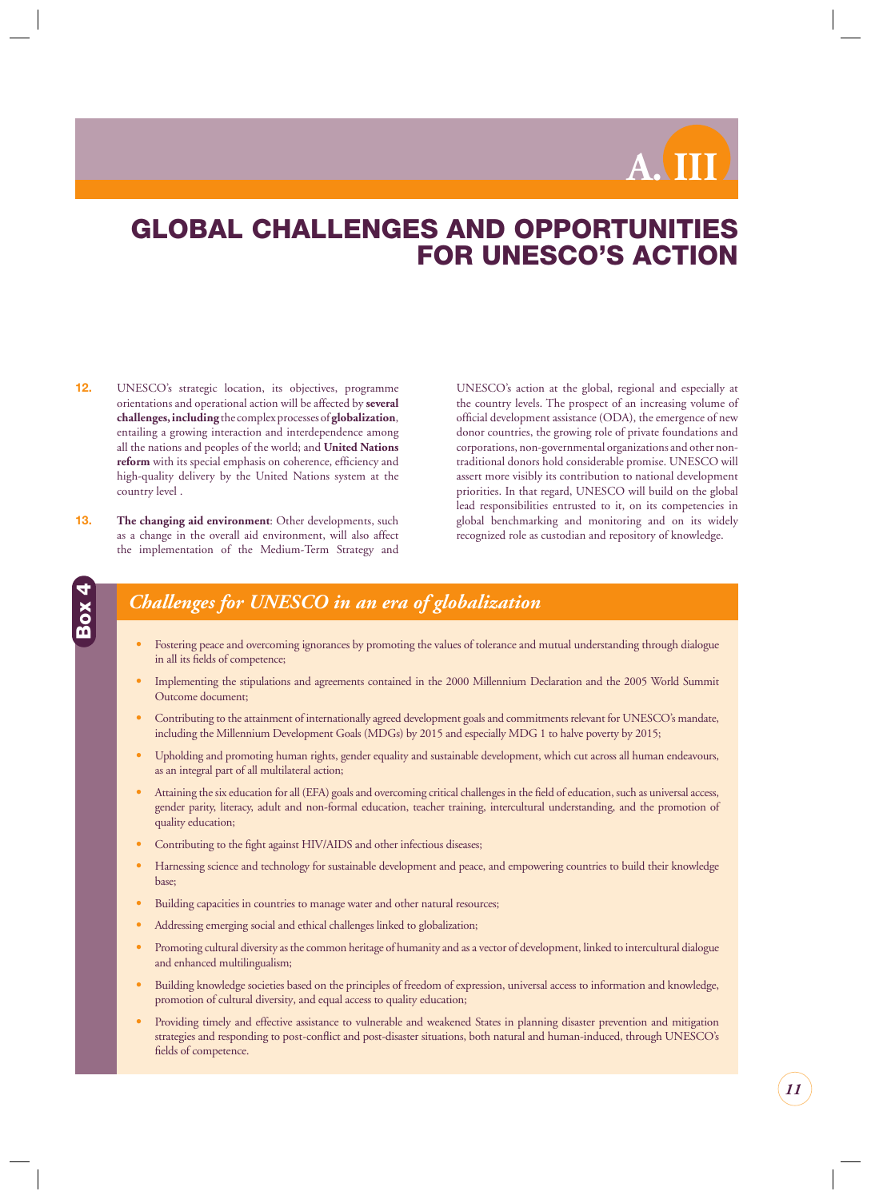# A. III

# GLOBAL CHALLENGES AND OPPORTUNITIES FOR UNESCO'S ACTION

**12.** UNESCO's strategic location, its objectives, programme orientations and operational action will be affected by **several challenges, including** the complex processes of **globalization**, entailing a growing interaction and interdependence among all the nations and peoples of the world; and **United Nations reform** with its special emphasis on coherence, efficiency and high-quality delivery by the United Nations system at the country level .

**13.** **The changing aid environment**: Other developments, such as a change in the overall aid environment, will also affect the implementation of the Medium-Term Strategy and UNESCO's action at the global, regional and especially at the country levels. The prospect of an increasing volume of official development assistance (ODA), the emergence of new donor countries, the growing role of private foundations and corporations, non-governmental organizations and other non-traditional donors hold considerable promise. UNESCO will assert more visibly its contribution to national development priorities. In that regard, UNESCO will build on the global lead responsibilities entrusted to it, on its competencies in global benchmarking and monitoring and on its widely recognized role as custodian and repository of knowledge.

## Box 4 — *Challenges for UNESCO in an era of globalization*

- Fostering peace and overcoming ignorances by promoting the values of tolerance and mutual understanding through dialogue in all its fields of competence;
- Implementing the stipulations and agreements contained in the 2000 Millennium Declaration and the 2005 World Summit Outcome document;
- Contributing to the attainment of internationally agreed development goals and commitments relevant for UNESCO's mandate, including the Millennium Development Goals (MDGs) by 2015 and especially MDG 1 to halve poverty by 2015;
- Upholding and promoting human rights, gender equality and sustainable development, which cut across all human endeavours, as an integral part of all multilateral action;
- Attaining the six education for all (EFA) goals and overcoming critical challenges in the field of education, such as universal access, gender parity, literacy, adult and non-formal education, teacher training, intercultural understanding, and the promotion of quality education;
- Contributing to the fight against HIV/AIDS and other infectious diseases;
- Harnessing science and technology for sustainable development and peace, and empowering countries to build their knowledge base;
- Building capacities in countries to manage water and other natural resources;
- Addressing emerging social and ethical challenges linked to globalization;
- Promoting cultural diversity as the common heritage of humanity and as a vector of development, linked to intercultural dialogue and enhanced multilingualism;
- Building knowledge societies based on the principles of freedom of expression, universal access to information and knowledge, promotion of cultural diversity, and equal access to quality education;
- Providing timely and effective assistance to vulnerable and weakened States in planning disaster prevention and mitigation strategies and responding to post-conflict and post-disaster situations, both natural and human-induced, through UNESCO's fields of competence.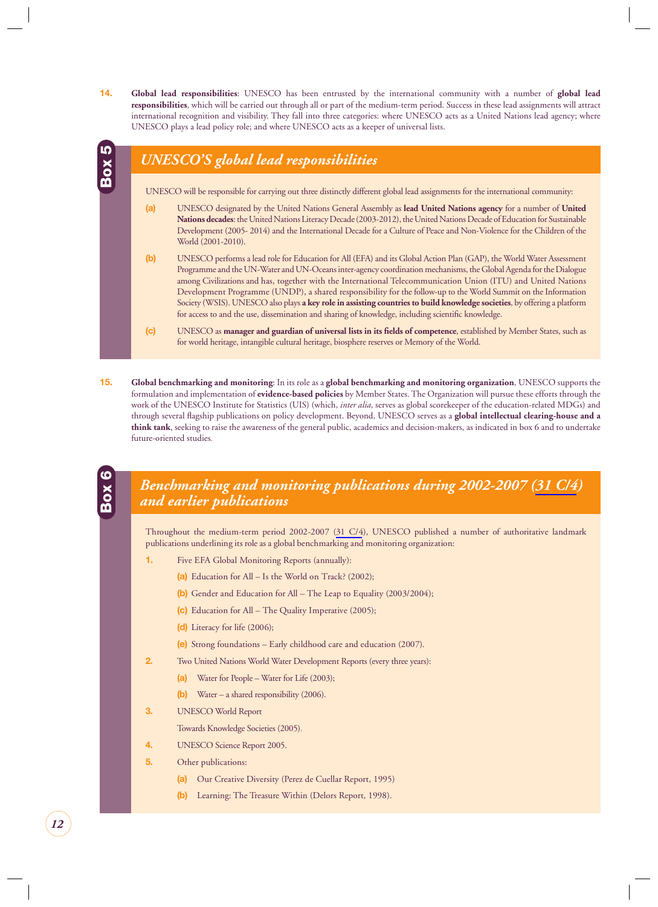**14.** **Global lead responsibilities**: UNESCO has been entrusted by the international community with a number of **global lead responsibilities**, which will be carried out through all or part of the medium-term period. Success in these lead assignments will attract international recognition and visibility. They fall into three categories: where UNESCO acts as a United Nations lead agency; where UNESCO plays a lead policy role; and where UNESCO acts as a keeper of universal lists.

**Box 5**

## *UNESCO'S global lead responsibilities*

UNESCO will be responsible for carrying out three distinctly different global lead assignments for the international community:

**(a)** UNESCO designated by the United Nations General Assembly as **lead United Nations agency** for a number of **United Nations decades**: the United Nations Literacy Decade (2003-2012), the United Nations Decade of Education for Sustainable Development (2005- 2014) and the International Decade for a Culture of Peace and Non-Violence for the Children of the World (2001-2010).

**(b)** UNESCO performs a lead role for Education for All (EFA) and its Global Action Plan (GAP), the World Water Assessment Programme and the UN-Water and UN-Oceans inter-agency coordination mechanisms, the Global Agenda for the Dialogue among Civilizations and has, together with the International Telecommunication Union (ITU) and United Nations Development Programme (UNDP), a shared responsibility for the follow-up to the World Summit on the Information Society (WSIS). UNESCO also plays **a key role in assisting countries to build knowledge societies**, by offering a platform for access to and the use, dissemination and sharing of knowledge, including scientific knowledge.

**(c)** UNESCO as **manager and guardian of universal lists in its fields of competence**, established by Member States, such as for world heritage, intangible cultural heritage, biosphere reserves or Memory of the World.

**15.** **Global benchmarking and monitoring**: In its role as a **global benchmarking and monitoring organization**, UNESCO supports the formulation and implementation of **evidence-based policies** by Member States. The Organization will pursue these efforts through the work of the UNESCO Institute for Statistics (UIS) (which, *inter alia*, serves as global scorekeeper of the education-related MDGs) and through several flagship publications on policy development. Beyond, UNESCO serves as a **global intellectual clearing-house and a think tank**, seeking to raise the awareness of the general public, academics and decision-makers, as indicated in box 6 and to undertake future-oriented studies.

**Box 6**

## *Benchmarking and monitoring publications during 2002-2007 (31 C/4) and earlier publications*

Throughout the medium-term period 2002-2007 (31 C/4), UNESCO published a number of authoritative landmark publications underlining its role as a global benchmarking and monitoring organization:

**1.** Five EFA Global Monitoring Reports (annually):

- **(a)** Education for All – Is the World on Track? (2002);
- **(b)** Gender and Education for All – The Leap to Equality (2003/2004);
- **(c)** Education for All – The Quality Imperative (2005);
- **(d)** Literacy for life (2006);
- **(e)** Strong foundations – Early childhood care and education (2007).

**2.** Two United Nations World Water Development Reports (every three years):

- **(a)** Water for People – Water for Life (2003);
- **(b)** Water – a shared responsibility (2006).

**3.** UNESCO World Report

Towards Knowledge Societies (2005).

**4.** UNESCO Science Report 2005.

**5.** Other publications:

- **(a)** Our Creative Diversity (Perez de Cuellar Report, 1995)
- **(b)** Learning: The Treasure Within (Delors Report, 1998).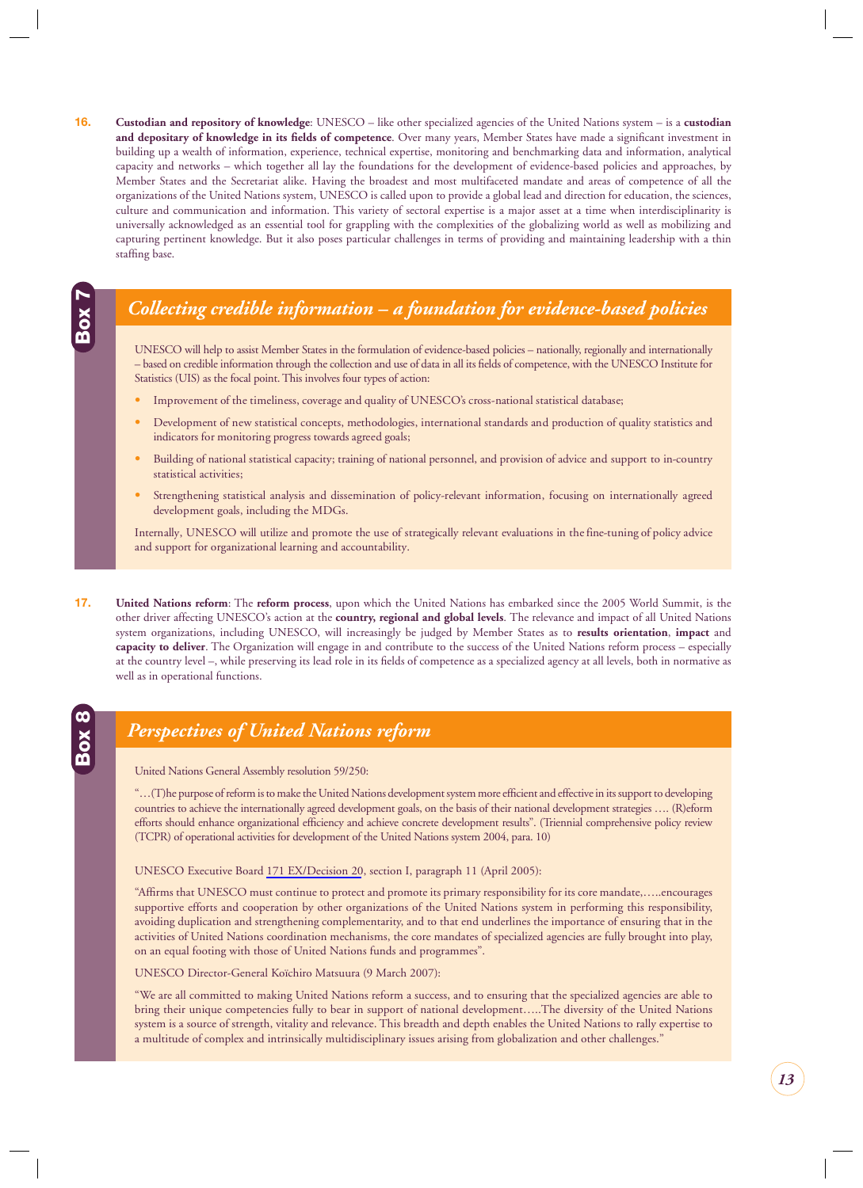**16.** **Custodian and repository of knowledge**: UNESCO – like other specialized agencies of the United Nations system – is a **custodian and depositary of knowledge in its fields of competence**. Over many years, Member States have made a significant investment in building up a wealth of information, experience, technical expertise, monitoring and benchmarking data and information, analytical capacity and networks – which together all lay the foundations for the development of evidence-based policies and approaches, by Member States and the Secretariat alike. Having the broadest and most multifaceted mandate and areas of competence of all the organizations of the United Nations system, UNESCO is called upon to provide a global lead and direction for education, the sciences, culture and communication and information. This variety of sectoral expertise is a major asset at a time when interdisciplinarity is universally acknowledged as an essential tool for grappling with the complexities of the globalizing world as well as mobilizing and capturing pertinent knowledge. But it also poses particular challenges in terms of providing and maintaining leadership with a thin staffing base.

**Box 7**

## *Collecting credible information – a foundation for evidence-based policies*

UNESCO will help to assist Member States in the formulation of evidence-based policies – nationally, regionally and internationally – based on credible information through the collection and use of data in all its fields of competence, with the UNESCO Institute for Statistics (UIS) as the focal point. This involves four types of action:

- Improvement of the timeliness, coverage and quality of UNESCO's cross-national statistical database;
- Development of new statistical concepts, methodologies, international standards and production of quality statistics and indicators for monitoring progress towards agreed goals;
- Building of national statistical capacity; training of national personnel, and provision of advice and support to in-country statistical activities;
- Strengthening statistical analysis and dissemination of policy-relevant information, focusing on internationally agreed development goals, including the MDGs.

Internally, UNESCO will utilize and promote the use of strategically relevant evaluations in the fine-tuning of policy advice and support for organizational learning and accountability.

**17.** **United Nations reform**: The **reform process**, upon which the United Nations has embarked since the 2005 World Summit, is the other driver affecting UNESCO's action at the **country, regional and global levels**. The relevance and impact of all United Nations system organizations, including UNESCO, will increasingly be judged by Member States as to **results orientation**, **impact** and **capacity to deliver**. The Organization will engage in and contribute to the success of the United Nations reform process – especially at the country level –, while preserving its lead role in its fields of competence as a specialized agency at all levels, both in normative as well as in operational functions.

**Box 8**

## *Perspectives of United Nations reform*

United Nations General Assembly resolution 59/250:

"…(T)he purpose of reform is to make the United Nations development system more efficient and effective in its support to developing countries to achieve the internationally agreed development goals, on the basis of their national development strategies …. (R)eform efforts should enhance organizational efficiency and achieve concrete development results". (Triennial comprehensive policy review (TCPR) of operational activities for development of the United Nations system 2004, para. 10)

UNESCO Executive Board 171 EX/Decision 20, section I, paragraph 11 (April 2005):

"Affirms that UNESCO must continue to protect and promote its primary responsibility for its core mandate,…..encourages supportive efforts and cooperation by other organizations of the United Nations system in performing this responsibility, avoiding duplication and strengthening complementarity, and to that end underlines the importance of ensuring that in the activities of United Nations coordination mechanisms, the core mandates of specialized agencies are fully brought into play, on an equal footing with those of United Nations funds and programmes".

UNESCO Director-General Koïchiro Matsuura (9 March 2007):

"We are all committed to making United Nations reform a success, and to ensuring that the specialized agencies are able to bring their unique competencies fully to bear in support of national development…..The diversity of the United Nations system is a source of strength, vitality and relevance. This breadth and depth enables the United Nations to rally expertise to a multitude of complex and intrinsically multidisciplinary issues arising from globalization and other challenges."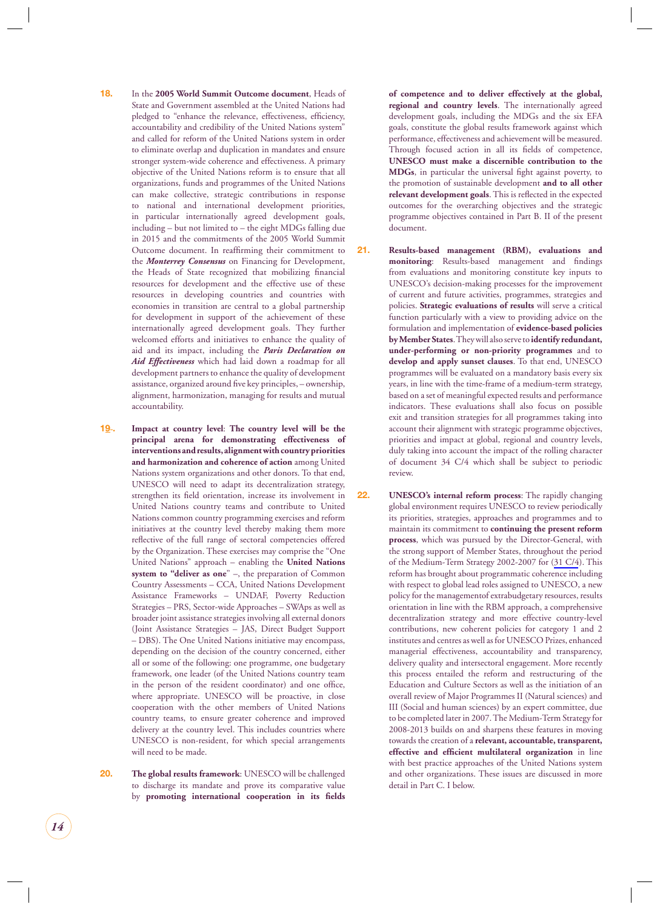18. In the **2005 World Summit Outcome document**, Heads of State and Government assembled at the United Nations had pledged to "enhance the relevance, effectiveness, efficiency, accountability and credibility of the United Nations system" and called for reform of the United Nations system in order to eliminate overlap and duplication in mandates and ensure stronger system-wide coherence and effectiveness. A primary objective of the United Nations reform is to ensure that all organizations, funds and programmes of the United Nations can make collective, strategic contributions in response to national and international development priorities, in particular internationally agreed development goals, including – but not limited to – the eight MDGs falling due in 2015 and the commitments of the 2005 World Summit Outcome document. In reaffirming their commitment to the ***Monterrey Consensus*** on Financing for Development, the Heads of State recognized that mobilizing financial resources for development and the effective use of these resources in developing countries and countries with economies in transition are central to a global partnership for development in support of the achievement of these internationally agreed development goals. They further welcomed efforts and initiatives to enhance the quality of aid and its impact, including the ***Paris Declaration on Aid Effectiveness*** which had laid down a roadmap for all development partners to enhance the quality of development assistance, organized around five key principles, – ownership, alignment, harmonization, managing for results and mutual accountability.

19. **Impact at country level**: **The country level will be the principal arena for demonstrating effectiveness of interventions and results, alignment with country priorities and harmonization and coherence of action** among United Nations system organizations and other donors. To that end, UNESCO will need to adapt its decentralization strategy, strengthen its field orientation, increase its involvement in United Nations country teams and contribute to United Nations common country programming exercises and reform initiatives at the country level thereby making them more reflective of the full range of sectoral competencies offered by the Organization. These exercises may comprise the "One United Nations" approach – enabling the **United Nations system to "deliver as one**" –, the preparation of Common Country Assessments – CCA, United Nations Development Assistance Frameworks – UNDAF, Poverty Reduction Strategies – PRS, Sector-wide Approaches – SWAps as well as broader joint assistance strategies involving all external donors (Joint Assistance Strategies – JAS, Direct Budget Support – DBS). The One United Nations initiative may encompass, depending on the decision of the country concerned, either all or some of the following: one programme, one budgetary framework, one leader (of the United Nations country team in the person of the resident coordinator) and one office, where appropriate. UNESCO will be proactive, in close cooperation with the other members of United Nations country teams, to ensure greater coherence and improved delivery at the country level. This includes countries where UNESCO is non-resident, for which special arrangements will need to be made.

20. **The global results framework**: UNESCO will be challenged to discharge its mandate and prove its comparative value by **promoting international cooperation in its fields of competence and to deliver effectively at the global, regional and country levels**. The internationally agreed development goals, including the MDGs and the six EFA goals, constitute the global results framework against which performance, effectiveness and achievement will be measured. Through focused action in all its fields of competence, **UNESCO must make a discernible contribution to the MDGs**, in particular the universal fight against poverty, to the promotion of sustainable development **and to all other relevant development goals**. This is reflected in the expected outcomes for the overarching objectives and the strategic programme objectives contained in Part B. II of the present document.

21. **Results-based management (RBM), evaluations and monitoring**: Results-based management and findings from evaluations and monitoring constitute key inputs to UNESCO's decision-making processes for the improvement of current and future activities, programmes, strategies and policies. **Strategic evaluations of results** will serve a critical function particularly with a view to providing advice on the formulation and implementation of **evidence-based policies by Member States**. They will also serve to **identify redundant, under-performing or non-priority programmes** and to **develop and apply sunset clauses**. To that end, UNESCO programmes will be evaluated on a mandatory basis every six years, in line with the time-frame of a medium-term strategy, based on a set of meaningful expected results and performance indicators. These evaluations shall also focus on possible exit and transition strategies for all programmes taking into account their alignment with strategic programme objectives, priorities and impact at global, regional and country levels, duly taking into account the impact of the rolling character of document 34 C/4 which shall be subject to periodic review.

22. **UNESCO's internal reform process**: The rapidly changing global environment requires UNESCO to review periodically its priorities, strategies, approaches and programmes and to maintain its commitment to **continuing the present reform process**, which was pursued by the Director-General, with the strong support of Member States, throughout the period of the Medium-Term Strategy 2002-2007 for (31 C/4). This reform has brought about programmatic coherence including with respect to global lead roles assigned to UNESCO, a new policy for the managementof extrabudgetary resources, results orientation in line with the RBM approach, a comprehensive decentralization strategy and more effective country-level contributions, new coherent policies for category 1 and 2 institutes and centres as well as for UNESCO Prizes, enhanced managerial effectiveness, accountability and transparency, delivery quality and intersectoral engagement. More recently this process entailed the reform and restructuring of the Education and Culture Sectors as well as the initiation of an overall review of Major Programmes II (Natural sciences) and III (Social and human sciences) by an expert committee, due to be completed later in 2007. The Medium-Term Strategy for 2008-2013 builds on and sharpens these features in moving towards the creation of a **relevant, accountable, transparent, effective and efficient multilateral organization** in line with best practice approaches of the United Nations system and other organizations. These issues are discussed in more detail in Part C. I below.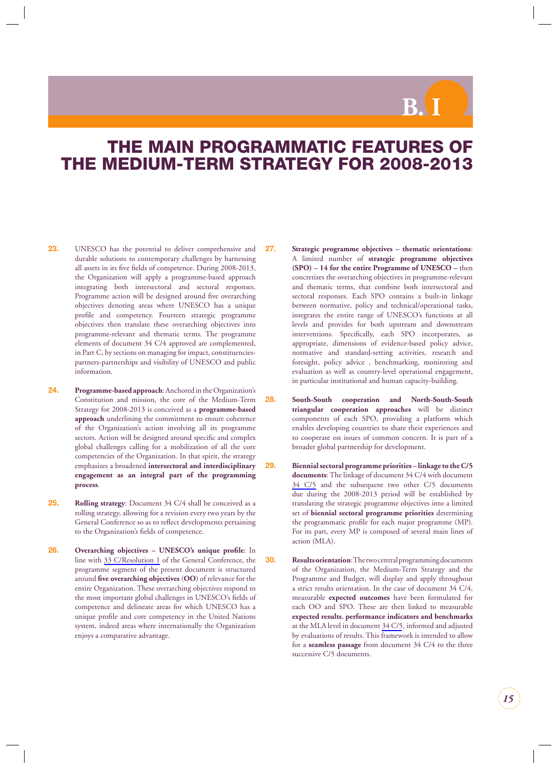# B. I

# THE MAIN PROGRAMMATIC FEATURES OF THE MEDIUM-TERM STRATEGY FOR 2008-2013

**23.** UNESCO has the potential to deliver comprehensive and durable solutions to contemporary challenges by harnessing all assets in its five fields of competence. During 2008-2013, the Organization will apply a programme-based approach integrating both intersectoral and sectoral responses. Programme action will be designed around five overarching objectives denoting areas where UNESCO has a unique profile and competency. Fourteen strategic programme objectives then translate these overarching objectives into programme-relevant and thematic terms. The programme elements of document 34 C/4 approved are complemented, in Part C, by sections on managing for impact, constituencies-partners-partnerships and visibility of UNESCO and public information.

**24.** **Programme-based approach**: Anchored in the Organization's Constitution and mission, the core of the Medium-Term Strategy for 2008-2013 is conceived as a **programme-based approach** underlining the commitment to ensure coherence of the Organization's action involving all its programme sectors. Action will be designed around specific and complex global challenges calling for a mobilization of all the core competencies of the Organization. In that spirit, the strategy emphasizes a broadened **intersectoral and interdisciplinary engagement as an integral part of the programming process**.

**25.** **Rolling strategy**: Document 34 C/4 shall be conceived as a rolling strategy, allowing for a revision every two years by the General Conference so as to reflect developments pertaining to the Organization's fields of competence.

**26.** **Overarching objectives – UNESCO's unique profile**: In line with 33 C/Resolution 1 of the General Conference, the programme segment of the present document is structured around **five overarching objectives** (**OO**) of relevance for the entire Organization. These overarching objectives respond to the most important global challenges in UNESCO's fields of competence and delineate areas for which UNESCO has a unique profile and core competency in the United Nations system, indeed areas where internationally the Organization enjoys a comparative advantage.

**27.** **Strategic programme objectives – thematic orientations**: A limited number of **strategic programme objectives (SPO) – 14 for the entire Programme of UNESCO –** then concretizes the overarching objectives in programme-relevant and thematic terms, that combine both intersectoral and sectoral responses. Each SPO contains a built-in linkage between normative, policy and technical/operational tasks, integrates the entire range of UNESCO's functions at all levels and provides for both upstream and downstream interventions. Specifically, each SPO incorporates, as appropriate, dimensions of evidence-based policy advice, normative and standard-setting activities, research and foresight, policy advice , benchmarking, monitoring and evaluation as well as country-level operational engagement, in particular institutional and human capacity-building.

**28.** **South-South cooperation and North-South-South triangular cooperation approaches** will be distinct components of each SPO, providing a platform which enables developing countries to share their experiences and to cooperate on issues of common concern. It is part of a broader global partnership for development.

**29.** **Biennial sectoral programme priorities – linkage to the C/5 documents**: The linkage of document 34 C/4 with document 34 C/5 and the subsequent two other C/5 documents due during the 2008-2013 period will be established by translating the strategic programme objectives into a limited set of **biennial sectoral programme priorities** determining the programmatic profile for each major programme (MP). For its part, every MP is composed of several main lines of action (MLA).

**30.** **Results orientation**: The two central programming documents of the Organization, the Medium-Term Strategy and the Programme and Budget, will display and apply throughout a strict results orientation. In the case of document 34 C/4, measurable **expected outcomes** have been formulated for each OO and SPO. These are then linked to measurable **expected results**, **performance indicators and benchmarks** at the MLA level in document 34 C/5, informed and adjusted by evaluations of results. This framework is intended to allow for a **seamless passage** from document 34 C/4 to the three successive C/5 documents.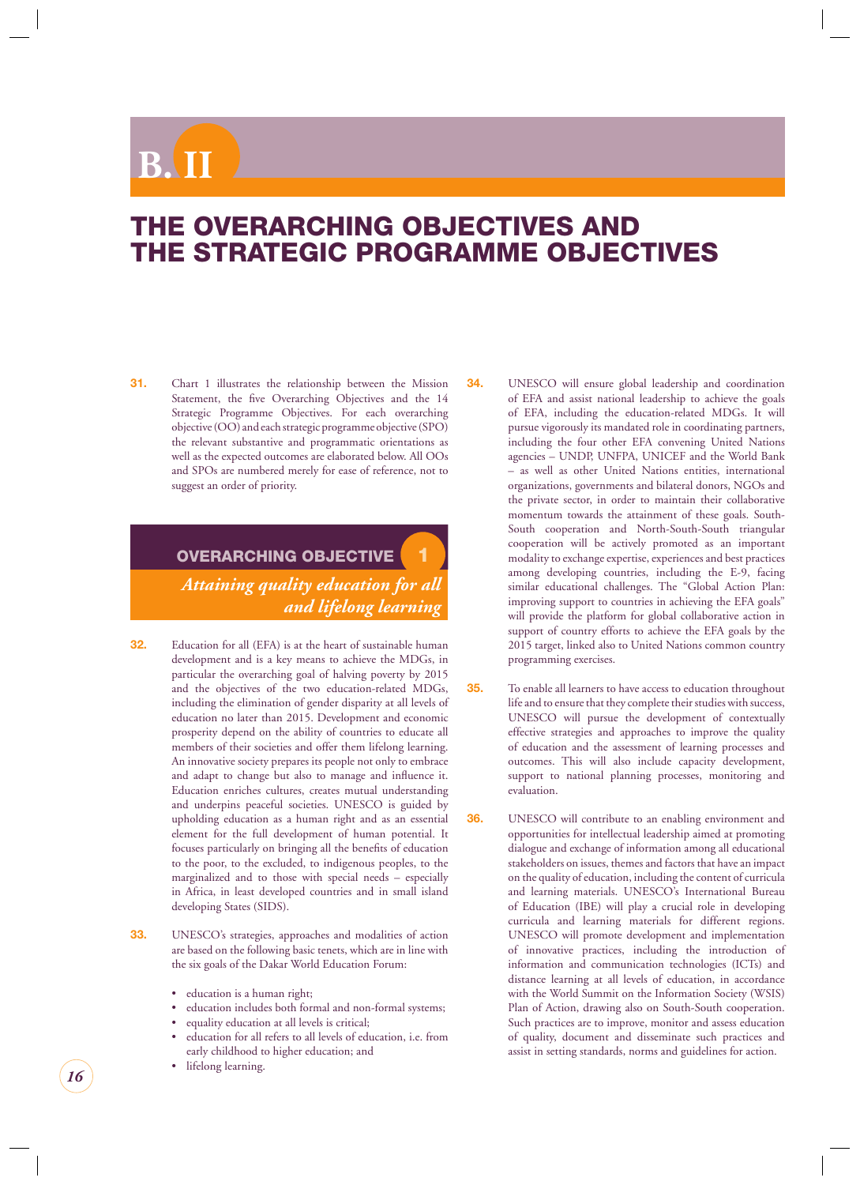# B. II

# THE OVERARCHING OBJECTIVES AND THE STRATEGIC PROGRAMME OBJECTIVES

**31.** Chart 1 illustrates the relationship between the Mission Statement, the five Overarching Objectives and the 14 Strategic Programme Objectives. For each overarching objective (OO) and each strategic programme objective (SPO) the relevant substantive and programmatic orientations as well as the expected outcomes are elaborated below. All OOs and SPOs are numbered merely for ease of reference, not to suggest an order of priority.

## OVERARCHING OBJECTIVE 1

### *Attaining quality education for all and lifelong learning*

**32.** Education for all (EFA) is at the heart of sustainable human development and is a key means to achieve the MDGs, in particular the overarching goal of halving poverty by 2015 and the objectives of the two education-related MDGs, including the elimination of gender disparity at all levels of education no later than 2015. Development and economic prosperity depend on the ability of countries to educate all members of their societies and offer them lifelong learning. An innovative society prepares its people not only to embrace and adapt to change but also to manage and influence it. Education enriches cultures, creates mutual understanding and underpins peaceful societies. UNESCO is guided by upholding education as a human right and as an essential element for the full development of human potential. It focuses particularly on bringing all the benefits of education to the poor, to the excluded, to indigenous peoples, to the marginalized and to those with special needs – especially in Africa, in least developed countries and in small island developing States (SIDS).

**33.** UNESCO's strategies, approaches and modalities of action are based on the following basic tenets, which are in line with the six goals of the Dakar World Education Forum:

- education is a human right;
- education includes both formal and non-formal systems;
- equality education at all levels is critical;
- education for all refers to all levels of education, i.e. from early childhood to higher education; and
- lifelong learning.

**34.** UNESCO will ensure global leadership and coordination of EFA and assist national leadership to achieve the goals of EFA, including the education-related MDGs. It will pursue vigorously its mandated role in coordinating partners, including the four other EFA convening United Nations agencies – UNDP, UNFPA, UNICEF and the World Bank – as well as other United Nations entities, international organizations, governments and bilateral donors, NGOs and the private sector, in order to maintain their collaborative momentum towards the attainment of these goals. South-South cooperation and North-South-South triangular cooperation will be actively promoted as an important modality to exchange expertise, experiences and best practices among developing countries, including the E-9, facing similar educational challenges. The "Global Action Plan: improving support to countries in achieving the EFA goals" will provide the platform for global collaborative action in support of country efforts to achieve the EFA goals by the 2015 target, linked also to United Nations common country programming exercises.

**35.** To enable all learners to have access to education throughout life and to ensure that they complete their studies with success, UNESCO will pursue the development of contextually effective strategies and approaches to improve the quality of education and the assessment of learning processes and outcomes. This will also include capacity development, support to national planning processes, monitoring and evaluation.

**36.** UNESCO will contribute to an enabling environment and opportunities for intellectual leadership aimed at promoting dialogue and exchange of information among all educational stakeholders on issues, themes and factors that have an impact on the quality of education, including the content of curricula and learning materials. UNESCO's International Bureau of Education (IBE) will play a crucial role in developing curricula and learning materials for different regions. UNESCO will promote development and implementation of innovative practices, including the introduction of information and communication technologies (ICTs) and distance learning at all levels of education, in accordance with the World Summit on the Information Society (WSIS) Plan of Action, drawing also on South-South cooperation. Such practices are to improve, monitor and assess education of quality, document and disseminate such practices and assist in setting standards, norms and guidelines for action.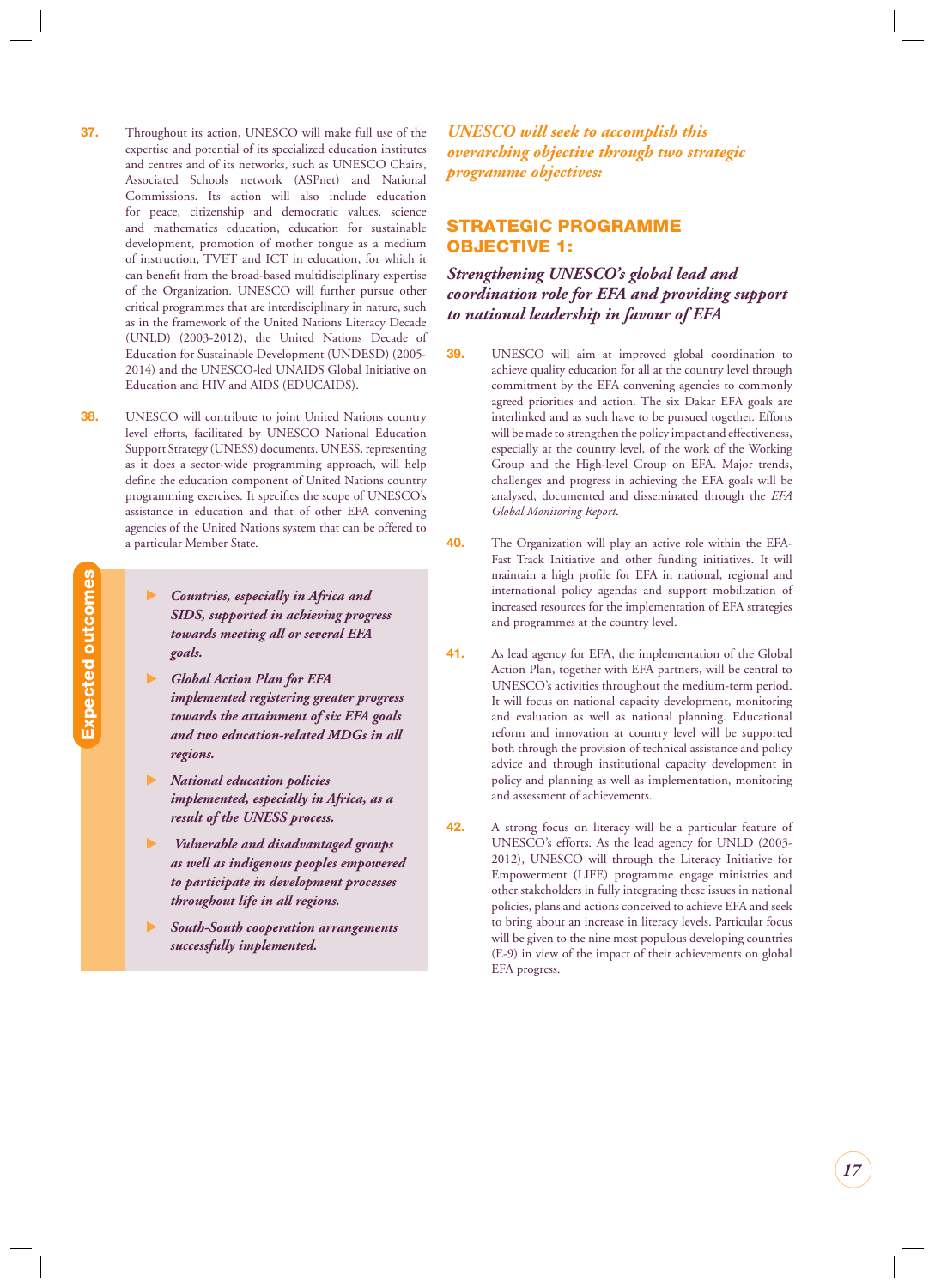37. Throughout its action, UNESCO will make full use of the expertise and potential of its specialized education institutes and centres and of its networks, such as UNESCO Chairs, Associated Schools network (ASPnet) and National Commissions. Its action will also include education for peace, citizenship and democratic values, science and mathematics education, education for sustainable development, promotion of mother tongue as a medium of instruction, TVET and ICT in education, for which it can benefit from the broad-based multidisciplinary expertise of the Organization. UNESCO will further pursue other critical programmes that are interdisciplinary in nature, such as in the framework of the United Nations Literacy Decade (UNLD) (2003-2012), the United Nations Decade of Education for Sustainable Development (UNDESD) (2005-2014) and the UNESCO-led UNAIDS Global Initiative on Education and HIV and AIDS (EDUCAIDS).

38. UNESCO will contribute to joint United Nations country level efforts, facilitated by UNESCO National Education Support Strategy (UNESS) documents. UNESS, representing as it does a sector-wide programming approach, will help define the education component of United Nations country programming exercises. It specifies the scope of UNESCO's assistance in education and that of other EFA convening agencies of the United Nations system that can be offered to a particular Member State.

**Expected outcomes**

- ***Countries, especially in Africa and SIDS, supported in achieving progress towards meeting all or several EFA goals.***
- ***Global Action Plan for EFA implemented registering greater progress towards the attainment of six EFA goals and two education-related MDGs in all regions.***
- ***National education policies implemented, especially in Africa, as a result of the UNESS process.***
- ***Vulnerable and disadvantaged groups as well as indigenous peoples empowered to participate in development processes throughout life in all regions.***
- ***South-South cooperation arrangements successfully implemented.***

*UNESCO will seek to accomplish this overarching objective through two strategic programme objectives:*

## STRATEGIC PROGRAMME OBJECTIVE 1:

### *Strengthening UNESCO's global lead and coordination role for EFA and providing support to national leadership in favour of EFA*

39. UNESCO will aim at improved global coordination to achieve quality education for all at the country level through commitment by the EFA convening agencies to commonly agreed priorities and action. The six Dakar EFA goals are interlinked and as such have to be pursued together. Efforts will be made to strengthen the policy impact and effectiveness, especially at the country level, of the work of the Working Group and the High-level Group on EFA. Major trends, challenges and progress in achieving the EFA goals will be analysed, documented and disseminated through the *EFA Global Monitoring Report*.

40. The Organization will play an active role within the EFA-Fast Track Initiative and other funding initiatives. It will maintain a high profile for EFA in national, regional and international policy agendas and support mobilization of increased resources for the implementation of EFA strategies and programmes at the country level.

41. As lead agency for EFA, the implementation of the Global Action Plan, together with EFA partners, will be central to UNESCO's activities throughout the medium-term period. It will focus on national capacity development, monitoring and evaluation as well as national planning. Educational reform and innovation at country level will be supported both through the provision of technical assistance and policy advice and through institutional capacity development in policy and planning as well as implementation, monitoring and assessment of achievements.

42. A strong focus on literacy will be a particular feature of UNESCO's efforts. As the lead agency for UNLD (2003-2012), UNESCO will through the Literacy Initiative for Empowerment (LIFE) programme engage ministries and other stakeholders in fully integrating these issues in national policies, plans and actions conceived to achieve EFA and seek to bring about an increase in literacy levels. Particular focus will be given to the nine most populous developing countries (E-9) in view of the impact of their achievements on global EFA progress.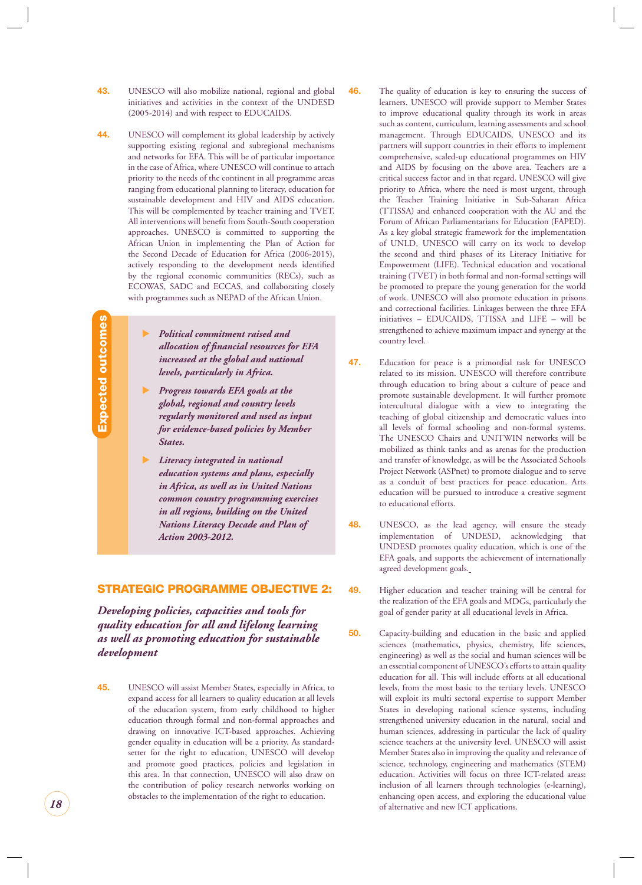**43.** UNESCO will also mobilize national, regional and global initiatives and activities in the context of the UNDESD (2005-2014) and with respect to EDUCAIDS.

**44.** UNESCO will complement its global leadership by actively supporting existing regional and subregional mechanisms and networks for EFA. This will be of particular importance in the case of Africa, where UNESCO will continue to attach priority to the needs of the continent in all programme areas ranging from educational planning to literacy, education for sustainable development and HIV and AIDS education. This will be complemented by teacher training and TVET. All interventions will benefit from South-South cooperation approaches. UNESCO is committed to supporting the African Union in implementing the Plan of Action for the Second Decade of Education for Africa (2006-2015), actively responding to the development needs identified by the regional economic communities (RECs), such as ECOWAS, SADC and ECCAS, and collaborating closely with programmes such as NEPAD of the African Union.

**Expected outcomes**

- ***Political commitment raised and allocation of financial resources for EFA increased at the global and national levels, particularly in Africa.***
- ***Progress towards EFA goals at the global, regional and country levels regularly monitored and used as input for evidence-based policies by Member States.***
- ***Literacy integrated in national education systems and plans, especially in Africa, as well as in United Nations common country programming exercises in all regions, building on the United Nations Literacy Decade and Plan of Action 2003-2012.***

## STRATEGIC PROGRAMME OBJECTIVE 2:

### *Developing policies, capacities and tools for quality education for all and lifelong learning as well as promoting education for sustainable development*

**45.** UNESCO will assist Member States, especially in Africa, to expand access for all learners to quality education at all levels of the education system, from early childhood to higher education through formal and non-formal approaches and drawing on innovative ICT-based approaches. Achieving gender equality in education will be a priority. As standard-setter for the right to education, UNESCO will develop and promote good practices, policies and legislation in this area. In that connection, UNESCO will also draw on the contribution of policy research networks working on obstacles to the implementation of the right to education.

**46.** The quality of education is key to ensuring the success of learners. UNESCO will provide support to Member States to improve educational quality through its work in areas such as content, curriculum, learning assessments and school management. Through EDUCAIDS, UNESCO and its partners will support countries in their efforts to implement comprehensive, scaled-up educational programmes on HIV and AIDS by focusing on the above area. Teachers are a critical success factor and in that regard. UNESCO will give priority to Africa, where the need is most urgent, through the Teacher Training Initiative in Sub-Saharan Africa (TTISSA) and enhanced cooperation with the AU and the Forum of African Parliamentarians for Education (FAPED). As a key global strategic framework for the implementation of UNLD, UNESCO will carry on its work to develop the second and third phases of its Literacy Initiative for Empowerment (LIFE). Technical education and vocational training (TVET) in both formal and non-formal settings will be promoted to prepare the young generation for the world of work. UNESCO will also promote education in prisons and correctional facilities. Linkages between the three EFA initiatives – EDUCAIDS, TTISSA and LIFE – will be strengthened to achieve maximum impact and synergy at the country level.

**47.** Education for peace is a primordial task for UNESCO related to its mission. UNESCO will therefore contribute through education to bring about a culture of peace and promote sustainable development. It will further promote intercultural dialogue with a view to integrating the teaching of global citizenship and democratic values into all levels of formal schooling and non-formal systems. The UNESCO Chairs and UNITWIN networks will be mobilized as think tanks and as arenas for the production and transfer of knowledge, as will be the Associated Schools Project Network (ASPnet) to promote dialogue and to serve as a conduit of best practices for peace education. Arts education will be pursued to introduce a creative segment to educational efforts.

**48.** UNESCO, as the lead agency, will ensure the steady implementation of UNDESD, acknowledging that UNDESD promotes quality education, which is one of the EFA goals, and supports the achievement of internationally agreed development goals.

**49.** Higher education and teacher training will be central for the realization of the EFA goals and MDGs, particularly the goal of gender parity at all educational levels in Africa.

**50.** Capacity-building and education in the basic and applied sciences (mathematics, physics, chemistry, life sciences, engineering) as well as the social and human sciences will be an essential component of UNESCO's efforts to attain quality education for all. This will include efforts at all educational levels, from the most basic to the tertiary levels. UNESCO will exploit its multi sectoral expertise to support Member States in developing national science systems, including strengthened university education in the natural, social and human sciences, addressing in particular the lack of quality science teachers at the university level. UNESCO will assist Member States also in improving the quality and relevance of science, technology, engineering and mathematics (STEM) education. Activities will focus on three ICT-related areas: inclusion of all learners through technologies (e-learning), enhancing open access, and exploring the educational value of alternative and new ICT applications.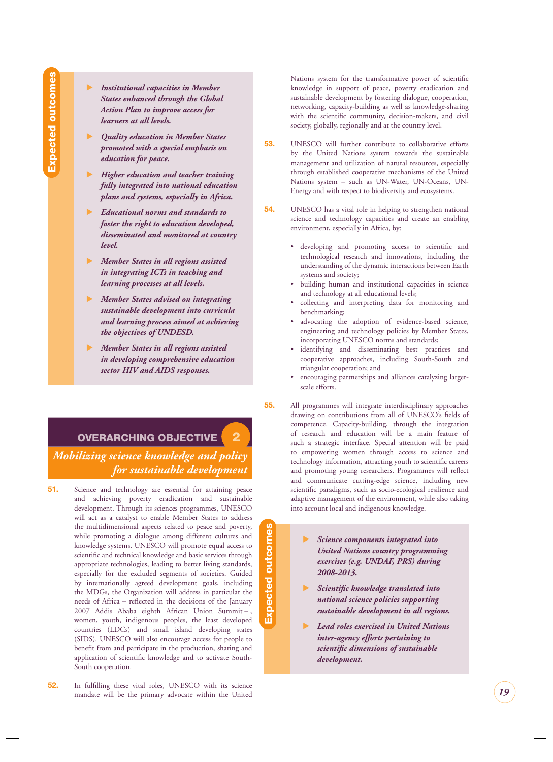**Expected outcomes**

- ***Institutional capacities in Member States enhanced through the Global Action Plan to improve access for learners at all levels.***
- ***Quality education in Member States promoted with a special emphasis on education for peace.***
- ***Higher education and teacher training fully integrated into national education plans and systems, especially in Africa.***
- ***Educational norms and standards to foster the right to education developed, disseminated and monitored at country level.***
- ***Member States in all regions assisted in integrating ICTs in teaching and learning processes at all levels.***
- ***Member States advised on integrating sustainable development into curricula and learning process aimed at achieving the objectives of UNDESD.***
- ***Member States in all regions assisted in developing comprehensive education sector HIV and AIDS responses.***

## OVERARCHING OBJECTIVE 2

### *Mobilizing science knowledge and policy for sustainable development*

**51.** Science and technology are essential for attaining peace and achieving poverty eradication and sustainable development. Through its sciences programmes, UNESCO will act as a catalyst to enable Member States to address the multidimensional aspects related to peace and poverty, while promoting a dialogue among different cultures and knowledge systems. UNESCO will promote equal access to scientific and technical knowledge and basic services through appropriate technologies, leading to better living standards, especially for the excluded segments of societies. Guided by internationally agreed development goals, including the MDGs, the Organization will address in particular the needs of Africa – reflected in the decisions of the January 2007 Addis Ababa eighth African Union Summit – , women, youth, indigenous peoples, the least developed countries (LDCs) and small island developing states (SIDS). UNESCO will also encourage access for people to benefit from and participate in the production, sharing and application of scientific knowledge and to activate South-South cooperation.

**52.** In fulfilling these vital roles, UNESCO with its science mandate will be the primary advocate within the United Nations system for the transformative power of scientific knowledge in support of peace, poverty eradication and sustainable development by fostering dialogue, cooperation, networking, capacity-building as well as knowledge-sharing with the scientific community, decision-makers, and civil society, globally, regionally and at the country level.

**53.** UNESCO will further contribute to collaborative efforts by the United Nations system towards the sustainable management and utilization of natural resources, especially through established cooperative mechanisms of the United Nations system – such as UN-Water, UN-Oceans, UN-Energy and with respect to biodiversity and ecosystems.

**54.** UNESCO has a vital role in helping to strengthen national science and technology capacities and create an enabling environment, especially in Africa, by:

- developing and promoting access to scientific and technological research and innovations, including the understanding of the dynamic interactions between Earth systems and society;
- building human and institutional capacities in science and technology at all educational levels;
- collecting and interpreting data for monitoring and benchmarking;
- advocating the adoption of evidence-based science, engineering and technology policies by Member States, incorporating UNESCO norms and standards;
- identifying and disseminating best practices and cooperative approaches, including South-South and triangular cooperation; and
- encouraging partnerships and alliances catalyzing larger-scale efforts.

**55.** All programmes will integrate interdisciplinary approaches drawing on contributions from all of UNESCO's fields of competence. Capacity-building, through the integration of research and education will be a main feature of such a strategic interface. Special attention will be paid to empowering women through access to science and technology information, attracting youth to scientific careers and promoting young researchers. Programmes will reflect and communicate cutting-edge science, including new scientific paradigms, such as socio-ecological resilience and adaptive management of the environment, while also taking into account local and indigenous knowledge.

**Expected outcomes**

- ***Science components integrated into United Nations country programming exercises (e.g. UNDAF, PRS) during 2008-2013.***
- ***Scientific knowledge translated into national science policies supporting sustainable development in all regions.***
- ***Lead roles exercised in United Nations inter-agency efforts pertaining to scientific dimensions of sustainable development.***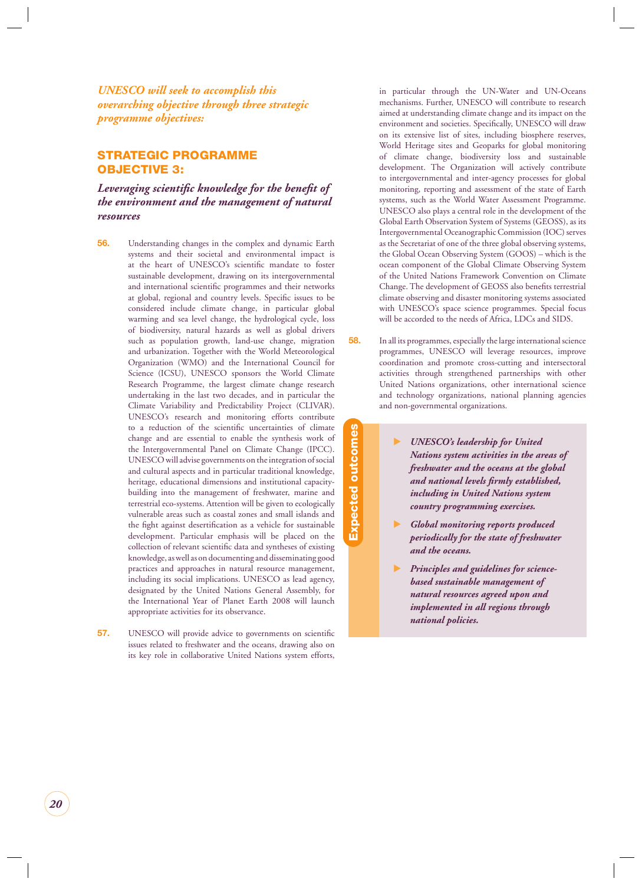*UNESCO will seek to accomplish this overarching objective through three strategic programme objectives:*

## STRATEGIC PROGRAMME OBJECTIVE 3:

### *Leveraging scientific knowledge for the benefit of the environment and the management of natural resources*

**56.** Understanding changes in the complex and dynamic Earth systems and their societal and environmental impact is at the heart of UNESCO's scientific mandate to foster sustainable development, drawing on its intergovernmental and international scientific programmes and their networks at global, regional and country levels. Specific issues to be considered include climate change, in particular global warming and sea level change, the hydrological cycle, loss of biodiversity, natural hazards as well as global drivers such as population growth, land-use change, migration and urbanization. Together with the World Meteorological Organization (WMO) and the International Council for Science (ICSU), UNESCO sponsors the World Climate Research Programme, the largest climate change research undertaking in the last two decades, and in particular the Climate Variability and Predictability Project (CLIVAR). UNESCO's research and monitoring efforts contribute to a reduction of the scientific uncertainties of climate change and are essential to enable the synthesis work of the Intergovernmental Panel on Climate Change (IPCC). UNESCO will advise governments on the integration of social and cultural aspects and in particular traditional knowledge, heritage, educational dimensions and institutional capacity-building into the management of freshwater, marine and terrestrial eco-systems. Attention will be given to ecologically vulnerable areas such as coastal zones and small islands and the fight against desertification as a vehicle for sustainable development. Particular emphasis will be placed on the collection of relevant scientific data and syntheses of existing knowledge, as well as on documenting and disseminating good practices and approaches in natural resource management, including its social implications. UNESCO as lead agency, designated by the United Nations General Assembly, for the International Year of Planet Earth 2008 will launch appropriate activities for its observance.

**57.** UNESCO will provide advice to governments on scientific issues related to freshwater and the oceans, drawing also on its key role in collaborative United Nations system efforts, in particular through the UN-Water and UN-Oceans mechanisms. Further, UNESCO will contribute to research aimed at understanding climate change and its impact on the environment and societies. Specifically, UNESCO will draw on its extensive list of sites, including biosphere reserves, World Heritage sites and Geoparks for global monitoring of climate change, biodiversity loss and sustainable development. The Organization will actively contribute to intergovernmental and inter-agency processes for global monitoring, reporting and assessment of the state of Earth systems, such as the World Water Assessment Programme. UNESCO also plays a central role in the development of the Global Earth Observation System of Systems (GEOSS), as its Intergovernmental Oceanographic Commission (IOC) serves as the Secretariat of one of the three global observing systems, the Global Ocean Observing System (GOOS) – which is the ocean component of the Global Climate Observing System of the United Nations Framework Convention on Climate Change. The development of GEOSS also benefits terrestrial climate observing and disaster monitoring systems associated with UNESCO's space science programmes. Special focus will be accorded to the needs of Africa, LDCs and SIDS.

**58.** In all its programmes, especially the large international science programmes, UNESCO will leverage resources, improve coordination and promote cross-cutting and intersectoral activities through strengthened partnerships with other United Nations organizations, other international science and technology organizations, national planning agencies and non-governmental organizations.

**Expected outcomes**

- ***UNESCO's leadership for United Nations system activities in the areas of freshwater and the oceans at the global and national levels firmly established, including in United Nations system country programming exercises.***
- ***Global monitoring reports produced periodically for the state of freshwater and the oceans.***
- ***Principles and guidelines for science-based sustainable management of natural resources agreed upon and implemented in all regions through national policies.***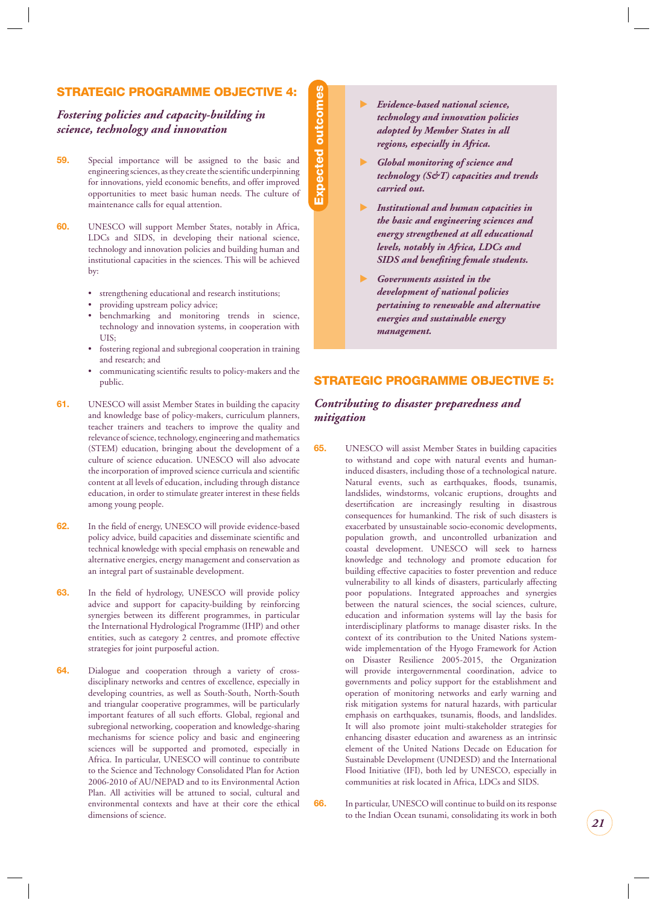## STRATEGIC PROGRAMME OBJECTIVE 4:

### *Fostering policies and capacity-building in science, technology and innovation*

**59.** Special importance will be assigned to the basic and engineering sciences, as they create the scientific underpinning for innovations, yield economic benefits, and offer improved opportunities to meet basic human needs. The culture of maintenance calls for equal attention.

**60.** UNESCO will support Member States, notably in Africa, LDCs and SIDS, in developing their national science, technology and innovation policies and building human and institutional capacities in the sciences. This will be achieved by:

- strengthening educational and research institutions;
- providing upstream policy advice;
- benchmarking and monitoring trends in science, technology and innovation systems, in cooperation with UIS;
- fostering regional and subregional cooperation in training and research; and
- communicating scientific results to policy-makers and the public.

**61.** UNESCO will assist Member States in building the capacity and knowledge base of policy-makers, curriculum planners, teacher trainers and teachers to improve the quality and relevance of science, technology, engineering and mathematics (STEM) education, bringing about the development of a culture of science education. UNESCO will also advocate the incorporation of improved science curricula and scientific content at all levels of education, including through distance education, in order to stimulate greater interest in these fields among young people.

**62.** In the field of energy, UNESCO will provide evidence-based policy advice, build capacities and disseminate scientific and technical knowledge with special emphasis on renewable and alternative energies, energy management and conservation as an integral part of sustainable development.

**63.** In the field of hydrology, UNESCO will provide policy advice and support for capacity-building by reinforcing synergies between its different programmes, in particular the International Hydrological Programme (IHP) and other entities, such as category 2 centres, and promote effective strategies for joint purposeful action.

**64.** Dialogue and cooperation through a variety of cross-disciplinary networks and centres of excellence, especially in developing countries, as well as South-South, North-South and triangular cooperative programmes, will be particularly important features of all such efforts. Global, regional and subregional networking, cooperation and knowledge-sharing mechanisms for science policy and basic and engineering sciences will be supported and promoted, especially in Africa. In particular, UNESCO will continue to contribute to the Science and Technology Consolidated Plan for Action 2006-2010 of AU/NEPAD and to its Environmental Action Plan. All activities will be attuned to social, cultural and environmental contexts and have at their core the ethical dimensions of science.

**Expected outcomes**

- ***Evidence-based national science, technology and innovation policies adopted by Member States in all regions, especially in Africa.***
- ***Global monitoring of science and technology (S&T) capacities and trends carried out.***
- ***Institutional and human capacities in the basic and engineering sciences and energy strengthened at all educational levels, notably in Africa, LDCs and SIDS and benefiting female students.***
- ***Governments assisted in the development of national policies pertaining to renewable and alternative energies and sustainable energy management.***

## STRATEGIC PROGRAMME OBJECTIVE 5:

### *Contributing to disaster preparedness and mitigation*

**65.** UNESCO will assist Member States in building capacities to withstand and cope with natural events and human-induced disasters, including those of a technological nature. Natural events, such as earthquakes, floods, tsunamis, landslides, windstorms, volcanic eruptions, droughts and desertification are increasingly resulting in disastrous consequences for humankind. The risk of such disasters is exacerbated by unsustainable socio-economic developments, population growth, and uncontrolled urbanization and coastal development. UNESCO will seek to harness knowledge and technology and promote education for building effective capacities to foster prevention and reduce vulnerability to all kinds of disasters, particularly affecting poor populations. Integrated approaches and synergies between the natural sciences, the social sciences, culture, education and information systems will lay the basis for interdisciplinary platforms to manage disaster risks. In the context of its contribution to the United Nations system-wide implementation of the Hyogo Framework for Action on Disaster Resilience 2005-2015, the Organization will provide intergovernmental coordination, advice to governments and policy support for the establishment and operation of monitoring networks and early warning and risk mitigation systems for natural hazards, with particular emphasis on earthquakes, tsunamis, floods, and landslides. It will also promote joint multi-stakeholder strategies for enhancing disaster education and awareness as an intrinsic element of the United Nations Decade on Education for Sustainable Development (UNDESD) and the International Flood Initiative (IFI), both led by UNESCO, especially in communities at risk located in Africa, LDCs and SIDS.

**66.** In particular, UNESCO will continue to build on its response to the Indian Ocean tsunami, consolidating its work in both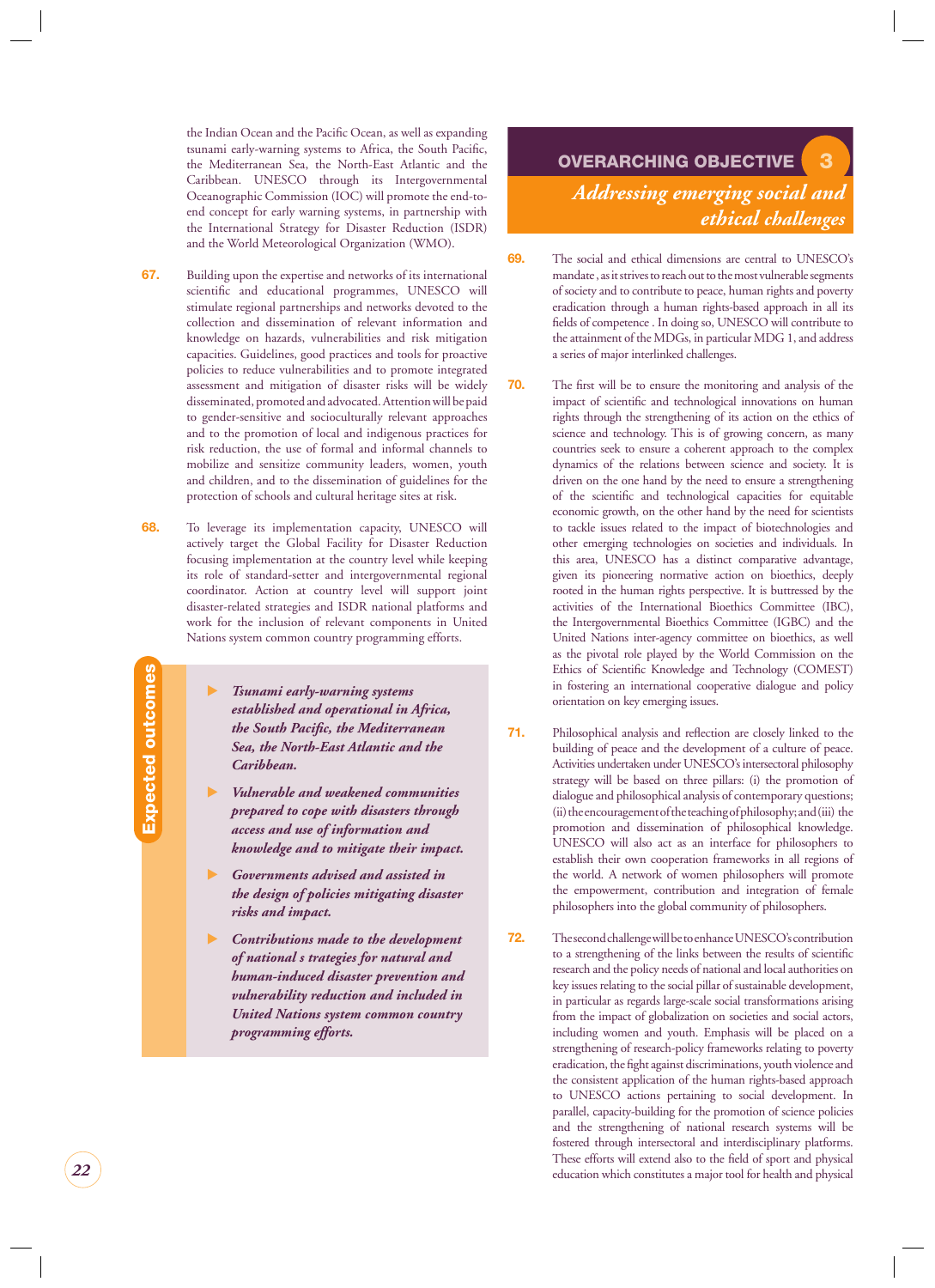the Indian Ocean and the Pacific Ocean, as well as expanding tsunami early-warning systems to Africa, the South Pacific, the Mediterranean Sea, the North-East Atlantic and the Caribbean. UNESCO through its Intergovernmental Oceanographic Commission (IOC) will promote the end-to-end concept for early warning systems, in partnership with the International Strategy for Disaster Reduction (ISDR) and the World Meteorological Organization (WMO).

**67.** Building upon the expertise and networks of its international scientific and educational programmes, UNESCO will stimulate regional partnerships and networks devoted to the collection and dissemination of relevant information and knowledge on hazards, vulnerabilities and risk mitigation capacities. Guidelines, good practices and tools for proactive policies to reduce vulnerabilities and to promote integrated assessment and mitigation of disaster risks will be widely disseminated, promoted and advocated. Attention will be paid to gender-sensitive and socioculturally relevant approaches and to the promotion of local and indigenous practices for risk reduction, the use of formal and informal channels to mobilize and sensitize community leaders, women, youth and children, and to the dissemination of guidelines for the protection of schools and cultural heritage sites at risk.

**68.** To leverage its implementation capacity, UNESCO will actively target the Global Facility for Disaster Reduction focusing implementation at the country level while keeping its role of standard-setter and intergovernmental regional coordinator. Action at country level will support joint disaster-related strategies and ISDR national platforms and work for the inclusion of relevant components in United Nations system common country programming efforts.

**Expected outcomes**

- ***Tsunami early-warning systems established and operational in Africa, the South Pacific, the Mediterranean Sea, the North-East Atlantic and the Caribbean.***
- ***Vulnerable and weakened communities prepared to cope with disasters through access and use of information and knowledge and to mitigate their impact.***
- ***Governments advised and assisted in the design of policies mitigating disaster risks and impact.***
- ***Contributions made to the development of national s trategies for natural and human-induced disaster prevention and vulnerability reduction and included in United Nations system common country programming efforts.***

## OVERARCHING OBJECTIVE 3

## *Addressing emerging social and ethical challenges*

**69.** The social and ethical dimensions are central to UNESCO's mandate , as it strives to reach out to the most vulnerable segments of society and to contribute to peace, human rights and poverty eradication through a human rights-based approach in all its fields of competence . In doing so, UNESCO will contribute to the attainment of the MDGs, in particular MDG 1, and address a series of major interlinked challenges.

**70.** The first will be to ensure the monitoring and analysis of the impact of scientific and technological innovations on human rights through the strengthening of its action on the ethics of science and technology. This is of growing concern, as many countries seek to ensure a coherent approach to the complex dynamics of the relations between science and society. It is driven on the one hand by the need to ensure a strengthening of the scientific and technological capacities for equitable economic growth, on the other hand by the need for scientists to tackle issues related to the impact of biotechnologies and other emerging technologies on societies and individuals. In this area, UNESCO has a distinct comparative advantage, given its pioneering normative action on bioethics, deeply rooted in the human rights perspective. It is buttressed by the activities of the International Bioethics Committee (IBC), the Intergovernmental Bioethics Committee (IGBC) and the United Nations inter-agency committee on bioethics, as well as the pivotal role played by the World Commission on the Ethics of Scientific Knowledge and Technology (COMEST) in fostering an international cooperative dialogue and policy orientation on key emerging issues.

**71.** Philosophical analysis and reflection are closely linked to the building of peace and the development of a culture of peace. Activities undertaken under UNESCO's intersectoral philosophy strategy will be based on three pillars: (i) the promotion of dialogue and philosophical analysis of contemporary questions; (ii) the encouragement of the teaching of philosophy; and (iii) the promotion and dissemination of philosophical knowledge. UNESCO will also act as an interface for philosophers to establish their own cooperation frameworks in all regions of the world. A network of women philosophers will promote the empowerment, contribution and integration of female philosophers into the global community of philosophers.

**72.** The second challenge will be to enhance UNESCO's contribution to a strengthening of the links between the results of scientific research and the policy needs of national and local authorities on key issues relating to the social pillar of sustainable development, in particular as regards large-scale social transformations arising from the impact of globalization on societies and social actors, including women and youth. Emphasis will be placed on a strengthening of research-policy frameworks relating to poverty eradication, the fight against discriminations, youth violence and the consistent application of the human rights-based approach to UNESCO actions pertaining to social development. In parallel, capacity-building for the promotion of science policies and the strengthening of national research systems will be fostered through intersectoral and interdisciplinary platforms. These efforts will extend also to the field of sport and physical education which constitutes a major tool for health and physical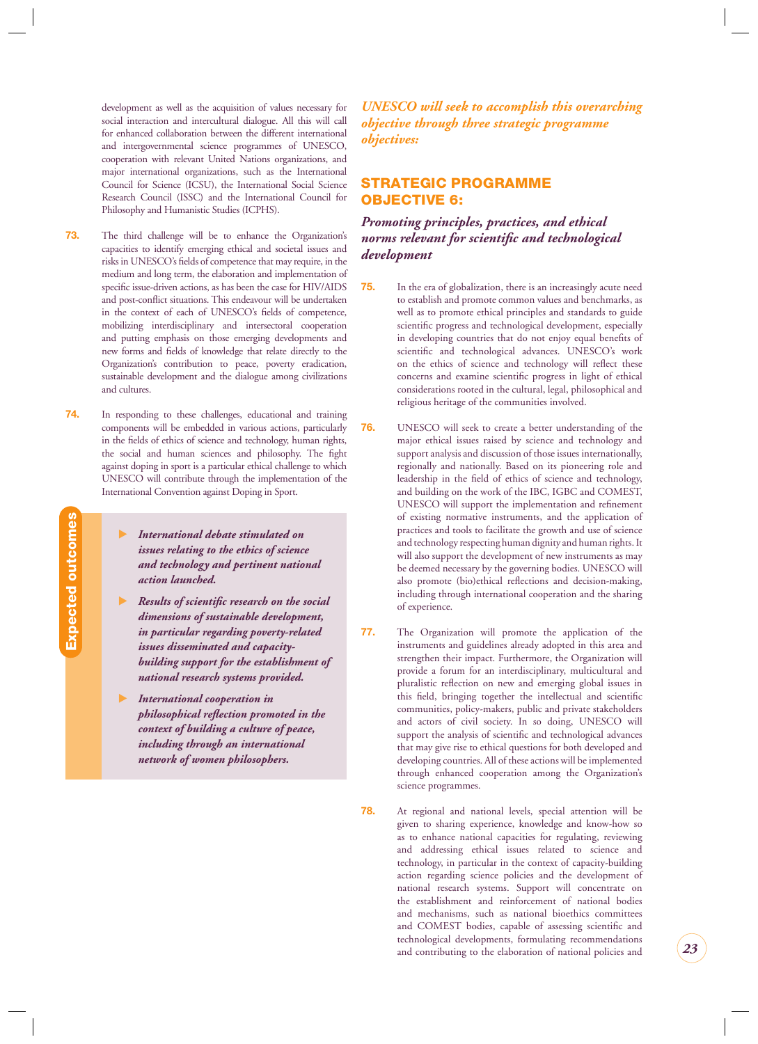development as well as the acquisition of values necessary for social interaction and intercultural dialogue. All this will call for enhanced collaboration between the different international and intergovernmental science programmes of UNESCO, cooperation with relevant United Nations organizations, and major international organizations, such as the International Council for Science (ICSU), the International Social Science Research Council (ISSC) and the International Council for Philosophy and Humanistic Studies (ICPHS).

**73.** The third challenge will be to enhance the Organization's capacities to identify emerging ethical and societal issues and risks in UNESCO's fields of competence that may require, in the medium and long term, the elaboration and implementation of specific issue-driven actions, as has been the case for HIV/AIDS and post-conflict situations. This endeavour will be undertaken in the context of each of UNESCO's fields of competence, mobilizing interdisciplinary and intersectoral cooperation and putting emphasis on those emerging developments and new forms and fields of knowledge that relate directly to the Organization's contribution to peace, poverty eradication, sustainable development and the dialogue among civilizations and cultures.

**74.** In responding to these challenges, educational and training components will be embedded in various actions, particularly in the fields of ethics of science and technology, human rights, the social and human sciences and philosophy. The fight against doping in sport is a particular ethical challenge to which UNESCO will contribute through the implementation of the International Convention against Doping in Sport.

**Expected outcomes**

- ***International debate stimulated on issues relating to the ethics of science and technology and pertinent national action launched.***
- ***Results of scientific research on the social dimensions of sustainable development, in particular regarding poverty-related issues disseminated and capacity-building support for the establishment of national research systems provided.***
- ***International cooperation in philosophical reflection promoted in the context of building a culture of peace, including through an international network of women philosophers.***

***UNESCO will seek to accomplish this overarching objective through three strategic programme objectives:***

## STRATEGIC PROGRAMME OBJECTIVE 6:

### *Promoting principles, practices, and ethical norms relevant for scientific and technological development*

**75.** In the era of globalization, there is an increasingly acute need to establish and promote common values and benchmarks, as well as to promote ethical principles and standards to guide scientific progress and technological development, especially in developing countries that do not enjoy equal benefits of scientific and technological advances. UNESCO's work on the ethics of science and technology will reflect these concerns and examine scientific progress in light of ethical considerations rooted in the cultural, legal, philosophical and religious heritage of the communities involved.

**76.** UNESCO will seek to create a better understanding of the major ethical issues raised by science and technology and support analysis and discussion of those issues internationally, regionally and nationally. Based on its pioneering role and leadership in the field of ethics of science and technology, and building on the work of the IBC, IGBC and COMEST, UNESCO will support the implementation and refinement of existing normative instruments, and the application of practices and tools to facilitate the growth and use of science and technology respecting human dignity and human rights. It will also support the development of new instruments as may be deemed necessary by the governing bodies. UNESCO will also promote (bio)ethical reflections and decision-making, including through international cooperation and the sharing of experience.

**77.** The Organization will promote the application of the instruments and guidelines already adopted in this area and strengthen their impact. Furthermore, the Organization will provide a forum for an interdisciplinary, multicultural and pluralistic reflection on new and emerging global issues in this field, bringing together the intellectual and scientific communities, policy-makers, public and private stakeholders and actors of civil society. In so doing, UNESCO will support the analysis of scientific and technological advances that may give rise to ethical questions for both developed and developing countries. All of these actions will be implemented through enhanced cooperation among the Organization's science programmes.

**78.** At regional and national levels, special attention will be given to sharing experience, knowledge and know-how so as to enhance national capacities for regulating, reviewing and addressing ethical issues related to science and technology, in particular in the context of capacity-building action regarding science policies and the development of national research systems. Support will concentrate on the establishment and reinforcement of national bodies and mechanisms, such as national bioethics committees and COMEST bodies, capable of assessing scientific and technological developments, formulating recommendations and contributing to the elaboration of national policies and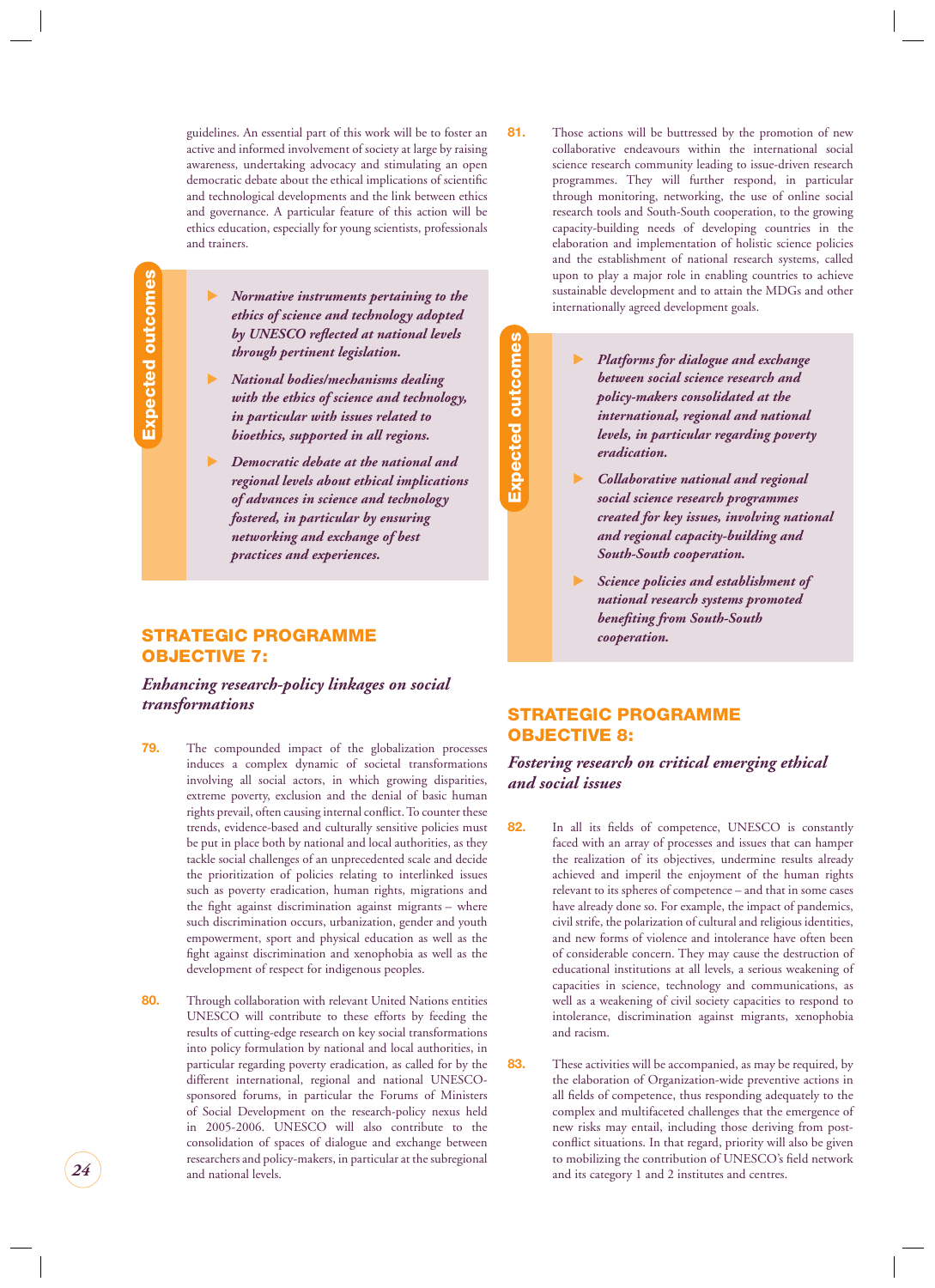guidelines. An essential part of this work will be to foster an active and informed involvement of society at large by raising awareness, undertaking advocacy and stimulating an open democratic debate about the ethical implications of scientific and technological developments and the link between ethics and governance. A particular feature of this action will be ethics education, especially for young scientists, professionals and trainers.

**Expected outcomes**

- ***Normative instruments pertaining to the ethics of science and technology adopted by UNESCO reflected at national levels through pertinent legislation.***
- ***National bodies/mechanisms dealing with the ethics of science and technology, in particular with issues related to bioethics, supported in all regions.***
- ***Democratic debate at the national and regional levels about ethical implications of advances in science and technology fostered, in particular by ensuring networking and exchange of best practices and experiences.***

## STRATEGIC PROGRAMME OBJECTIVE 7:

### *Enhancing research-policy linkages on social transformations*

**79.** The compounded impact of the globalization processes induces a complex dynamic of societal transformations involving all social actors, in which growing disparities, extreme poverty, exclusion and the denial of basic human rights prevail, often causing internal conflict. To counter these trends, evidence-based and culturally sensitive policies must be put in place both by national and local authorities, as they tackle social challenges of an unprecedented scale and decide the prioritization of policies relating to interlinked issues such as poverty eradication, human rights, migrations and the fight against discrimination against migrants – where such discrimination occurs, urbanization, gender and youth empowerment, sport and physical education as well as the fight against discrimination and xenophobia as well as the development of respect for indigenous peoples.

**80.** Through collaboration with relevant United Nations entities UNESCO will contribute to these efforts by feeding the results of cutting-edge research on key social transformations into policy formulation by national and local authorities, in particular regarding poverty eradication, as called for by the different international, regional and national UNESCO-sponsored forums, in particular the Forums of Ministers of Social Development on the research-policy nexus held in 2005-2006. UNESCO will also contribute to the consolidation of spaces of dialogue and exchange between researchers and policy-makers, in particular at the subregional and national levels.

**81.** Those actions will be buttressed by the promotion of new collaborative endeavours within the international social science research community leading to issue-driven research programmes. They will further respond, in particular through monitoring, networking, the use of online social research tools and South-South cooperation, to the growing capacity-building needs of developing countries in the elaboration and implementation of holistic science policies and the establishment of national research systems, called upon to play a major role in enabling countries to achieve sustainable development and to attain the MDGs and other internationally agreed development goals.

**Expected outcomes**

- ***Platforms for dialogue and exchange between social science research and policy-makers consolidated at the international, regional and national levels, in particular regarding poverty eradication.***
- ***Collaborative national and regional social science research programmes created for key issues, involving national and regional capacity-building and South-South cooperation.***
- ***Science policies and establishment of national research systems promoted benefiting from South-South cooperation.***

## STRATEGIC PROGRAMME OBJECTIVE 8:

### *Fostering research on critical emerging ethical and social issues*

**82.** In all its fields of competence, UNESCO is constantly faced with an array of processes and issues that can hamper the realization of its objectives, undermine results already achieved and imperil the enjoyment of the human rights relevant to its spheres of competence – and that in some cases have already done so. For example, the impact of pandemics, civil strife, the polarization of cultural and religious identities, and new forms of violence and intolerance have often been of considerable concern. They may cause the destruction of educational institutions at all levels, a serious weakening of capacities in science, technology and communications, as well as a weakening of civil society capacities to respond to intolerance, discrimination against migrants, xenophobia and racism.

**83.** These activities will be accompanied, as may be required, by the elaboration of Organization-wide preventive actions in all fields of competence, thus responding adequately to the complex and multifaceted challenges that the emergence of new risks may entail, including those deriving from post-conflict situations. In that regard, priority will also be given to mobilizing the contribution of UNESCO's field network and its category 1 and 2 institutes and centres.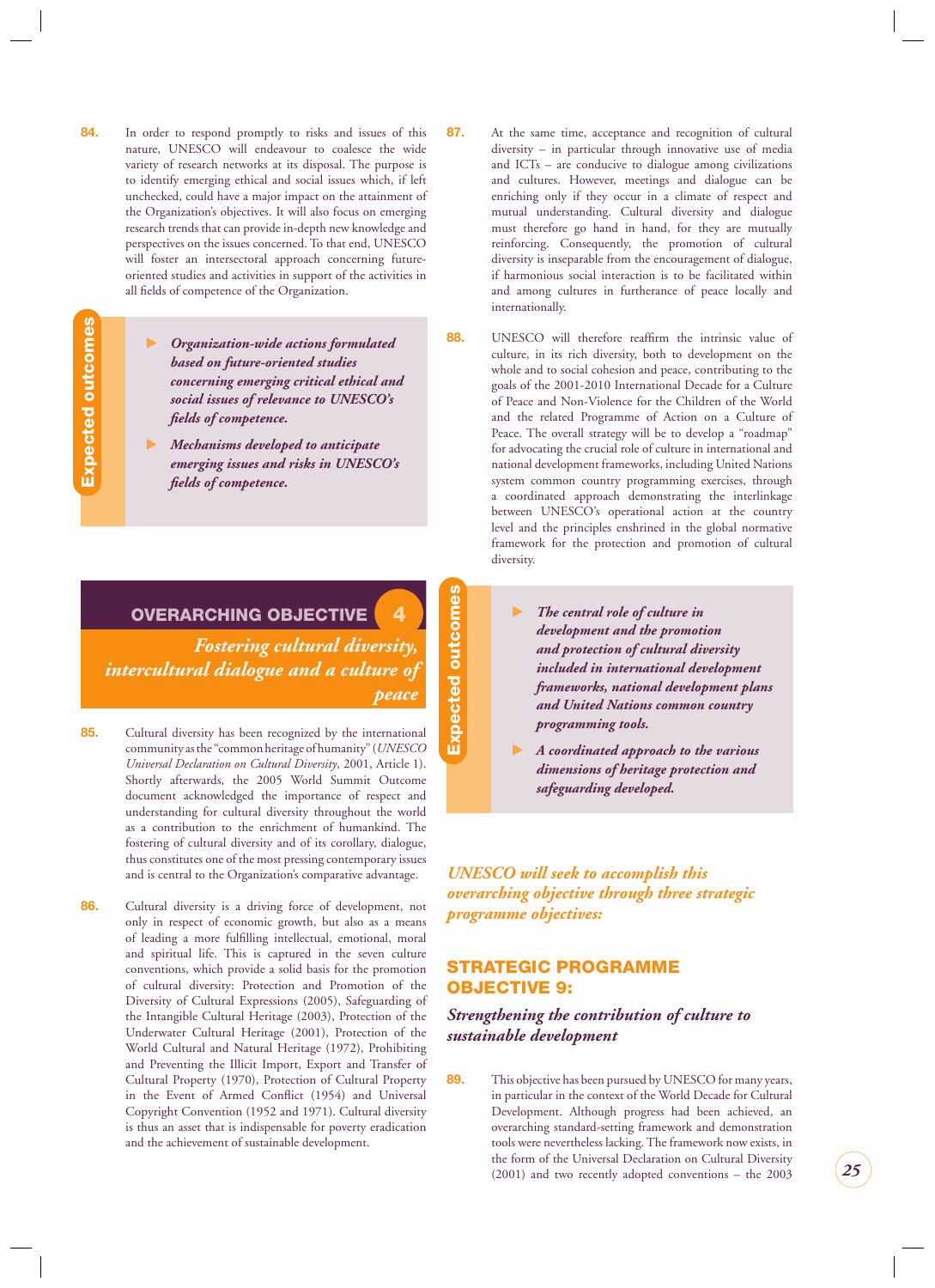84. In order to respond promptly to risks and issues of this nature, UNESCO will endeavour to coalesce the wide variety of research networks at its disposal. The purpose is to identify emerging ethical and social issues which, if left unchecked, could have a major impact on the attainment of the Organization's objectives. It will also focus on emerging research trends that can provide in-depth new knowledge and perspectives on the issues concerned. To that end, UNESCO will foster an intersectoral approach concerning future-oriented studies and activities in support of the activities in all fields of competence of the Organization.

**Expected outcomes**

- ***Organization-wide actions formulated based on future-oriented studies concerning emerging critical ethical and social issues of relevance to UNESCO's fields of competence.***
- ***Mechanisms developed to anticipate emerging issues and risks in UNESCO's fields of competence.***

## OVERARCHING OBJECTIVE 4

### *Fostering cultural diversity, intercultural dialogue and a culture of peace*

85. Cultural diversity has been recognized by the international community as the "common heritage of humanity" (*UNESCO Universal Declaration on Cultural Diversity*, 2001, Article 1). Shortly afterwards, the 2005 World Summit Outcome document acknowledged the importance of respect and understanding for cultural diversity throughout the world as a contribution to the enrichment of humankind. The fostering of cultural diversity and of its corollary, dialogue, thus constitutes one of the most pressing contemporary issues and is central to the Organization's comparative advantage.

86. Cultural diversity is a driving force of development, not only in respect of economic growth, but also as a means of leading a more fulfilling intellectual, emotional, moral and spiritual life. This is captured in the seven culture conventions, which provide a solid basis for the promotion of cultural diversity: Protection and Promotion of the Diversity of Cultural Expressions (2005), Safeguarding of the Intangible Cultural Heritage (2003), Protection of the Underwater Cultural Heritage (2001), Protection of the World Cultural and Natural Heritage (1972), Prohibiting and Preventing the Illicit Import, Export and Transfer of Cultural Property (1970), Protection of Cultural Property in the Event of Armed Conflict (1954) and Universal Copyright Convention (1952 and 1971). Cultural diversity is thus an asset that is indispensable for poverty eradication and the achievement of sustainable development.

87. At the same time, acceptance and recognition of cultural diversity – in particular through innovative use of media and ICTs – are conducive to dialogue among civilizations and cultures. However, meetings and dialogue can be enriching only if they occur in a climate of respect and mutual understanding. Cultural diversity and dialogue must therefore go hand in hand, for they are mutually reinforcing. Consequently, the promotion of cultural diversity is inseparable from the encouragement of dialogue, if harmonious social interaction is to be facilitated within and among cultures in furtherance of peace locally and internationally.

88. UNESCO will therefore reaffirm the intrinsic value of culture, in its rich diversity, both to development on the whole and to social cohesion and peace, contributing to the goals of the 2001-2010 International Decade for a Culture of Peace and Non-Violence for the Children of the World and the related Programme of Action on a Culture of Peace. The overall strategy will be to develop a "roadmap" for advocating the crucial role of culture in international and national development frameworks, including United Nations system common country programming exercises, through a coordinated approach demonstrating the interlinkage between UNESCO's operational action at the country level and the principles enshrined in the global normative framework for the protection and promotion of cultural diversity.

**Expected outcomes**

- ***The central role of culture in development and the promotion and protection of cultural diversity included in international development frameworks, national development plans and United Nations common country programming tools.***
- ***A coordinated approach to the various dimensions of heritage protection and safeguarding developed.***

*UNESCO will seek to accomplish this overarching objective through three strategic programme objectives:*

## STRATEGIC PROGRAMME OBJECTIVE 9:

### *Strengthening the contribution of culture to sustainable development*

89. This objective has been pursued by UNESCO for many years, in particular in the context of the World Decade for Cultural Development. Although progress had been achieved, an overarching standard-setting framework and demonstration tools were nevertheless lacking. The framework now exists, in the form of the Universal Declaration on Cultural Diversity (2001) and two recently adopted conventions – the 2003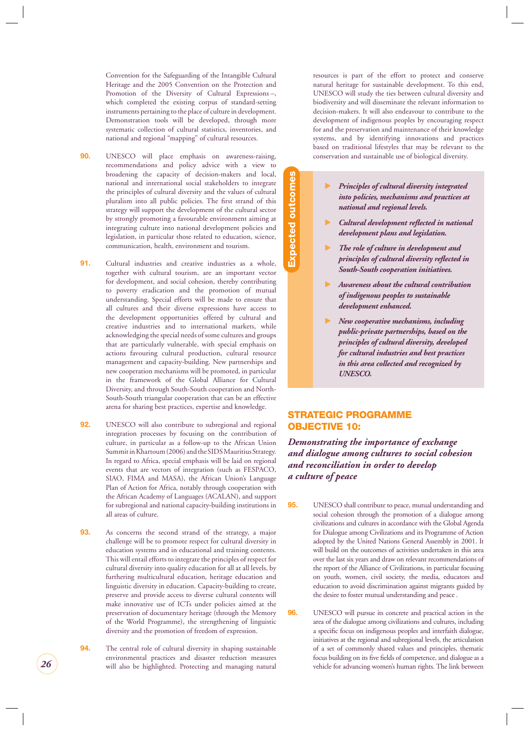Convention for the Safeguarding of the Intangible Cultural Heritage and the 2005 Convention on the Protection and Promotion of the Diversity of Cultural Expressions –, which completed the existing corpus of standard-setting instruments pertaining to the place of culture in development. Demonstration tools will be developed, through more systematic collection of cultural statistics, inventories, and national and regional "mapping" of cultural resources.

**90.** UNESCO will place emphasis on awareness-raising, recommendations and policy advice with a view to broadening the capacity of decision-makers and local, national and international social stakeholders to integrate the principles of cultural diversity and the values of cultural pluralism into all public policies. The first strand of this strategy will support the development of the cultural sector by strongly promoting a favourable environment aiming at integrating culture into national development policies and legislation, in particular those related to education, science, communication, health, environment and tourism.

**91.** Cultural industries and creative industries as a whole, together with cultural tourism, are an important vector for development, and social cohesion, thereby contributing to poverty eradication and the promotion of mutual understanding. Special efforts will be made to ensure that all cultures and their diverse expressions have access to the development opportunities offered by cultural and creative industries and to international markets, while acknowledging the special needs of some cultures and groups that are particularly vulnerable, with special emphasis on actions favouring cultural production, cultural resource management and capacity-building. New partnerships and new cooperation mechanisms will be promoted, in particular in the framework of the Global Alliance for Cultural Diversity, and through South-South cooperation and North-South-South triangular cooperation that can be an effective arena for sharing best practices, expertise and knowledge.

**92.** UNESCO will also contribute to subregional and regional integration processes by focusing on the contribution of culture, in particular as a follow-up to the African Union Summit in Khartoum (2006) and the SIDS Mauritius Strategy. In regard to Africa, special emphasis will be laid on regional events that are vectors of integration (such as FESPACO, SIAO, FIMA and MASA), the African Union's Language Plan of Action for Africa, notably through cooperation with the African Academy of Languages (ACALAN), and support for subregional and national capacity-building institutions in all areas of culture.

**93.** As concerns the second strand of the strategy, a major challenge will be to promote respect for cultural diversity in education systems and in educational and training contents. This will entail efforts to integrate the principles of respect for cultural diversity into quality education for all at all levels, by furthering multicultural education, heritage education and linguistic diversity in education. Capacity-building to create, preserve and provide access to diverse cultural contents will make innovative use of ICTs under policies aimed at the preservation of documentary heritage (through the Memory of the World Programme), the strengthening of linguistic diversity and the promotion of freedom of expression.

**94.** The central role of cultural diversity in shaping sustainable environmental practices and disaster reduction measures will also be highlighted. Protecting and managing natural resources is part of the effort to protect and conserve natural heritage for sustainable development. To this end, UNESCO will study the ties between cultural diversity and biodiversity and will disseminate the relevant information to decision-makers. It will also endeavour to contribute to the development of indigenous peoples by encouraging respect for and the preservation and maintenance of their knowledge systems, and by identifying innovations and practices based on traditional lifestyles that may be relevant to the conservation and sustainable use of biological diversity.

**Expected outcomes**

- ***Principles of cultural diversity integrated into policies, mechanisms and practices at national and regional levels.***
- ***Cultural development reflected in national development plans and legislation.***
- ***The role of culture in development and principles of cultural diversity reflected in South-South cooperation initiatives.***
- ***Awareness about the cultural contribution of indigenous peoples to sustainable development enhanced.***
- ***New cooperative mechanisms, including public-private partnerships, based on the principles of cultural diversity, developed for cultural industries and best practices in this area collected and recognized by UNESCO.***

## STRATEGIC PROGRAMME OBJECTIVE 10:

### *Demonstrating the importance of exchange and dialogue among cultures to social cohesion and reconciliation in order to develop a culture of peace*

**95.** UNESCO shall contribute to peace, mutual understanding and social cohesion through the promotion of a dialogue among civilizations and cultures in accordance with the Global Agenda for Dialogue among Civilizations and its Programme of Action adopted by the United Nations General Assembly in 2001. It will build on the outcomes of activities undertaken in this area over the last six years and draw on relevant recommendations of the report of the Alliance of Civilizations, in particular focusing on youth, women, civil society, the media, educators and education to avoid discrimination against migrants guided by the desire to foster mutual understanding and peace .

**96.** UNESCO will pursue its concrete and practical action in the area of the dialogue among civilizations and cultures, including a specific focus on indigenous peoples and interfaith dialogue, initiatives at the regional and subregional levels, the articulation of a set of commonly shared values and principles, thematic focus building on its five fields of competence, and dialogue as a vehicle for advancing women's human rights. The link between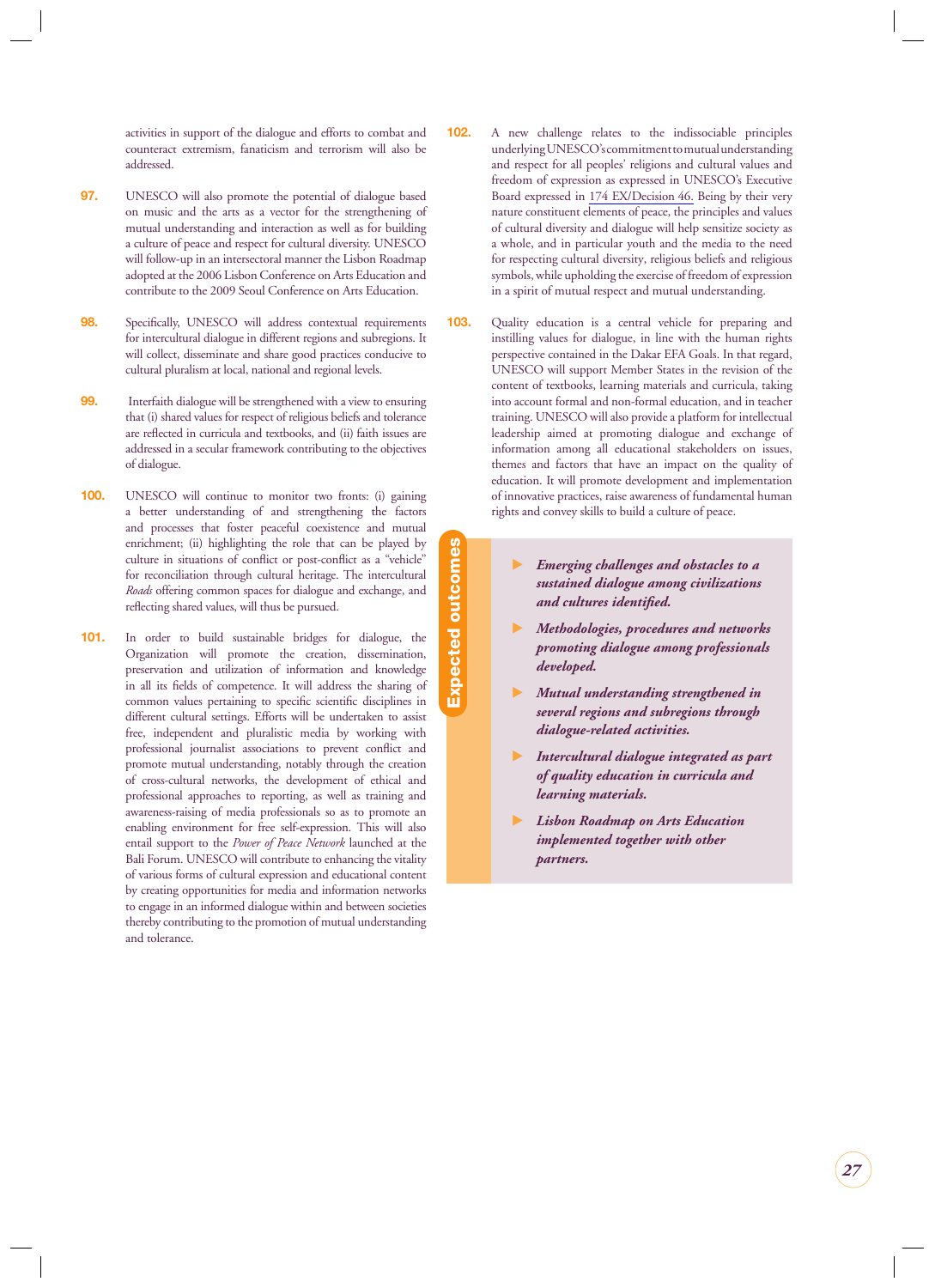activities in support of the dialogue and efforts to combat and counteract extremism, fanaticism and terrorism will also be addressed.

**97.** UNESCO will also promote the potential of dialogue based on music and the arts as a vector for the strengthening of mutual understanding and interaction as well as for building a culture of peace and respect for cultural diversity. UNESCO will follow-up in an intersectoral manner the Lisbon Roadmap adopted at the 2006 Lisbon Conference on Arts Education and contribute to the 2009 Seoul Conference on Arts Education.

**98.** Specifically, UNESCO will address contextual requirements for intercultural dialogue in different regions and subregions. It will collect, disseminate and share good practices conducive to cultural pluralism at local, national and regional levels.

**99.** Interfaith dialogue will be strengthened with a view to ensuring that (i) shared values for respect of religious beliefs and tolerance are reflected in curricula and textbooks, and (ii) faith issues are addressed in a secular framework contributing to the objectives of dialogue.

**100.** UNESCO will continue to monitor two fronts: (i) gaining a better understanding of and strengthening the factors and processes that foster peaceful coexistence and mutual enrichment; (ii) highlighting the role that can be played by culture in situations of conflict or post-conflict as a "vehicle" for reconciliation through cultural heritage. The intercultural *Roads* offering common spaces for dialogue and exchange, and reflecting shared values, will thus be pursued.

**101.** In order to build sustainable bridges for dialogue, the Organization will promote the creation, dissemination, preservation and utilization of information and knowledge in all its fields of competence. It will address the sharing of common values pertaining to specific scientific disciplines in different cultural settings. Efforts will be undertaken to assist free, independent and pluralistic media by working with professional journalist associations to prevent conflict and promote mutual understanding, notably through the creation of cross-cultural networks, the development of ethical and professional approaches to reporting, as well as training and awareness-raising of media professionals so as to promote an enabling environment for free self-expression. This will also entail support to the *Power of Peace Network* launched at the Bali Forum. UNESCO will contribute to enhancing the vitality of various forms of cultural expression and educational content by creating opportunities for media and information networks to engage in an informed dialogue within and between societies thereby contributing to the promotion of mutual understanding and tolerance.

**102.** A new challenge relates to the indissociable principles underlying UNESCO's commitment to mutual understanding and respect for all peoples' religions and cultural values and freedom of expression as expressed in UNESCO's Executive Board expressed in 174 EX/Decision 46. Being by their very nature constituent elements of peace, the principles and values of cultural diversity and dialogue will help sensitize society as a whole, and in particular youth and the media to the need for respecting cultural diversity, religious beliefs and religious symbols, while upholding the exercise of freedom of expression in a spirit of mutual respect and mutual understanding.

**103.** Quality education is a central vehicle for preparing and instilling values for dialogue, in line with the human rights perspective contained in the Dakar EFA Goals. In that regard, UNESCO will support Member States in the revision of the content of textbooks, learning materials and curricula, taking into account formal and non-formal education, and in teacher training. UNESCO will also provide a platform for intellectual leadership aimed at promoting dialogue and exchange of information among all educational stakeholders on issues, themes and factors that have an impact on the quality of education. It will promote development and implementation of innovative practices, raise awareness of fundamental human rights and convey skills to build a culture of peace.

**Expected outcomes**

- ***Emerging challenges and obstacles to a sustained dialogue among civilizations and cultures identified.***
- ***Methodologies, procedures and networks promoting dialogue among professionals developed.***
- ***Mutual understanding strengthened in several regions and subregions through dialogue-related activities.***
- ***Intercultural dialogue integrated as part of quality education in curricula and learning materials.***
- ***Lisbon Roadmap on Arts Education implemented together with other partners.***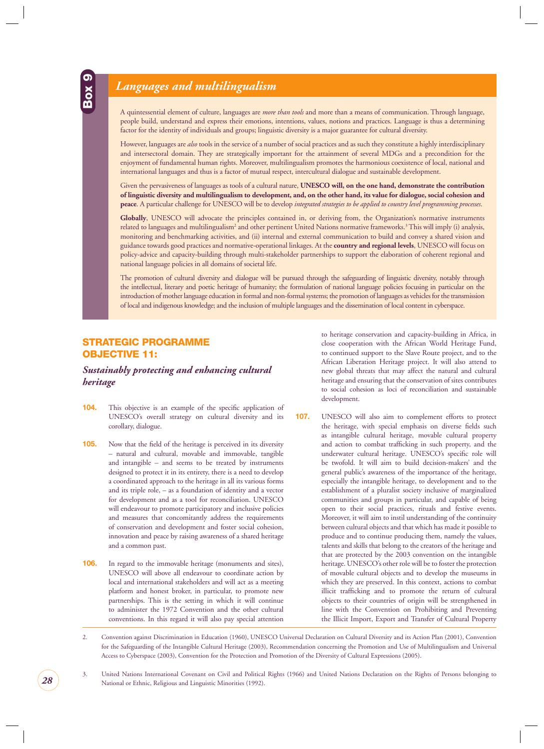Box 9

## *Languages and multilingualism*

A quintessential element of culture, languages are *more than tools* and more than a means of communication. Through language, people build, understand and express their emotions, intentions, values, notions and practices. Language is thus a determining factor for the identity of individuals and groups; linguistic diversity is a major guarantee for cultural diversity.

However, languages are *also* tools in the service of a number of social practices and as such they constitute a highly interdisciplinary and intersectoral domain. They are strategically important for the attainment of several MDGs and a precondition for the enjoyment of fundamental human rights. Moreover, multilingualism promotes the harmonious coexistence of local, national and international languages and thus is a factor of mutual respect, intercultural dialogue and sustainable development.

Given the pervasiveness of languages as tools of a cultural nature, **UNESCO will, on the one hand, demonstrate the contribution of linguistic diversity and multilingualism to development, and, on the other hand, its value for dialogue, social cohesion and peace**. A particular challenge for UNESCO will be to develop *integrated strategies to be applied to country level programming processes.*

**Globally**, UNESCO will advocate the principles contained in, or deriving from, the Organization's normative instruments related to languages and multilingualism[2] and other pertinent United Nations normative frameworks.[3] This will imply (i) analysis, monitoring and benchmarking activities, and (ii) internal and external communication to build and convey a shared vision and guidance towards good practices and normative-operational linkages. At the **country and regional levels**, UNESCO will focus on policy-advice and capacity-building through multi-stakeholder partnerships to support the elaboration of coherent regional and national language policies in all domains of societal life.

The promotion of cultural diversity and dialogue will be pursued through the safeguarding of linguistic diversity, notably through the intellectual, literary and poetic heritage of humanity; the formulation of national language policies focusing in particular on the introduction of mother language education in formal and non-formal systems; the promotion of languages as vehicles for the transmission of local and indigenous knowledge; and the inclusion of multiple languages and the dissemination of local content in cyberspace.

## STRATEGIC PROGRAMME OBJECTIVE 11:

### *Sustainably protecting and enhancing cultural heritage*

**104.** This objective is an example of the specific application of UNESCO's overall strategy on cultural diversity and its corollary, dialogue.

**105.** Now that the field of the heritage is perceived in its diversity – natural and cultural, movable and immovable, tangible and intangible – and seems to be treated by instruments designed to protect it in its entirety, there is a need to develop a coordinated approach to the heritage in all its various forms and its triple role, – as a foundation of identity and a vector for development and as a tool for reconciliation. UNESCO will endeavour to promote participatory and inclusive policies and measures that concomitantly address the requirements of conservation and development and foster social cohesion, innovation and peace by raising awareness of a shared heritage and a common past.

**106.** In regard to the immovable heritage (monuments and sites), UNESCO will above all endeavour to coordinate action by local and international stakeholders and will act as a meeting platform and honest broker, in particular, to promote new partnerships. This is the setting in which it will continue to administer the 1972 Convention and the other cultural conventions. In this regard it will also pay special attention to heritage conservation and capacity-building in Africa, in close cooperation with the African World Heritage Fund, to continued support to the Slave Route project, and to the African Liberation Heritage project. It will also attend to new global threats that may affect the natural and cultural heritage and ensuring that the conservation of sites contributes to social cohesion as loci of reconciliation and sustainable development.

**107.** UNESCO will also aim to complement efforts to protect the heritage, with special emphasis on diverse fields such as intangible cultural heritage, movable cultural property and action to combat trafficking in such property, and the underwater cultural heritage. UNESCO's specific role will be twofold. It will aim to build decision-makers' and the general public's awareness of the importance of the heritage, especially the intangible heritage, to development and to the establishment of a pluralist society inclusive of marginalized communities and groups in particular, and capable of being open to their social practices, rituals and festive events. Moreover, it will aim to instil understanding of the continuity between cultural objects and that which has made it possible to produce and to continue producing them, namely the values, talents and skills that belong to the creators of the heritage and that are protected by the 2003 convention on the intangible heritage. UNESCO's other role will be to foster the protection of movable cultural objects and to develop the museums in which they are preserved. In this context, actions to combat illicit trafficking and to promote the return of cultural objects to their countries of origin will be strengthened in line with the Convention on Prohibiting and Preventing the Illicit Import, Export and Transfer of Cultural Property

2. Convention against Discrimination in Education (1960), UNESCO Universal Declaration on Cultural Diversity and its Action Plan (2001), Convention for the Safeguarding of the Intangible Cultural Heritage (2003), Recommendation concerning the Promotion and Use of Multilingualism and Universal Access to Cyberspace (2003), Convention for the Protection and Promotion of the Diversity of Cultural Expressions (2005).

3. United Nations International Covenant on Civil and Political Rights (1966) and United Nations Declaration on the Rights of Persons belonging to National or Ethnic, Religious and Linguistic Minorities (1992).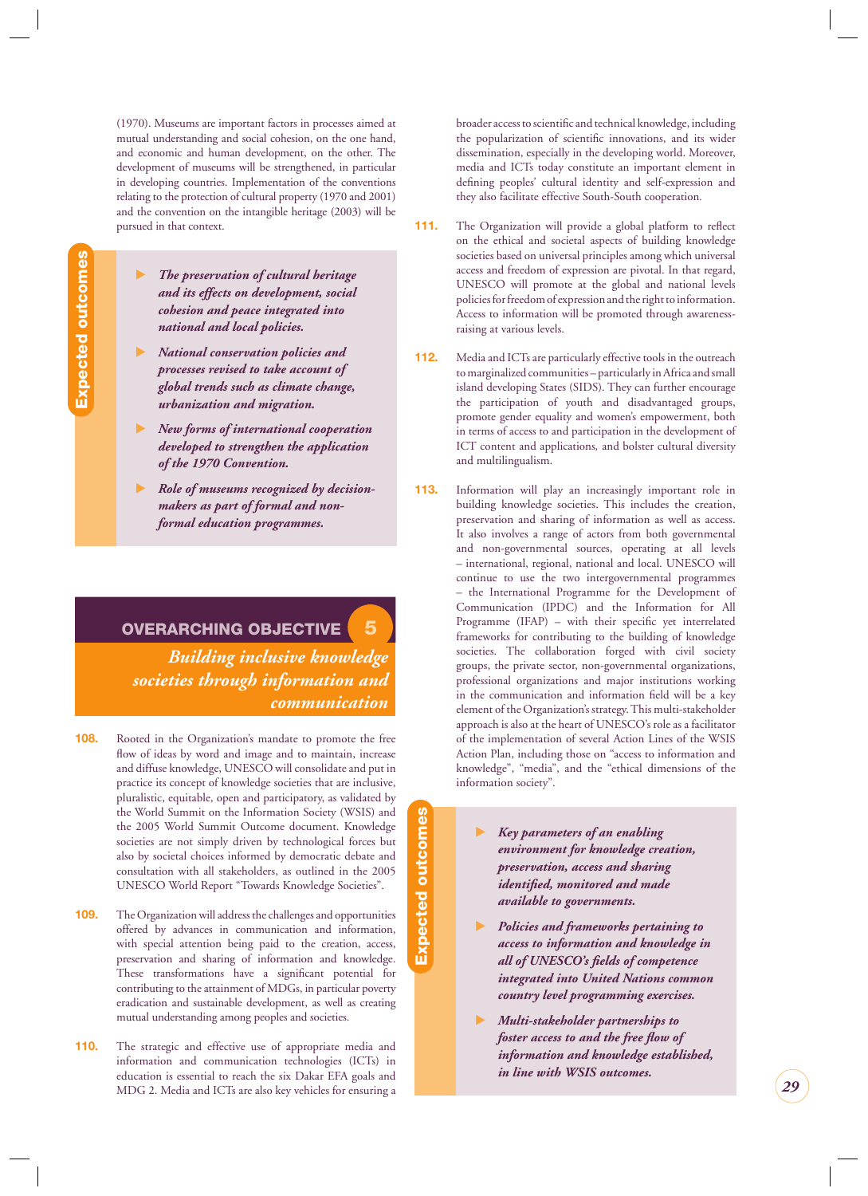(1970). Museums are important factors in processes aimed at mutual understanding and social cohesion, on the one hand, and economic and human development, on the other. The development of museums will be strengthened, in particular in developing countries. Implementation of the conventions relating to the protection of cultural property (1970 and 2001) and the convention on the intangible heritage (2003) will be pursued in that context.

**Expected outcomes**

- ***The preservation of cultural heritage and its effects on development, social cohesion and peace integrated into national and local policies.***
- ***National conservation policies and processes revised to take account of global trends such as climate change, urbanization and migration.***
- ***New forms of international cooperation developed to strengthen the application of the 1970 Convention.***
- ***Role of museums recognized by decision-makers as part of formal and non-formal education programmes.***

## OVERARCHING OBJECTIVE 5

### *Building inclusive knowledge societies through information and communication*

**108.** Rooted in the Organization's mandate to promote the free flow of ideas by word and image and to maintain, increase and diffuse knowledge, UNESCO will consolidate and put in practice its concept of knowledge societies that are inclusive, pluralistic, equitable, open and participatory, as validated by the World Summit on the Information Society (WSIS) and the 2005 World Summit Outcome document. Knowledge societies are not simply driven by technological forces but also by societal choices informed by democratic debate and consultation with all stakeholders, as outlined in the 2005 UNESCO World Report "Towards Knowledge Societies".

**109.** The Organization will address the challenges and opportunities offered by advances in communication and information, with special attention being paid to the creation, access, preservation and sharing of information and knowledge. These transformations have a significant potential for contributing to the attainment of MDGs, in particular poverty eradication and sustainable development, as well as creating mutual understanding among peoples and societies.

**110.** The strategic and effective use of appropriate media and information and communication technologies (ICTs) in education is essential to reach the six Dakar EFA goals and MDG 2. Media and ICTs are also key vehicles for ensuring a broader access to scientific and technical knowledge, including the popularization of scientific innovations, and its wider dissemination, especially in the developing world. Moreover, media and ICTs today constitute an important element in defining peoples' cultural identity and self-expression and they also facilitate effective South-South cooperation.

**111.** The Organization will provide a global platform to reflect on the ethical and societal aspects of building knowledge societies based on universal principles among which universal access and freedom of expression are pivotal. In that regard, UNESCO will promote at the global and national levels policies for freedom of expression and the right to information. Access to information will be promoted through awareness-raising at various levels.

**112.** Media and ICTs are particularly effective tools in the outreach to marginalized communities – particularly in Africa and small island developing States (SIDS). They can further encourage the participation of youth and disadvantaged groups, promote gender equality and women's empowerment, both in terms of access to and participation in the development of ICT content and applications, and bolster cultural diversity and multilingualism.

**113.** Information will play an increasingly important role in building knowledge societies. This includes the creation, preservation and sharing of information as well as access. It also involves a range of actors from both governmental and non-governmental sources, operating at all levels – international, regional, national and local. UNESCO will continue to use the two intergovernmental programmes – the International Programme for the Development of Communication (IPDC) and the Information for All Programme (IFAP) – with their specific yet interrelated frameworks for contributing to the building of knowledge societies. The collaboration forged with civil society groups, the private sector, non-governmental organizations, professional organizations and major institutions working in the communication and information field will be a key element of the Organization's strategy. This multi-stakeholder approach is also at the heart of UNESCO's role as a facilitator of the implementation of several Action Lines of the WSIS Action Plan, including those on "access to information and knowledge", "media", and the "ethical dimensions of the information society".

**Expected outcomes**

- ***Key parameters of an enabling environment for knowledge creation, preservation, access and sharing identified, monitored and made available to governments.***
- ***Policies and frameworks pertaining to access to information and knowledge in all of UNESCO's fields of competence integrated into United Nations common country level programming exercises.***
- ***Multi-stakeholder partnerships to foster access to and the free flow of information and knowledge established, in line with WSIS outcomes.***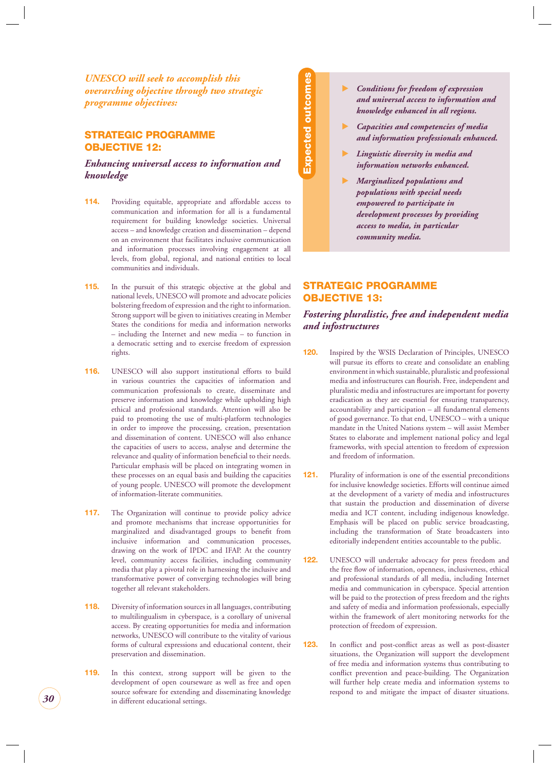*UNESCO will seek to accomplish this overarching objective through two strategic programme objectives:*

## STRATEGIC PROGRAMME OBJECTIVE 12:

### *Enhancing universal access to information and knowledge*

**114.** Providing equitable, appropriate and affordable access to communication and information for all is a fundamental requirement for building knowledge societies. Universal access – and knowledge creation and dissemination – depend on an environment that facilitates inclusive communication and information processes involving engagement at all levels, from global, regional, and national entities to local communities and individuals.

**115.** In the pursuit of this strategic objective at the global and national levels, UNESCO will promote and advocate policies bolstering freedom of expression and the right to information. Strong support will be given to initiatives creating in Member States the conditions for media and information networks – including the Internet and new media – to function in a democratic setting and to exercise freedom of expression rights.

**116.** UNESCO will also support institutional efforts to build in various countries the capacities of information and communication professionals to create, disseminate and preserve information and knowledge while upholding high ethical and professional standards. Attention will also be paid to promoting the use of multi-platform technologies in order to improve the processing, creation, presentation and dissemination of content. UNESCO will also enhance the capacities of users to access, analyse and determine the relevance and quality of information beneficial to their needs. Particular emphasis will be placed on integrating women in these processes on an equal basis and building the capacities of young people. UNESCO will promote the development of information-literate communities.

**117.** The Organization will continue to provide policy advice and promote mechanisms that increase opportunities for marginalized and disadvantaged groups to benefit from inclusive information and communication processes, drawing on the work of IPDC and IFAP. At the country level, community access facilities, including community media that play a pivotal role in harnessing the inclusive and transformative power of converging technologies will bring together all relevant stakeholders.

**118.** Diversity of information sources in all languages, contributing to multilingualism in cyberspace, is a corollary of universal access. By creating opportunities for media and information networks, UNESCO will contribute to the vitality of various forms of cultural expressions and educational content, their preservation and dissemination.

**119.** In this context, strong support will be given to the development of open courseware as well as free and open source software for extending and disseminating knowledge in different educational settings.

**Expected outcomes**

- *Conditions for freedom of expression and universal access to information and knowledge enhanced in all regions.*
- *Capacities and competencies of media and information professionals enhanced.*
- *Linguistic diversity in media and information networks enhanced.*
- *Marginalized populations and populations with special needs empowered to participate in development processes by providing access to media, in particular community media.*

## STRATEGIC PROGRAMME OBJECTIVE 13:

### *Fostering pluralistic, free and independent media and infostructures*

**120.** Inspired by the WSIS Declaration of Principles, UNESCO will pursue its efforts to create and consolidate an enabling environment in which sustainable, pluralistic and professional media and infostructures can flourish. Free, independent and pluralistic media and infostructures are important for poverty eradication as they are essential for ensuring transparency, accountability and participation – all fundamental elements of good governance. To that end, UNESCO – with a unique mandate in the United Nations system – will assist Member States to elaborate and implement national policy and legal frameworks, with special attention to freedom of expression and freedom of information.

**121.** Plurality of information is one of the essential preconditions for inclusive knowledge societies. Efforts will continue aimed at the development of a variety of media and infostructures that sustain the production and dissemination of diverse media and ICT content, including indigenous knowledge. Emphasis will be placed on public service broadcasting, including the transformation of State broadcasters into editorially independent entities accountable to the public.

**122.** UNESCO will undertake advocacy for press freedom and the free flow of information, openness, inclusiveness, ethical and professional standards of all media, including Internet media and communication in cyberspace. Special attention will be paid to the protection of press freedom and the rights and safety of media and information professionals, especially within the framework of alert monitoring networks for the protection of freedom of expression.

**123.** In conflict and post-conflict areas as well as post-disaster situations, the Organization will support the development of free media and information systems thus contributing to conflict prevention and peace-building. The Organization will further help create media and information systems to respond to and mitigate the impact of disaster situations.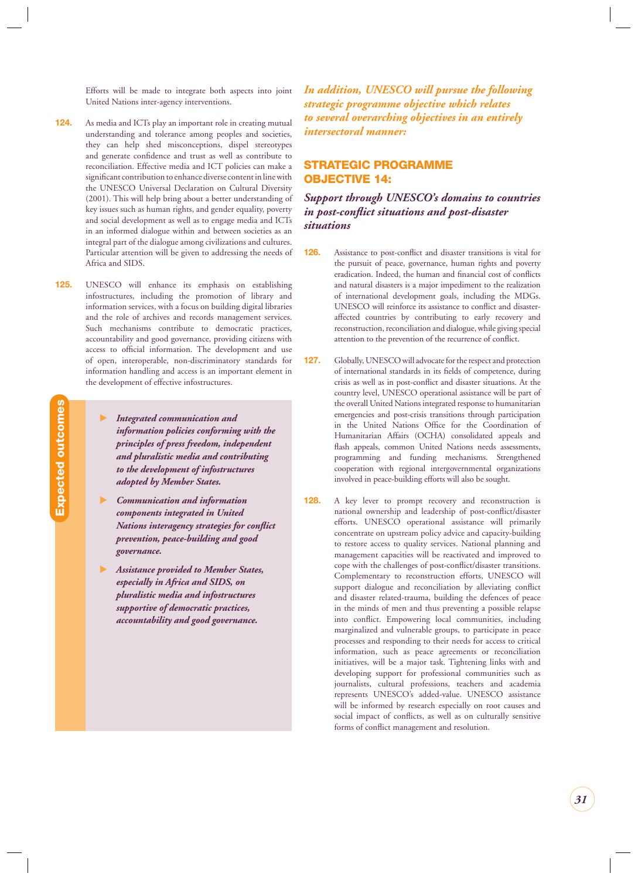Efforts will be made to integrate both aspects into joint United Nations inter-agency interventions.

**124.** As media and ICTs play an important role in creating mutual understanding and tolerance among peoples and societies, they can help shed misconceptions, dispel stereotypes and generate confidence and trust as well as contribute to reconciliation. Effective media and ICT policies can make a significant contribution to enhance diverse content in line with the UNESCO Universal Declaration on Cultural Diversity (2001). This will help bring about a better understanding of key issues such as human rights, and gender equality, poverty and social development as well as to engage media and ICTs in an informed dialogue within and between societies as an integral part of the dialogue among civilizations and cultures. Particular attention will be given to addressing the needs of Africa and SIDS.

**125.** UNESCO will enhance its emphasis on establishing infostructures, including the promotion of library and information services, with a focus on building digital libraries and the role of archives and records management services. Such mechanisms contribute to democratic practices, accountability and good governance, providing citizens with access to official information. The development and use of open, interoperable, non-discriminatory standards for information handling and access is an important element in the development of effective infostructures.

**Expected outcomes**

- ***Integrated communication and information policies conforming with the principles of press freedom, independent and pluralistic media and contributing to the development of infostructures adopted by Member States.***
- ***Communication and information components integrated in United Nations interagency strategies for conflict prevention, peace-building and good governance.***
- ***Assistance provided to Member States, especially in Africa and SIDS, on pluralistic media and infostructures supportive of democratic practices, accountability and good governance.***

***In addition, UNESCO will pursue the following strategic programme objective which relates to several overarching objectives in an entirely intersectoral manner:***

## STRATEGIC PROGRAMME OBJECTIVE 14:

### *Support through UNESCO's domains to countries in post-conflict situations and post-disaster situations*

**126.** Assistance to post-conflict and disaster transitions is vital for the pursuit of peace, governance, human rights and poverty eradication. Indeed, the human and financial cost of conflicts and natural disasters is a major impediment to the realization of international development goals, including the MDGs. UNESCO will reinforce its assistance to conflict and disaster-affected countries by contributing to early recovery and reconstruction, reconciliation and dialogue, while giving special attention to the prevention of the recurrence of conflict.

**127.** Globally, UNESCO will advocate for the respect and protection of international standards in its fields of competence, during crisis as well as in post-conflict and disaster situations. At the country level, UNESCO operational assistance will be part of the overall United Nations integrated response to humanitarian emergencies and post-crisis transitions through participation in the United Nations Office for the Coordination of Humanitarian Affairs (OCHA) consolidated appeals and flash appeals, common United Nations needs assessments, programming and funding mechanisms. Strengthened cooperation with regional intergovernmental organizations involved in peace-building efforts will also be sought.

**128.** A key lever to prompt recovery and reconstruction is national ownership and leadership of post-conflict/disaster efforts. UNESCO operational assistance will primarily concentrate on upstream policy advice and capacity-building to restore access to quality services. National planning and management capacities will be reactivated and improved to cope with the challenges of post-conflict/disaster transitions. Complementary to reconstruction efforts, UNESCO will support dialogue and reconciliation by alleviating conflict and disaster related-trauma, building the defences of peace in the minds of men and thus preventing a possible relapse into conflict. Empowering local communities, including marginalized and vulnerable groups, to participate in peace processes and responding to their needs for access to critical information, such as peace agreements or reconciliation initiatives, will be a major task. Tightening links with and developing support for professional communities such as journalists, cultural professions, teachers and academia represents UNESCO's added-value. UNESCO assistance will be informed by research especially on root causes and social impact of conflicts, as well as on culturally sensitive forms of conflict management and resolution.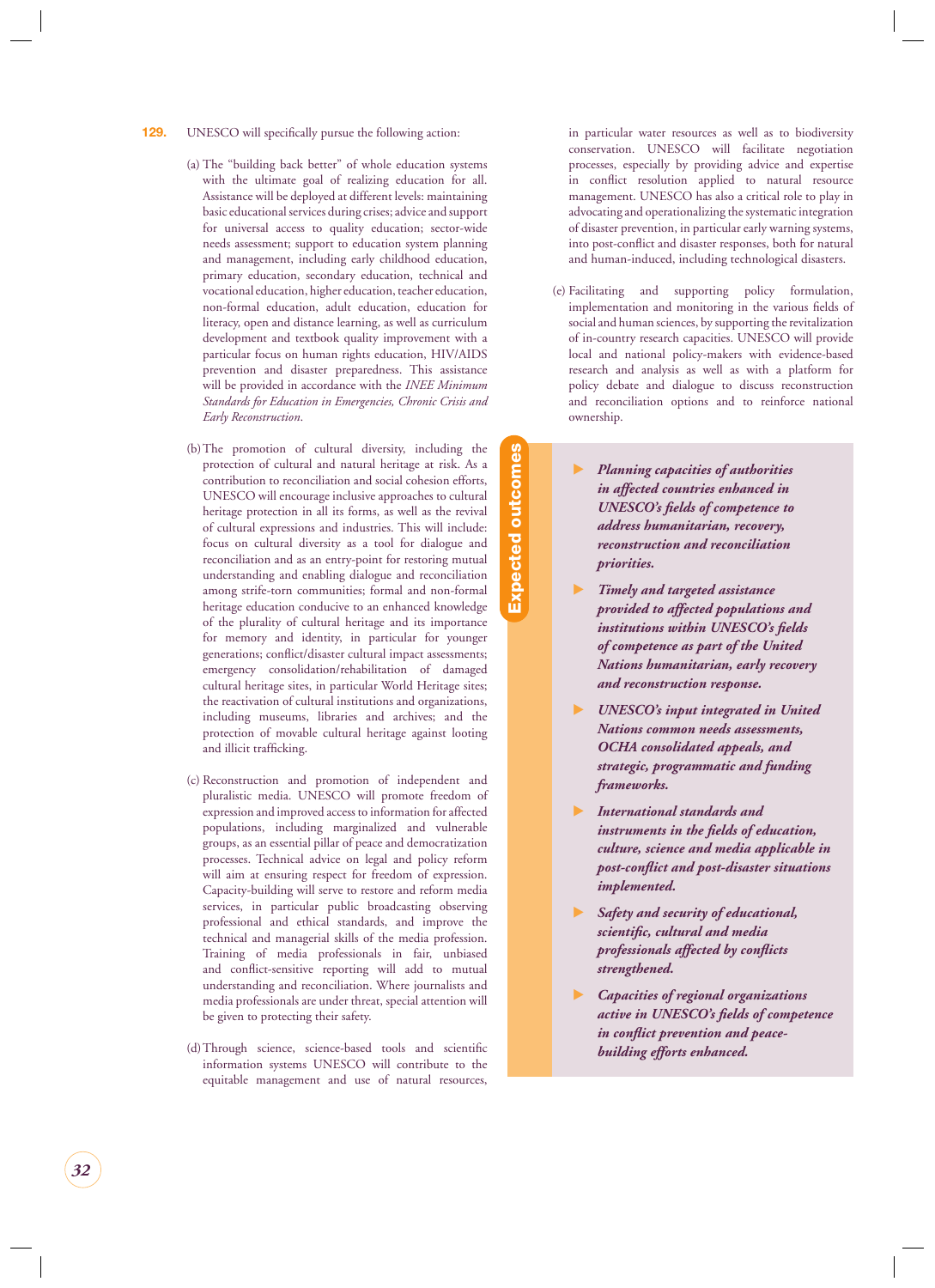**129.** UNESCO will specifically pursue the following action:

(a) The "building back better" of whole education systems with the ultimate goal of realizing education for all. Assistance will be deployed at different levels: maintaining basic educational services during crises; advice and support for universal access to quality education; sector-wide needs assessment; support to education system planning and management, including early childhood education, primary education, secondary education, technical and vocational education, higher education, teacher education, non-formal education, adult education, education for literacy, open and distance learning, as well as curriculum development and textbook quality improvement with a particular focus on human rights education, HIV/AIDS prevention and disaster preparedness. This assistance will be provided in accordance with the *INEE Minimum Standards for Education in Emergencies, Chronic Crisis and Early Reconstruction*.

(b) The promotion of cultural diversity, including the protection of cultural and natural heritage at risk. As a contribution to reconciliation and social cohesion efforts, UNESCO will encourage inclusive approaches to cultural heritage protection in all its forms, as well as the revival of cultural expressions and industries. This will include: focus on cultural diversity as a tool for dialogue and reconciliation and as an entry-point for restoring mutual understanding and enabling dialogue and reconciliation among strife-torn communities; formal and non-formal heritage education conducive to an enhanced knowledge of the plurality of cultural heritage and its importance for memory and identity, in particular for younger generations; conflict/disaster cultural impact assessments; emergency consolidation/rehabilitation of damaged cultural heritage sites, in particular World Heritage sites; the reactivation of cultural institutions and organizations, including museums, libraries and archives; and the protection of movable cultural heritage against looting and illicit trafficking.

(c) Reconstruction and promotion of independent and pluralistic media. UNESCO will promote freedom of expression and improved access to information for affected populations, including marginalized and vulnerable groups, as an essential pillar of peace and democratization processes. Technical advice on legal and policy reform will aim at ensuring respect for freedom of expression. Capacity-building will serve to restore and reform media services, in particular public broadcasting observing professional and ethical standards, and improve the technical and managerial skills of the media profession. Training of media professionals in fair, unbiased and conflict-sensitive reporting will add to mutual understanding and reconciliation. Where journalists and media professionals are under threat, special attention will be given to protecting their safety.

(d) Through science, science-based tools and scientific information systems UNESCO will contribute to the equitable management and use of natural resources, in particular water resources as well as to biodiversity conservation. UNESCO will facilitate negotiation processes, especially by providing advice and expertise in conflict resolution applied to natural resource management. UNESCO has also a critical role to play in advocating and operationalizing the systematic integration of disaster prevention, in particular early warning systems, into post-conflict and disaster responses, both for natural and human-induced, including technological disasters.

(e) Facilitating and supporting policy formulation, implementation and monitoring in the various fields of social and human sciences, by supporting the revitalization of in-country research capacities. UNESCO will provide local and national policy-makers with evidence-based research and analysis as well as with a platform for policy debate and dialogue to discuss reconstruction and reconciliation options and to reinforce national ownership.

**Expected outcomes**

- ***Planning capacities of authorities in affected countries enhanced in UNESCO's fields of competence to address humanitarian, recovery, reconstruction and reconciliation priorities.***
- ***Timely and targeted assistance provided to affected populations and institutions within UNESCO's fields of competence as part of the United Nations humanitarian, early recovery and reconstruction response.***
- ***UNESCO's input integrated in United Nations common needs assessments, OCHA consolidated appeals, and strategic, programmatic and funding frameworks.***
- ***International standards and instruments in the fields of education, culture, science and media applicable in post-conflict and post-disaster situations implemented.***
- ***Safety and security of educational, scientific, cultural and media professionals affected by conflicts strengthened.***
- ***Capacities of regional organizations active in UNESCO's fields of competence in conflict prevention and peace-building efforts enhanced.***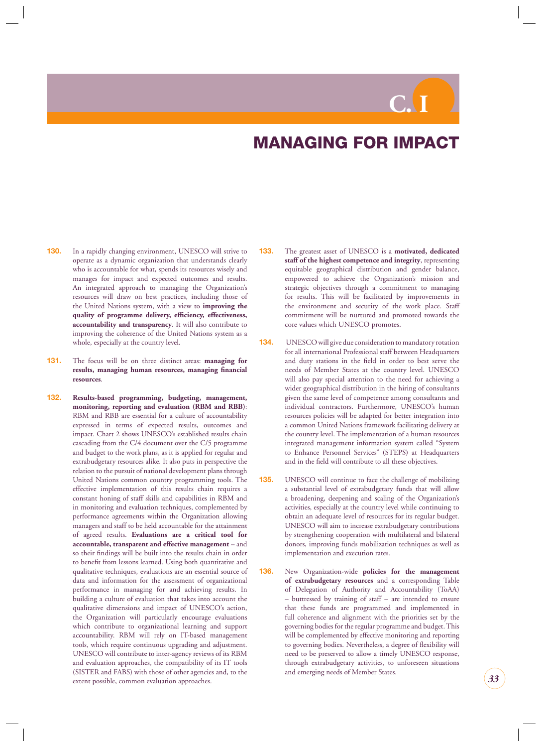# C. I

# MANAGING FOR IMPACT

**130.** In a rapidly changing environment, UNESCO will strive to operate as a dynamic organization that understands clearly who is accountable for what, spends its resources wisely and manages for impact and expected outcomes and results. An integrated approach to managing the Organization's resources will draw on best practices, including those of the United Nations system, with a view to **improving the quality of programme delivery, efficiency, effectiveness, accountability and transparency**. It will also contribute to improving the coherence of the United Nations system as a whole, especially at the country level.

**131.** The focus will be on three distinct areas: **managing for results, managing human resources, managing financial resources**.

**132.** **Results-based programming, budgeting, management, monitoring, reporting and evaluation (RBM and RBB)**: RBM and RBB are essential for a culture of accountability expressed in terms of expected results, outcomes and impact. Chart 2 shows UNESCO's established results chain cascading from the C/4 document over the C/5 programme and budget to the work plans, as it is applied for regular and extrabudgetary resources alike. It also puts in perspective the relation to the pursuit of national development plans through United Nations common country programming tools. The effective implementation of this results chain requires a constant honing of staff skills and capabilities in RBM and in monitoring and evaluation techniques, complemented by performance agreements within the Organization allowing managers and staff to be held accountable for the attainment of agreed results. **Evaluations are a critical tool for accountable, transparent and effective management** – and so their findings will be built into the results chain in order to benefit from lessons learned. Using both quantitative and qualitative techniques, evaluations are an essential source of data and information for the assessment of organizational performance in managing for and achieving results. In building a culture of evaluation that takes into account the qualitative dimensions and impact of UNESCO's action, the Organization will particularly encourage evaluations which contribute to organizational learning and support accountability. RBM will rely on IT-based management tools, which require continuous upgrading and adjustment. UNESCO will contribute to inter-agency reviews of its RBM and evaluation approaches, the compatibility of its IT tools (SISTER and FABS) with those of other agencies and, to the extent possible, common evaluation approaches.

**133.** The greatest asset of UNESCO is a **motivated, dedicated staff of the highest competence and integrity**, representing equitable geographical distribution and gender balance, empowered to achieve the Organization's mission and strategic objectives through a commitment to managing for results. This will be facilitated by improvements in the environment and security of the work place. Staff commitment will be nurtured and promoted towards the core values which UNESCO promotes.

**134.** UNESCO will give due consideration to mandatory rotation for all international Professional staff between Headquarters and duty stations in the field in order to best serve the needs of Member States at the country level. UNESCO will also pay special attention to the need for achieving a wider geographical distribution in the hiring of consultants given the same level of competence among consultants and individual contractors. Furthermore, UNESCO's human resources policies will be adapted for better integration into a common United Nations framework facilitating delivery at the country level. The implementation of a human resources integrated management information system called "System to Enhance Personnel Services" (STEPS) at Headquarters and in the field will contribute to all these objectives.

**135.** UNESCO will continue to face the challenge of mobilizing a substantial level of extrabudgetary funds that will allow a broadening, deepening and scaling of the Organization's activities, especially at the country level while continuing to obtain an adequate level of resources for its regular budget. UNESCO will aim to increase extrabudgetary contributions by strengthening cooperation with multilateral and bilateral donors, improving funds mobilization techniques as well as implementation and execution rates.

**136.** New Organization-wide **policies for the management of extrabudgetary resources** and a corresponding Table of Delegation of Authority and Accountability (ToAA) – buttressed by training of staff – are intended to ensure that these funds are programmed and implemented in full coherence and alignment with the priorities set by the governing bodies for the regular programme and budget. This will be complemented by effective monitoring and reporting to governing bodies. Nevertheless, a degree of flexibility will need to be preserved to allow a timely UNESCO response, through extrabudgetary activities, to unforeseen situations and emerging needs of Member States.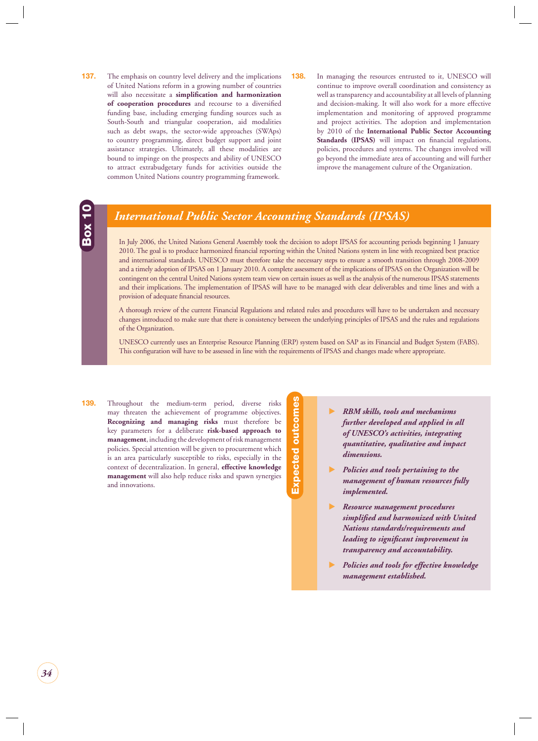**137.** The emphasis on country level delivery and the implications of United Nations reform in a growing number of countries will also necessitate a **simplification and harmonization of cooperation procedures** and recourse to a diversified funding base, including emerging funding sources such as South-South and triangular cooperation, aid modalities such as debt swaps, the sector-wide approaches (SWAps) to country programming, direct budget support and joint assistance strategies. Ultimately, all these modalities are bound to impinge on the prospects and ability of UNESCO to attract extrabudgetary funds for activities outside the common United Nations country programming framework.

**138.** In managing the resources entrusted to it, UNESCO will continue to improve overall coordination and consistency as well as transparency and accountability at all levels of planning and decision-making. It will also work for a more effective implementation and monitoring of approved programme and project activities. The adoption and implementation by 2010 of the **International Public Sector Accounting Standards (IPSAS)** will impact on financial regulations, policies, procedures and systems. The changes involved will go beyond the immediate area of accounting and will further improve the management culture of the Organization.

**Box 10**

## *International Public Sector Accounting Standards (IPSAS)*

In July 2006, the United Nations General Assembly took the decision to adopt IPSAS for accounting periods beginning 1 January 2010. The goal is to produce harmonized financial reporting within the United Nations system in line with recognized best practice and international standards. UNESCO must therefore take the necessary steps to ensure a smooth transition through 2008-2009 and a timely adoption of IPSAS on 1 January 2010. A complete assessment of the implications of IPSAS on the Organization will be contingent on the central United Nations system team view on certain issues as well as the analysis of the numerous IPSAS statements and their implications. The implementation of IPSAS will have to be managed with clear deliverables and time lines and with a provision of adequate financial resources.

A thorough review of the current Financial Regulations and related rules and procedures will have to be undertaken and necessary changes introduced to make sure that there is consistency between the underlying principles of IPSAS and the rules and regulations of the Organization.

UNESCO currently uses an Enterprise Resource Planning (ERP) system based on SAP as its Financial and Budget System (FABS). This configuration will have to be assessed in line with the requirements of IPSAS and changes made where appropriate.

**139.** Throughout the medium-term period, diverse risks may threaten the achievement of programme objectives. **Recognizing and managing risks** must therefore be key parameters for a deliberate **risk-based approach to management**, including the development of risk management policies. Special attention will be given to procurement which is an area particularly susceptible to risks, especially in the context of decentralization. In general, **effective knowledge management** will also help reduce risks and spawn synergies and innovations.

**Expected outcomes**

- ***RBM skills, tools and mechanisms further developed and applied in all of UNESCO's activities, integrating quantitative, qualitative and impact dimensions.***
- ***Policies and tools pertaining to the management of human resources fully implemented.***
- ***Resource management procedures simplified and harmonized with United Nations standards/requirements and leading to significant improvement in transparency and accountability.***
- ***Policies and tools for effective knowledge management established.***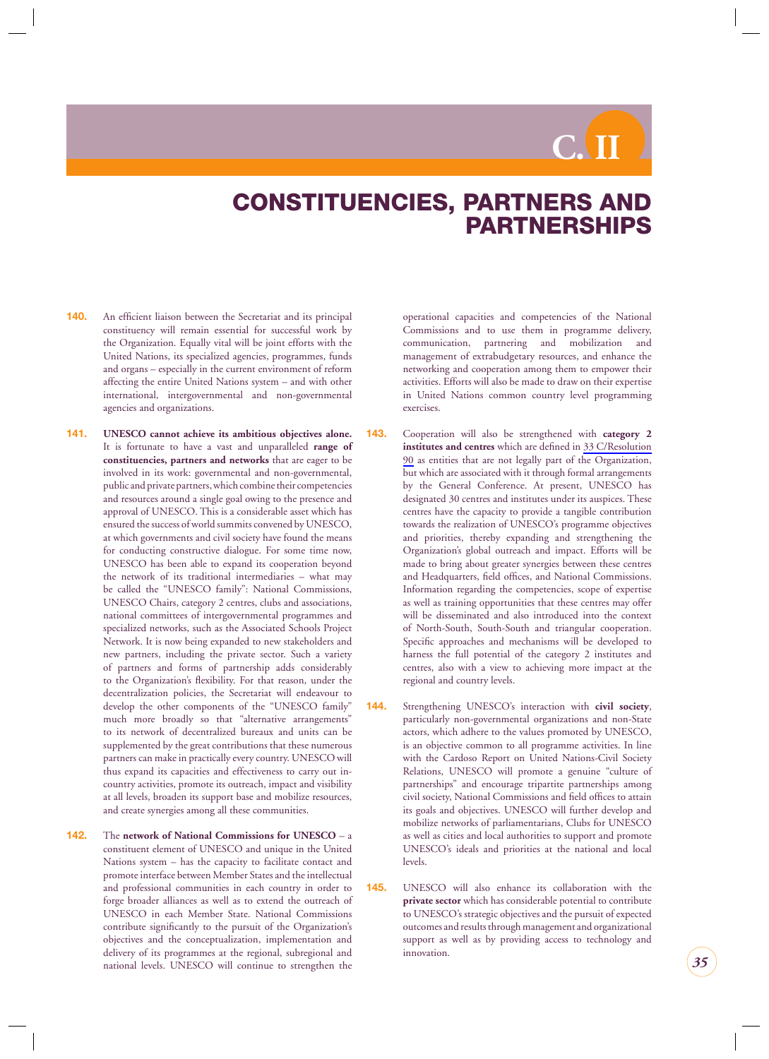# C. II

# CONSTITUENCIES, PARTNERS AND PARTNERSHIPS

**140.** An efficient liaison between the Secretariat and its principal constituency will remain essential for successful work by the Organization. Equally vital will be joint efforts with the United Nations, its specialized agencies, programmes, funds and organs – especially in the current environment of reform affecting the entire United Nations system – and with other international, intergovernmental and non-governmental agencies and organizations.

**141.** **UNESCO cannot achieve its ambitious objectives alone.** It is fortunate to have a vast and unparalleled **range of constituencies, partners and networks** that are eager to be involved in its work: governmental and non-governmental, public and private partners, which combine their competencies and resources around a single goal owing to the presence and approval of UNESCO. This is a considerable asset which has ensured the success of world summits convened by UNESCO, at which governments and civil society have found the means for conducting constructive dialogue. For some time now, UNESCO has been able to expand its cooperation beyond the network of its traditional intermediaries – what may be called the "UNESCO family": National Commissions, UNESCO Chairs, category 2 centres, clubs and associations, national committees of intergovernmental programmes and specialized networks, such as the Associated Schools Project Network. It is now being expanded to new stakeholders and new partners, including the private sector. Such a variety of partners and forms of partnership adds considerably to the Organization's flexibility. For that reason, under the decentralization policies, the Secretariat will endeavour to develop the other components of the "UNESCO family" much more broadly so that "alternative arrangements" to its network of decentralized bureaux and units can be supplemented by the great contributions that these numerous partners can make in practically every country. UNESCO will thus expand its capacities and effectiveness to carry out in-country activities, promote its outreach, impact and visibility at all levels, broaden its support base and mobilize resources, and create synergies among all these communities.

**142.** The **network of National Commissions for UNESCO** – a constituent element of UNESCO and unique in the United Nations system – has the capacity to facilitate contact and promote interface between Member States and the intellectual and professional communities in each country in order to forge broader alliances as well as to extend the outreach of UNESCO in each Member State. National Commissions contribute significantly to the pursuit of the Organization's objectives and the conceptualization, implementation and delivery of its programmes at the regional, subregional and national levels. UNESCO will continue to strengthen the operational capacities and competencies of the National Commissions and to use them in programme delivery, communication, partnering and mobilization and management of extrabudgetary resources, and enhance the networking and cooperation among them to empower their activities. Efforts will also be made to draw on their expertise in United Nations common country level programming exercises.

**143.** Cooperation will also be strengthened with **category 2 institutes and centres** which are defined in 33 C/Resolution 90 as entities that are not legally part of the Organization, but which are associated with it through formal arrangements by the General Conference. At present, UNESCO has designated 30 centres and institutes under its auspices. These centres have the capacity to provide a tangible contribution towards the realization of UNESCO's programme objectives and priorities, thereby expanding and strengthening the Organization's global outreach and impact. Efforts will be made to bring about greater synergies between these centres and Headquarters, field offices, and National Commissions. Information regarding the competencies, scope of expertise as well as training opportunities that these centres may offer will be disseminated and also introduced into the context of North-South, South-South and triangular cooperation. Specific approaches and mechanisms will be developed to harness the full potential of the category 2 institutes and centres, also with a view to achieving more impact at the regional and country levels.

**144.** Strengthening UNESCO's interaction with **civil society**, particularly non-governmental organizations and non-State actors, which adhere to the values promoted by UNESCO, is an objective common to all programme activities. In line with the Cardoso Report on United Nations-Civil Society Relations, UNESCO will promote a genuine "culture of partnerships" and encourage tripartite partnerships among civil society, National Commissions and field offices to attain its goals and objectives. UNESCO will further develop and mobilize networks of parliamentarians, Clubs for UNESCO as well as cities and local authorities to support and promote UNESCO's ideals and priorities at the national and local levels.

**145.** UNESCO will also enhance its collaboration with the **private sector** which has considerable potential to contribute to UNESCO's strategic objectives and the pursuit of expected outcomes and results through management and organizational support as well as by providing access to technology and innovation.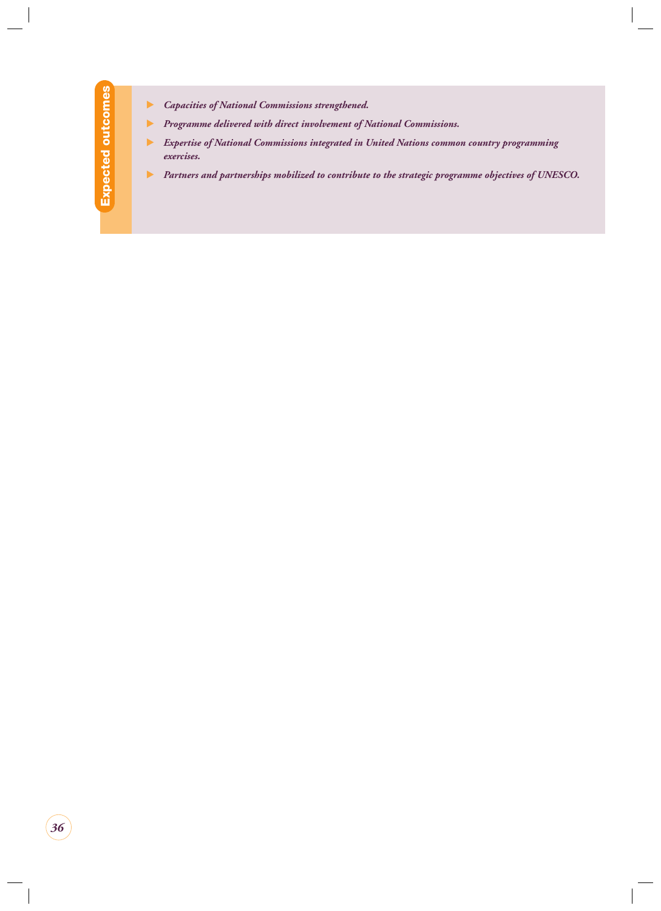## Expected outcomes

- *Capacities of National Commissions strengthened.*
- *Programme delivered with direct involvement of National Commissions.*
- *Expertise of National Commissions integrated in United Nations common country programming exercises.*
- *Partners and partnerships mobilized to contribute to the strategic programme objectives of UNESCO.*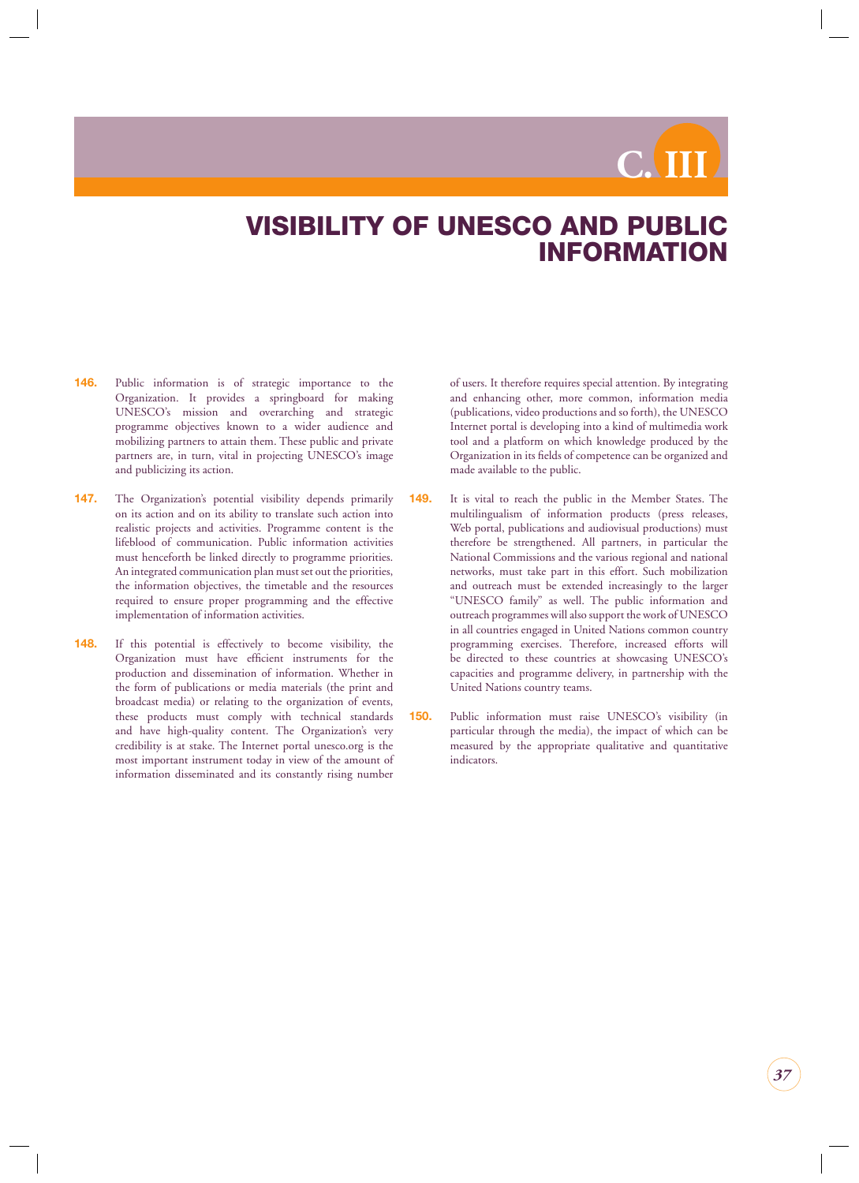# C. III

# VISIBILITY OF UNESCO AND PUBLIC INFORMATION

**146.** Public information is of strategic importance to the Organization. It provides a springboard for making UNESCO's mission and overarching and strategic programme objectives known to a wider audience and mobilizing partners to attain them. These public and private partners are, in turn, vital in projecting UNESCO's image and publicizing its action.

**147.** The Organization's potential visibility depends primarily on its action and on its ability to translate such action into realistic projects and activities. Programme content is the lifeblood of communication. Public information activities must henceforth be linked directly to programme priorities. An integrated communication plan must set out the priorities, the information objectives, the timetable and the resources required to ensure proper programming and the effective implementation of information activities.

**148.** If this potential is effectively to become visibility, the Organization must have efficient instruments for the production and dissemination of information. Whether in the form of publications or media materials (the print and broadcast media) or relating to the organization of events, these products must comply with technical standards and have high-quality content. The Organization's very credibility is at stake. The Internet portal unesco.org is the most important instrument today in view of the amount of information disseminated and its constantly rising number of users. It therefore requires special attention. By integrating and enhancing other, more common, information media (publications, video productions and so forth), the UNESCO Internet portal is developing into a kind of multimedia work tool and a platform on which knowledge produced by the Organization in its fields of competence can be organized and made available to the public.

**149.** It is vital to reach the public in the Member States. The multilingualism of information products (press releases, Web portal, publications and audiovisual productions) must therefore be strengthened. All partners, in particular the National Commissions and the various regional and national networks, must take part in this effort. Such mobilization and outreach must be extended increasingly to the larger "UNESCO family" as well. The public information and outreach programmes will also support the work of UNESCO in all countries engaged in United Nations common country programming exercises. Therefore, increased efforts will be directed to these countries at showcasing UNESCO's capacities and programme delivery, in partnership with the United Nations country teams.

**150.** Public information must raise UNESCO's visibility (in particular through the media), the impact of which can be measured by the appropriate qualitative and quantitative indicators.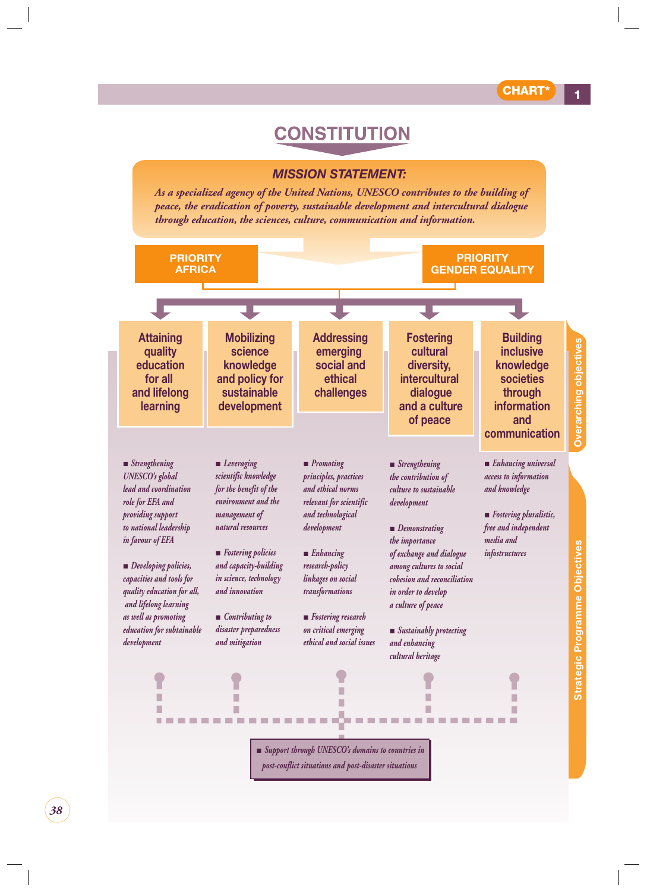CHART* 1

# CONSTITUTION

**MISSION STATEMENT:**

*As a specialized agency of the United Nations, UNESCO contributes to the building of peace, the eradication of poverty, sustainable development and intercultural dialogue through education, the sciences, culture, communication and information.*

**PRIORITY AFRICA**

**PRIORITY GENDER EQUALITY**

## Overarching objectives

| Attaining quality education for all and lifelong learning | Mobilizing science knowledge and policy for sustainable development | Addressing emerging social and ethical challenges | Fostering cultural diversity, intercultural dialogue and a culture of peace | Building inclusive knowledge societies through information and communication |
|---|---|---|---|---|

## Strategic Programme Objectives

**Attaining quality education for all and lifelong learning**

- *Strengthening UNESCO's global lead and coordination role for EFA and providing support to national leadership in favour of EFA*
- *Developing policies, capacities and tools for quality education for all, and lifelong learning as well as promoting education for subtainable development*

**Mobilizing science knowledge and policy for sustainable development**

- *Leveraging scientific knowledge for the benefit of the environment and the management of natural resources*
- *Fostering policies and capacity-building in science, technology and innovation*
- *Contributing to disaster preparedness and mitigation*

**Addressing emerging social and ethical challenges**

- *Promoting principles, practices and ethical norms relevant for scientific and technological development*
- *Enhancing research-policy linkages on social transformations*
- *Fostering research on critical emerging ethical and social issues*

**Fostering cultural diversity, intercultural dialogue and a culture of peace**

- *Strengthening the contribution of culture to sustainable development*
- *Demonstrating the importance of exchange and dialogue among cultures to social cohesion and reconciliation in order to develop a culture of peace*
- *Sustainably protecting and enhancing cultural heritage*

**Building inclusive knowledge societies through information and communication**

- *Enhancing universal access to information and knowledge*
- *Fostering pluralistic, free and independent media and infostructures*

**Common to all:**

- *Support through UNESCO's domains to countries in post-conflict situations and post-disaster situations*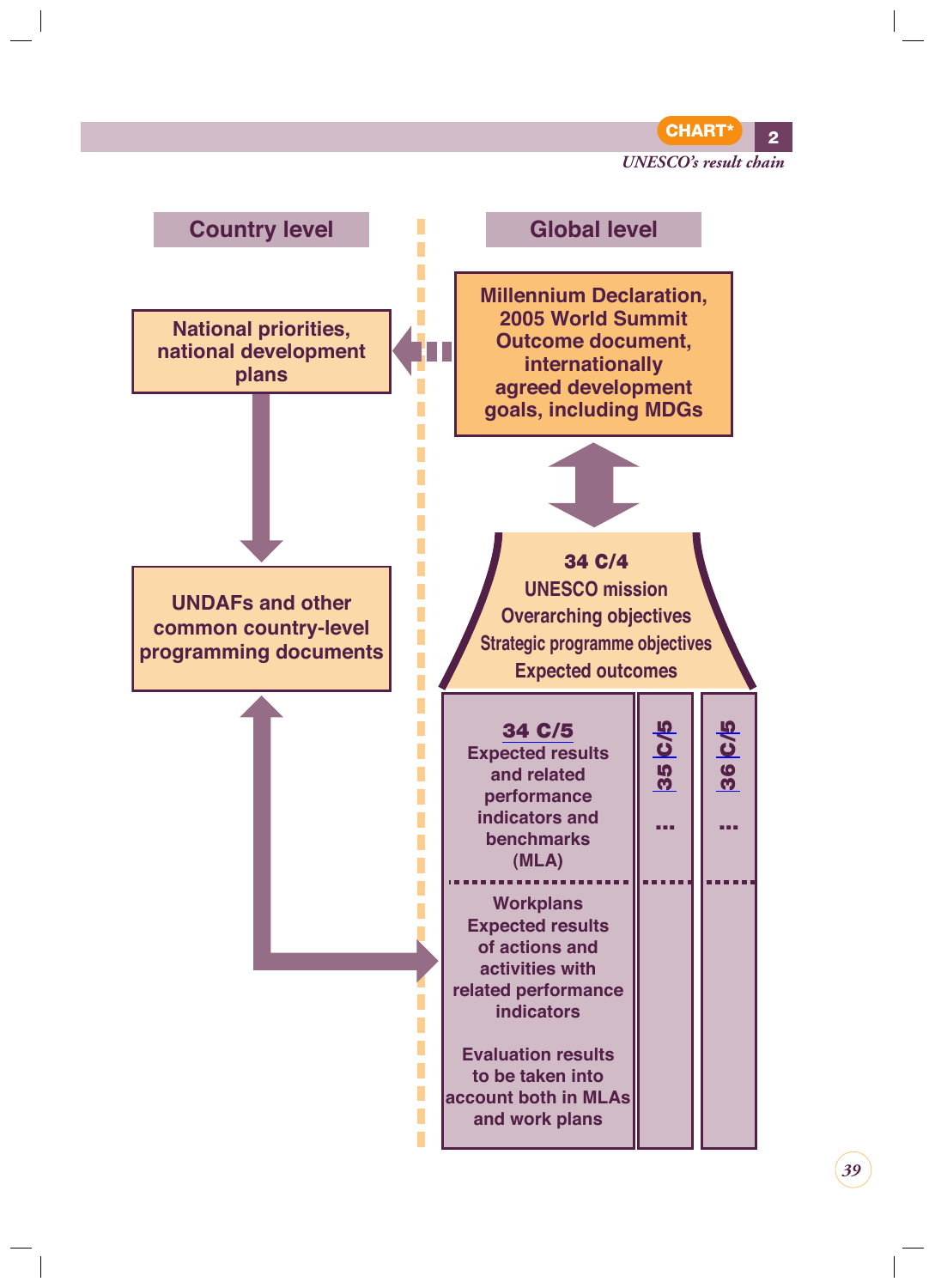CHART* 2

*UNESCO's result chain*

Country level

Global level

Millennium Declaration, 2005 World Summit Outcome document, internationally agreed development goals, including MDGs

National priorities, national development plans

UNDAFs and other common country-level programming documents

34 C/4
UNESCO mission
Overarching objectives
Strategic programme objectives
Expected outcomes

34 C/5
Expected results and related performance indicators and benchmarks (MLA)

Workplans
Expected results of actions and activities with related performance indicators

Evaluation results to be taken into account both in MLAs and work plans

35 C/5
...

36 C/5
...